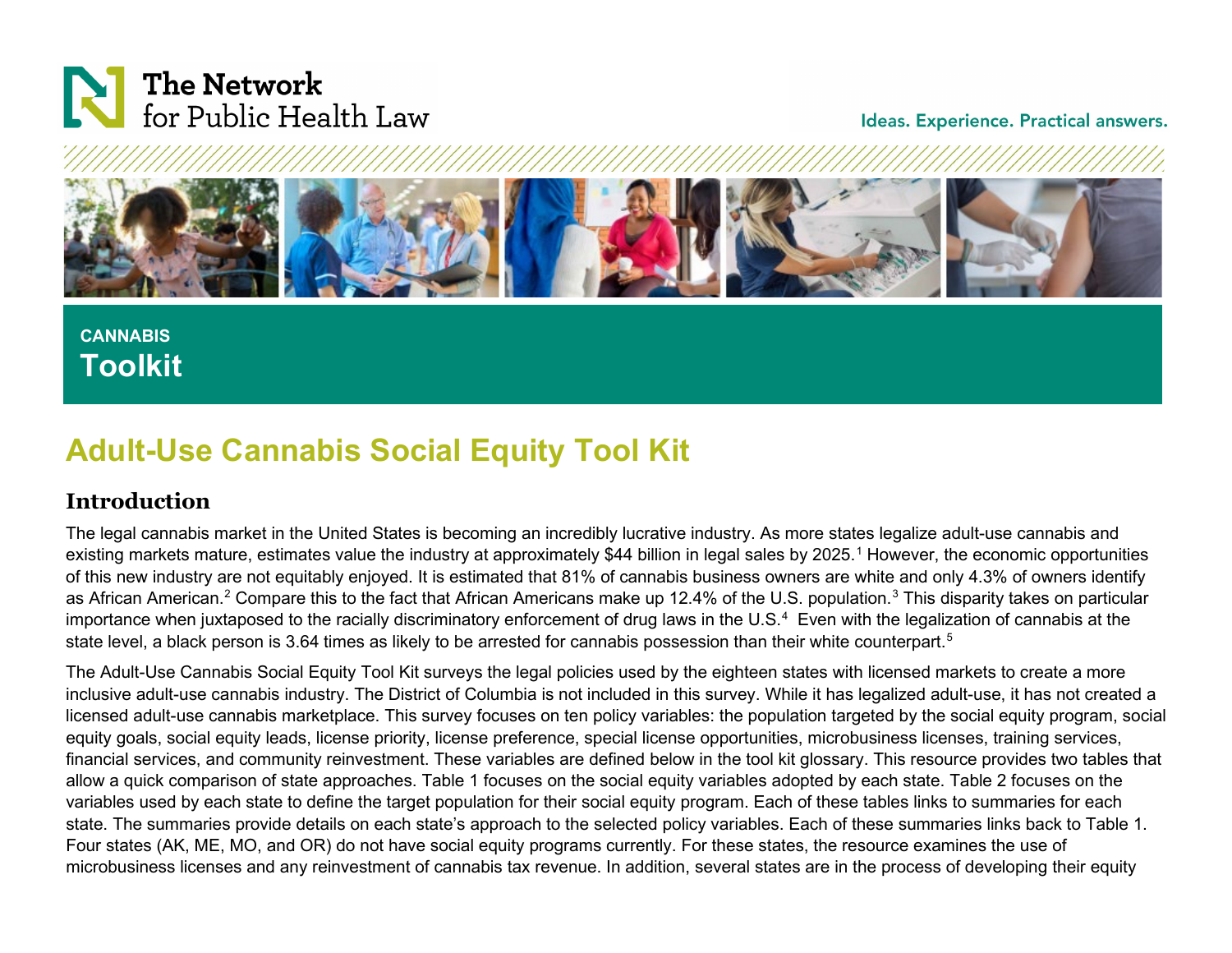The Network for Public Health Law

Ideas. Experience. Practical answers.

CANNABIS

**Toolkit**

# Adult-Use Cannabis Social Equity Tool Kit

## Introduction

The legal cannabis market in the United States is becoming an incredibly lucrative industry. As more states legalize adult-use cannabis and existing markets mature, estimates value the industry at approximately $44 billion in legal sales by 2025.[1] However, the economic opportunities of this new industry are not equitably enjoyed. It is estimated that 81% of cannabis business owners are white and only 4.3% of owners identify as African American.[2] Compare this to the fact that African Americans make up 12.4% of the U.S. population.[3] This disparity takes on particular importance when juxtaposed to the racially discriminatory enforcement of drug laws in the U.S.[4] Even with the legalization of cannabis at the state level, a black person is 3.64 times as likely to be arrested for cannabis possession than their white counterpart.[5]

The Adult-Use Cannabis Social Equity Tool Kit surveys the legal policies used by the eighteen states with licensed markets to create a more inclusive adult-use cannabis industry. The District of Columbia is not included in this survey. While it has legalized adult-use, it has not created a licensed adult-use cannabis marketplace. This survey focuses on ten policy variables: the population targeted by the social equity program, social equity goals, social equity leads, license priority, license preference, special license opportunities, microbusiness licenses, training services, financial services, and community reinvestment. These variables are defined below in the tool kit glossary. This resource provides two tables that allow a quick comparison of state approaches. Table 1 focuses on the social equity variables adopted by each state. Table 2 focuses on the variables used by each state to define the target population for their social equity program. Each of these tables links to summaries for each state. The summaries provide details on each state's approach to the selected policy variables. Each of these summaries links back to Table 1. Four states (AK, ME, MO, and OR) do not have social equity programs currently. For these states, the resource examines the use of microbusiness licenses and any reinvestment of cannabis tax revenue. In addition, several states are in the process of developing their equity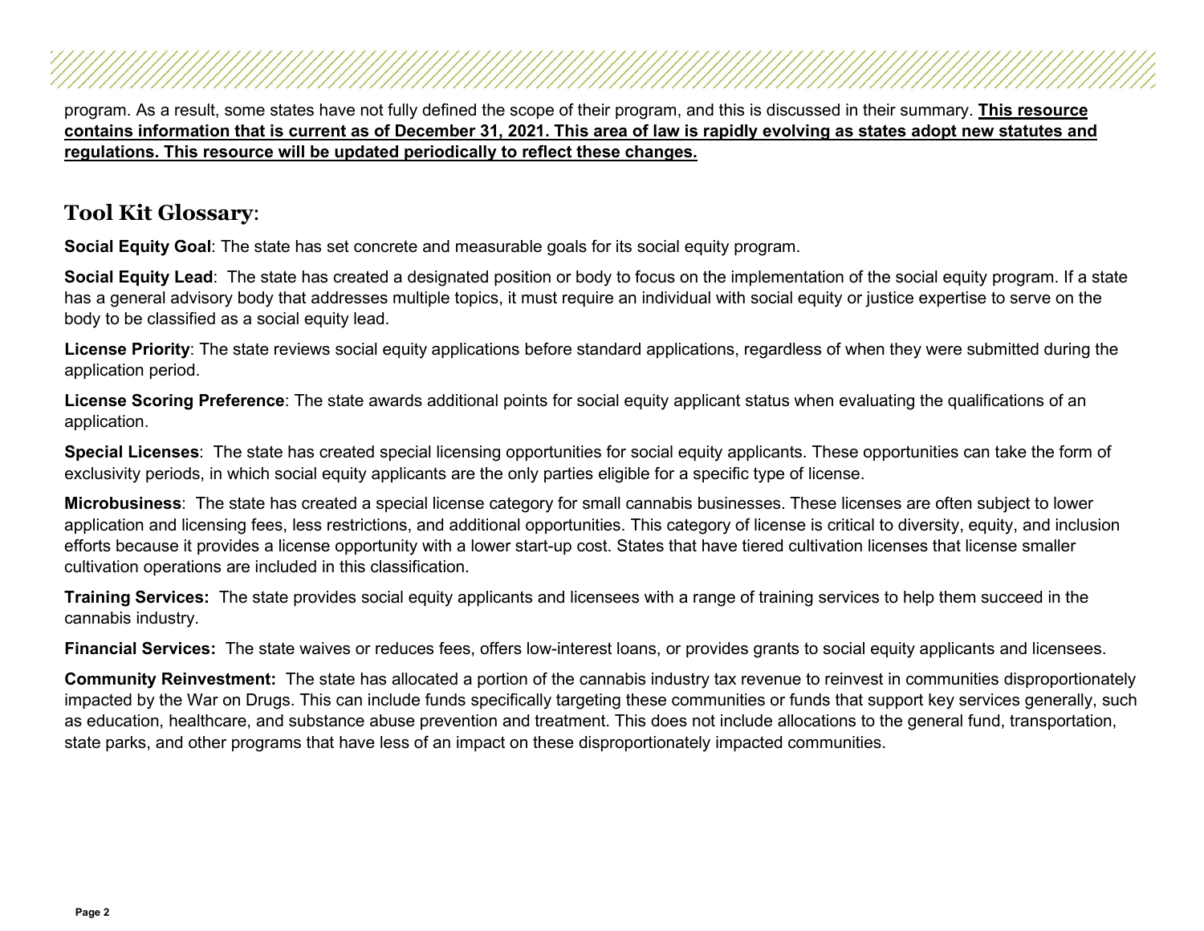program. As a result, some states have not fully defined the scope of their program, and this is discussed in their summary. **This resource contains information that is current as of December 31, 2021. This area of law is rapidly evolving as states adopt new statutes and regulations. This resource will be updated periodically to reflect these changes.**

## Tool Kit Glossary:

**Social Equity Goal**: The state has set concrete and measurable goals for its social equity program.

**Social Equity Lead**: The state has created a designated position or body to focus on the implementation of the social equity program. If a state has a general advisory body that addresses multiple topics, it must require an individual with social equity or justice expertise to serve on the body to be classified as a social equity lead.

**License Priority**: The state reviews social equity applications before standard applications, regardless of when they were submitted during the application period.

**License Scoring Preference**: The state awards additional points for social equity applicant status when evaluating the qualifications of an application.

**Special Licenses**: The state has created special licensing opportunities for social equity applicants. These opportunities can take the form of exclusivity periods, in which social equity applicants are the only parties eligible for a specific type of license.

**Microbusiness**: The state has created a special license category for small cannabis businesses. These licenses are often subject to lower application and licensing fees, less restrictions, and additional opportunities. This category of license is critical to diversity, equity, and inclusion efforts because it provides a license opportunity with a lower start-up cost. States that have tiered cultivation licenses that license smaller cultivation operations are included in this classification.

**Training Services:** The state provides social equity applicants and licensees with a range of training services to help them succeed in the cannabis industry.

**Financial Services:** The state waives or reduces fees, offers low-interest loans, or provides grants to social equity applicants and licensees.

**Community Reinvestment:** The state has allocated a portion of the cannabis industry tax revenue to reinvest in communities disproportionately impacted by the War on Drugs. This can include funds specifically targeting these communities or funds that support key services generally, such as education, healthcare, and substance abuse prevention and treatment. This does not include allocations to the general fund, transportation, state parks, and other programs that have less of an impact on these disproportionately impacted communities.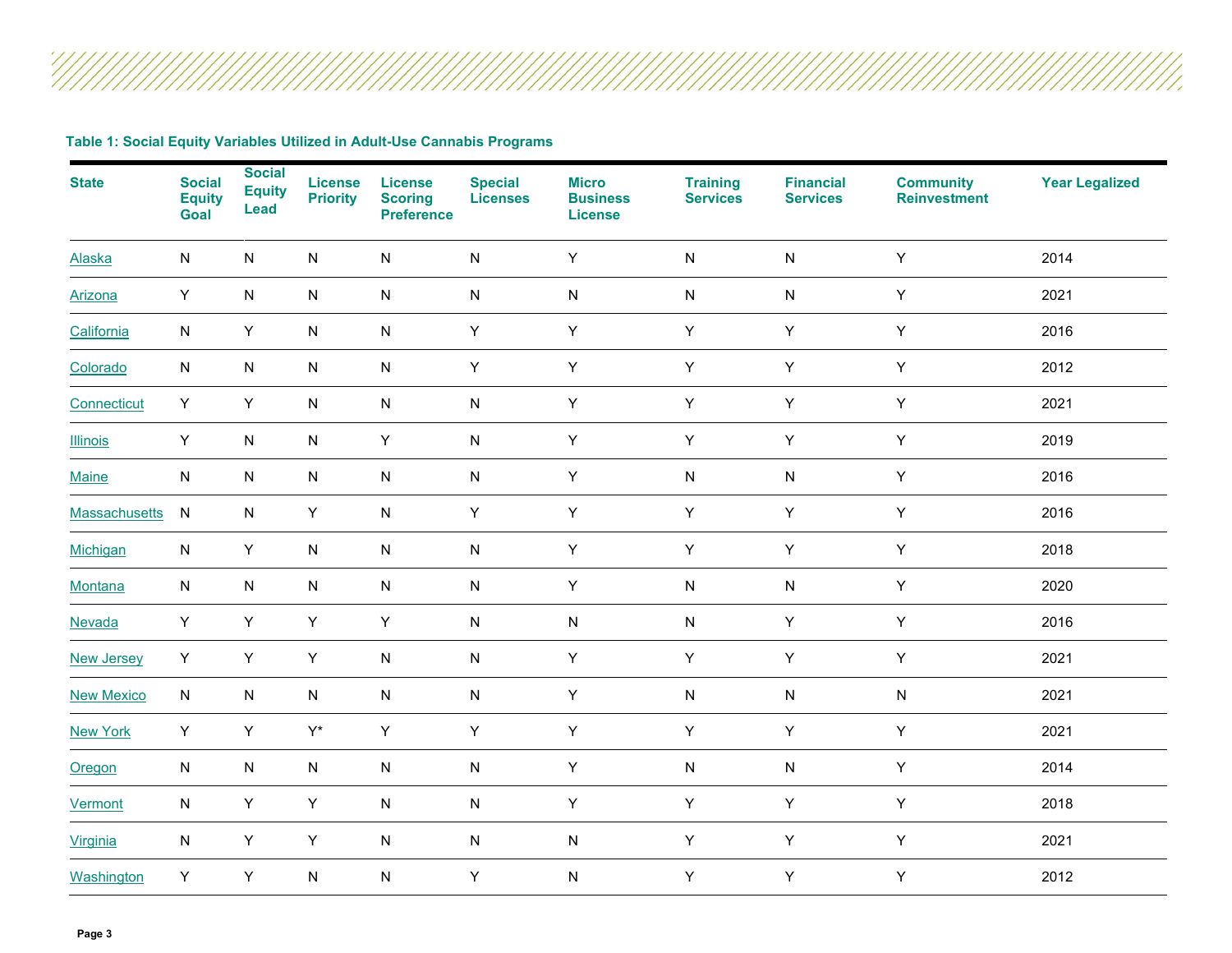**Table 1: Social Equity Variables Utilized in Adult-Use Cannabis Programs**

| State | Social Equity Goal | Social Equity Lead | License Priority | License Scoring Preference | Special Licenses | Micro Business License | Training Services | Financial Services | Community Reinvestment | Year Legalized |
|---|---|---|---|---|---|---|---|---|---|---|
| Alaska | N | N | N | N | N | Y | N | N | Y | 2014 |
| Arizona | Y | N | N | N | N | N | N | N | Y | 2021 |
| California | N | Y | N | N | Y | Y | Y | Y | Y | 2016 |
| Colorado | N | N | N | N | Y | Y | Y | Y | Y | 2012 |
| Connecticut | Y | Y | N | N | N | Y | Y | Y | Y | 2021 |
| Illinois | Y | N | N | Y | N | Y | Y | Y | Y | 2019 |
| Maine | N | N | N | N | N | Y | N | N | Y | 2016 |
| Massachusetts | N | N | Y | N | Y | Y | Y | Y | Y | 2016 |
| Michigan | N | Y | N | N | N | Y | Y | Y | Y | 2018 |
| Montana | N | N | N | N | N | Y | N | N | Y | 2020 |
| Nevada | Y | Y | Y | Y | N | N | N | Y | Y | 2016 |
| New Jersey | Y | Y | Y | N | N | Y | Y | Y | Y | 2021 |
| New Mexico | N | N | N | N | N | Y | N | N | N | 2021 |
| New York | Y | Y | Y* | Y | Y | Y | Y | Y | Y | 2021 |
| Oregon | N | N | N | N | N | Y | N | N | Y | 2014 |
| Vermont | N | Y | Y | N | N | Y | Y | Y | Y | 2018 |
| Virginia | N | Y | Y | N | N | N | Y | Y | Y | 2021 |
| Washington | Y | Y | N | N | Y | N | Y | Y | Y | 2012 |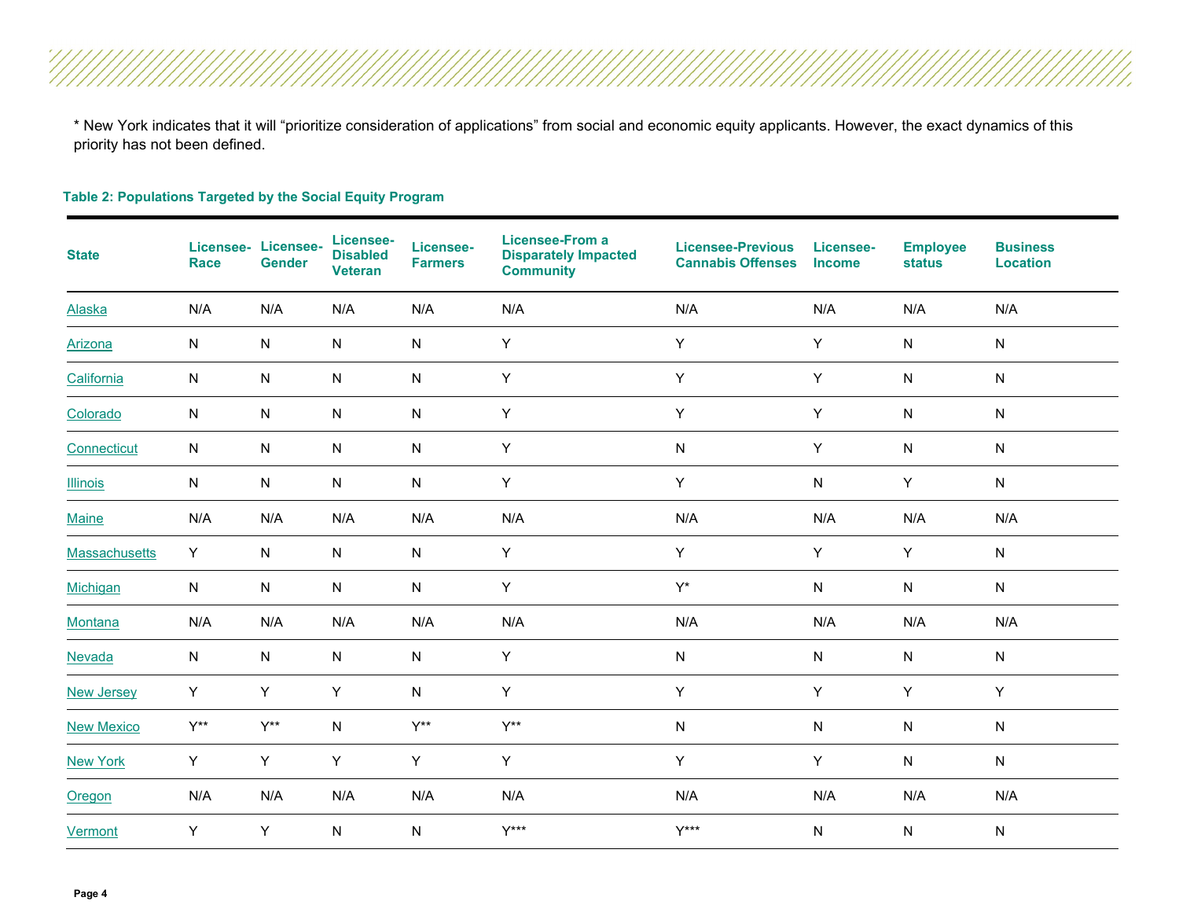* New York indicates that it will “prioritize consideration of applications” from social and economic equity applicants. However, the exact dynamics of this priority has not been defined.

**Table 2: Populations Targeted by the Social Equity Program**

| State | Licensee-Race | Licensee-Gender | Licensee-Disabled Veteran | Licensee-Farmers | Licensee-From a Disparately Impacted Community | Licensee-Previous Cannabis Offenses | Licensee-Income | Employee status | Business Location |
|---|---|---|---|---|---|---|---|---|---|
| Alaska | N/A | N/A | N/A | N/A | N/A | N/A | N/A | N/A | N/A |
| Arizona | N | N | N | N | Y | Y | Y | N | N |
| California | N | N | N | N | Y | Y | Y | N | N |
| Colorado | N | N | N | N | Y | Y | Y | N | N |
| Connecticut | N | N | N | N | Y | N | Y | N | N |
| Illinois | N | N | N | N | Y | Y | N | Y | N |
| Maine | N/A | N/A | N/A | N/A | N/A | N/A | N/A | N/A | N/A |
| Massachusetts | Y | N | N | N | Y | Y | Y | Y | N |
| Michigan | N | N | N | N | Y | Y* | N | N | N |
| Montana | N/A | N/A | N/A | N/A | N/A | N/A | N/A | N/A | N/A |
| Nevada | N | N | N | N | Y | N | N | N | N |
| New Jersey | Y | Y | Y | N | Y | Y | Y | Y | Y |
| New Mexico | Y** | Y** | N | Y** | Y** | N | N | N | N |
| New York | Y | Y | Y | Y | Y | Y | Y | N | N |
| Oregon | N/A | N/A | N/A | N/A | N/A | N/A | N/A | N/A | N/A |
| Vermont | Y | Y | N | N | Y*** | Y*** | N | N | N |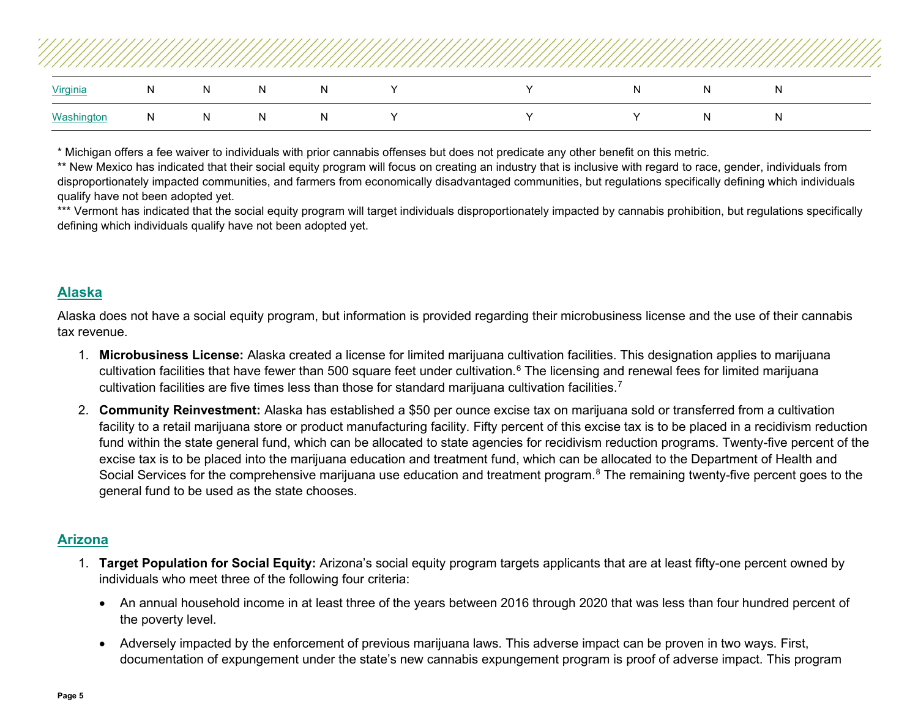| | | | | | | | | | |
|---|---|---|---|---|---|---|---|---|---|
| Virginia | N | N | N | N | Y | Y | N | N | N |
| Washington | N | N | N | N | Y | Y | Y | N | N |

* Michigan offers a fee waiver to individuals with prior cannabis offenses but does not predicate any other benefit on this metric.
** New Mexico has indicated that their social equity program will focus on creating an industry that is inclusive with regard to race, gender, individuals from disproportionately impacted communities, and farmers from economically disadvantaged communities, but regulations specifically defining which individuals qualify have not been adopted yet.
*** Vermont has indicated that the social equity program will target individuals disproportionately impacted by cannabis prohibition, but regulations specifically defining which individuals qualify have not been adopted yet.

## Alaska

Alaska does not have a social equity program, but information is provided regarding their microbusiness license and the use of their cannabis tax revenue.

1. **Microbusiness License:** Alaska created a license for limited marijuana cultivation facilities. This designation applies to marijuana cultivation facilities that have fewer than 500 square feet under cultivation.[6] The licensing and renewal fees for limited marijuana cultivation facilities are five times less than those for standard marijuana cultivation facilities.[7]
2. **Community Reinvestment:** Alaska has established a $50 per ounce excise tax on marijuana sold or transferred from a cultivation facility to a retail marijuana store or product manufacturing facility. Fifty percent of this excise tax is to be placed in a recidivism reduction fund within the state general fund, which can be allocated to state agencies for recidivism reduction programs. Twenty-five percent of the excise tax is to be placed into the marijuana education and treatment fund, which can be allocated to the Department of Health and Social Services for the comprehensive marijuana use education and treatment program.[8] The remaining twenty-five percent goes to the general fund to be used as the state chooses.

## Arizona

1. **Target Population for Social Equity:** Arizona's social equity program targets applicants that are at least fifty-one percent owned by individuals who meet three of the following four criteria:
   - An annual household income in at least three of the years between 2016 through 2020 that was less than four hundred percent of the poverty level.
   - Adversely impacted by the enforcement of previous marijuana laws. This adverse impact can be proven in two ways. First, documentation of expungement under the state's new cannabis expungement program is proof of adverse impact. This program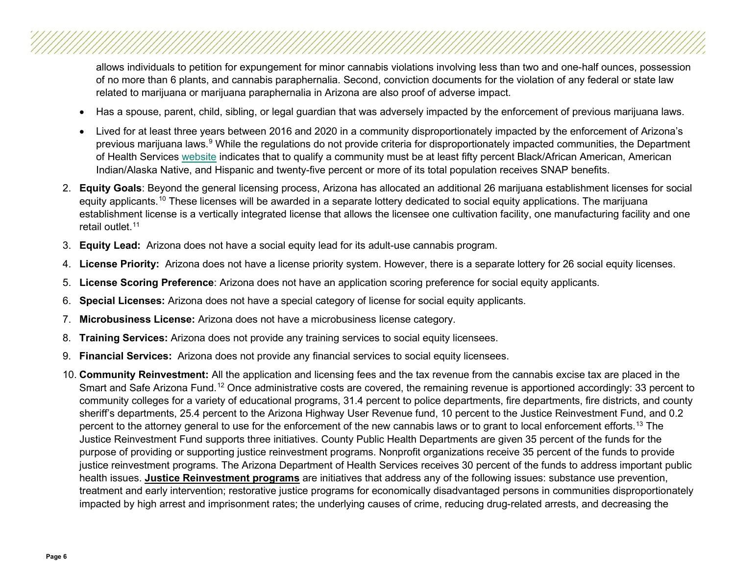allows individuals to petition for expungement for minor cannabis violations involving less than two and one-half ounces, possession of no more than 6 plants, and cannabis paraphernalia. Second, conviction documents for the violation of any federal or state law related to marijuana or marijuana paraphernalia in Arizona are also proof of adverse impact.

- Has a spouse, parent, child, sibling, or legal guardian that was adversely impacted by the enforcement of previous marijuana laws.
- Lived for at least three years between 2016 and 2020 in a community disproportionately impacted by the enforcement of Arizona's previous marijuana laws.[9] While the regulations do not provide criteria for disproportionately impacted communities, the Department of Health Services website indicates that to qualify a community must be at least fifty percent Black/African American, American Indian/Alaska Native, and Hispanic and twenty-five percent or more of its total population receives SNAP benefits.

2. **Equity Goals**: Beyond the general licensing process, Arizona has allocated an additional 26 marijuana establishment licenses for social equity applicants.[10] These licenses will be awarded in a separate lottery dedicated to social equity applications. The marijuana establishment license is a vertically integrated license that allows the licensee one cultivation facility, one manufacturing facility and one retail outlet.[11]
3. **Equity Lead:** Arizona does not have a social equity lead for its adult-use cannabis program.
4. **License Priority:** Arizona does not have a license priority system. However, there is a separate lottery for 26 social equity licenses.
5. **License Scoring Preference**: Arizona does not have an application scoring preference for social equity applicants.
6. **Special Licenses:** Arizona does not have a special category of license for social equity applicants.
7. **Microbusiness License:** Arizona does not have a microbusiness license category.
8. **Training Services:** Arizona does not provide any training services to social equity licensees.
9. **Financial Services:** Arizona does not provide any financial services to social equity licensees.
10. **Community Reinvestment:** All the application and licensing fees and the tax revenue from the cannabis excise tax are placed in the Smart and Safe Arizona Fund.[12] Once administrative costs are covered, the remaining revenue is apportioned accordingly: 33 percent to community colleges for a variety of educational programs, 31.4 percent to police departments, fire departments, fire districts, and county sheriff's departments, 25.4 percent to the Arizona Highway User Revenue fund, 10 percent to the Justice Reinvestment Fund, and 0.2 percent to the attorney general to use for the enforcement of the new cannabis laws or to grant to local enforcement efforts.[13] The Justice Reinvestment Fund supports three initiatives. County Public Health Departments are given 35 percent of the funds for the purpose of providing or supporting justice reinvestment programs. Nonprofit organizations receive 35 percent of the funds to provide justice reinvestment programs. The Arizona Department of Health Services receives 30 percent of the funds to address important public health issues. **Justice Reinvestment programs** are initiatives that address any of the following issues: substance use prevention, treatment and early intervention; restorative justice programs for economically disadvantaged persons in communities disproportionately impacted by high arrest and imprisonment rates; the underlying causes of crime, reducing drug-related arrests, and decreasing the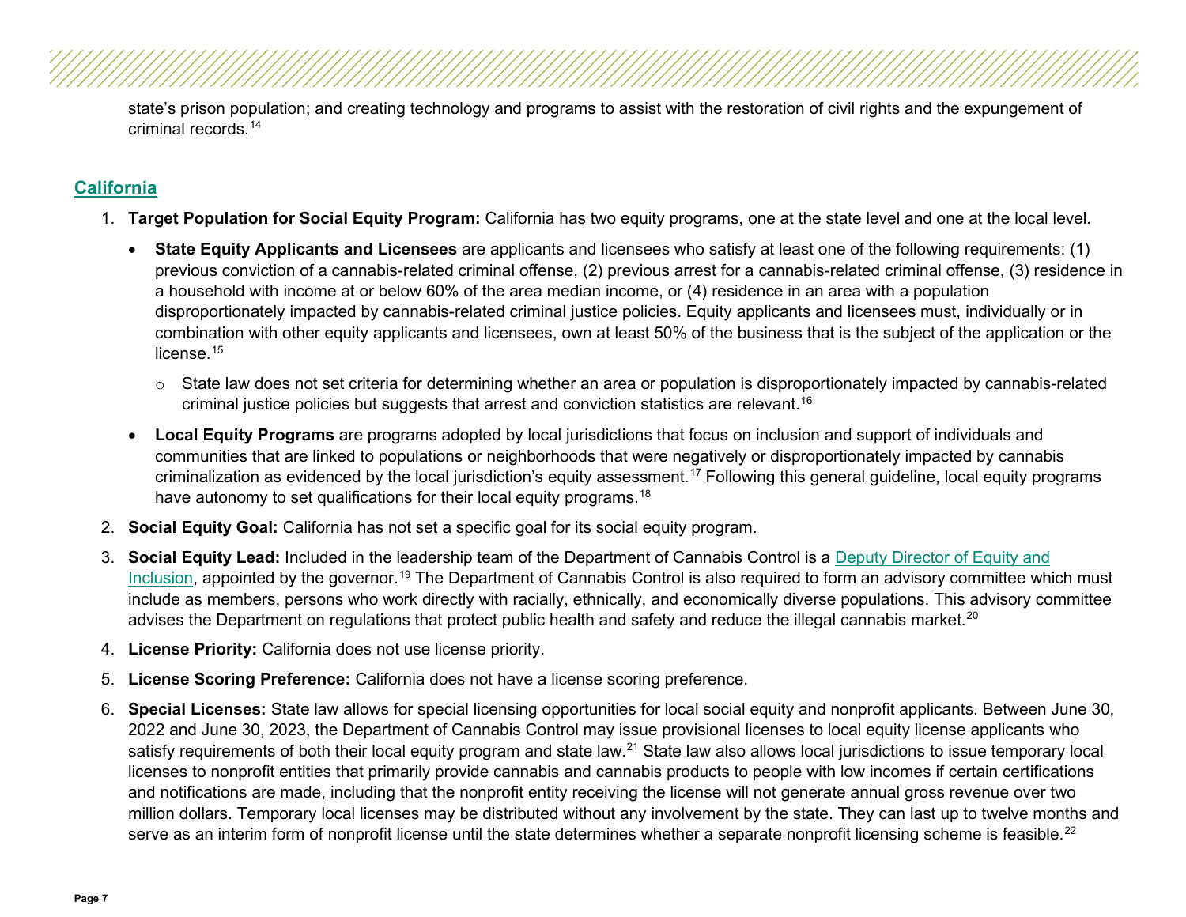state's prison population; and creating technology and programs to assist with the restoration of civil rights and the expungement of criminal records.[14]

## California

1. **Target Population for Social Equity Program:** California has two equity programs, one at the state level and one at the local level.

   - **State Equity Applicants and Licensees** are applicants and licensees who satisfy at least one of the following requirements: (1) previous conviction of a cannabis-related criminal offense, (2) previous arrest for a cannabis-related criminal offense, (3) residence in a household with income at or below 60% of the area median income, or (4) residence in an area with a population disproportionately impacted by cannabis-related criminal justice policies. Equity applicants and licensees must, individually or in combination with other equity applicants and licensees, own at least 50% of the business that is the subject of the application or the license.[15]
     - State law does not set criteria for determining whether an area or population is disproportionately impacted by cannabis-related criminal justice policies but suggests that arrest and conviction statistics are relevant.[16]
   - **Local Equity Programs** are programs adopted by local jurisdictions that focus on inclusion and support of individuals and communities that are linked to populations or neighborhoods that were negatively or disproportionately impacted by cannabis criminalization as evidenced by the local jurisdiction's equity assessment.[17] Following this general guideline, local equity programs have autonomy to set qualifications for their local equity programs.[18]

2. **Social Equity Goal:** California has not set a specific goal for its social equity program.

3. **Social Equity Lead:** Included in the leadership team of the Department of Cannabis Control is a Deputy Director of Equity and Inclusion, appointed by the governor.[19] The Department of Cannabis Control is also required to form an advisory committee which must include as members, persons who work directly with racially, ethnically, and economically diverse populations. This advisory committee advises the Department on regulations that protect public health and safety and reduce the illegal cannabis market.[20]

4. **License Priority:** California does not use license priority.

5. **License Scoring Preference:** California does not have a license scoring preference.

6. **Special Licenses:** State law allows for special licensing opportunities for local social equity and nonprofit applicants. Between June 30, 2022 and June 30, 2023, the Department of Cannabis Control may issue provisional licenses to local equity license applicants who satisfy requirements of both their local equity program and state law.[21] State law also allows local jurisdictions to issue temporary local licenses to nonprofit entities that primarily provide cannabis and cannabis products to people with low incomes if certain certifications and notifications are made, including that the nonprofit entity receiving the license will not generate annual gross revenue over two million dollars. Temporary local licenses may be distributed without any involvement by the state. They can last up to twelve months and serve as an interim form of nonprofit license until the state determines whether a separate nonprofit licensing scheme is feasible.[22]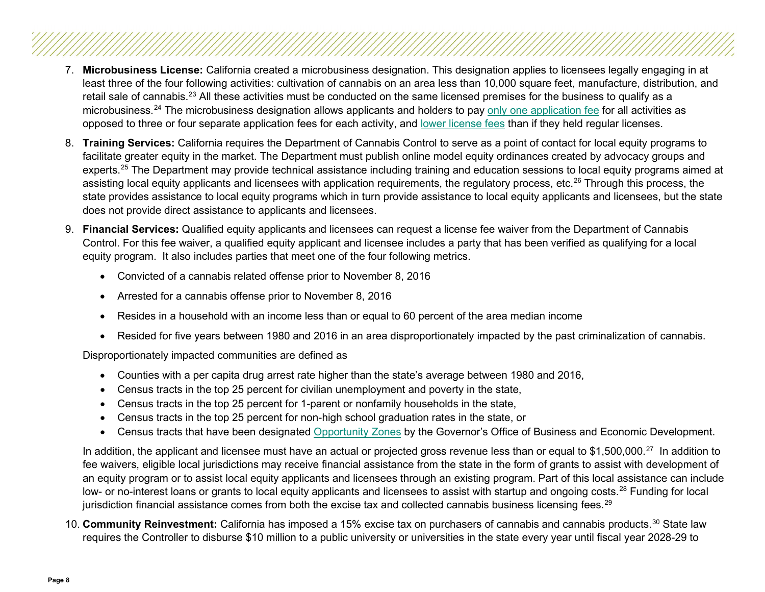7. **Microbusiness License:** California created a microbusiness designation. This designation applies to licensees legally engaging in at least three of the four following activities: cultivation of cannabis on an area less than 10,000 square feet, manufacture, distribution, and retail sale of cannabis.[23] All these activities must be conducted on the same licensed premises for the business to qualify as a microbusiness.[24] The microbusiness designation allows applicants and holders to pay only one application fee for all activities as opposed to three or four separate application fees for each activity, and lower license fees than if they held regular licenses.

8. **Training Services:** California requires the Department of Cannabis Control to serve as a point of contact for local equity programs to facilitate greater equity in the market. The Department must publish online model equity ordinances created by advocacy groups and experts.[25] The Department may provide technical assistance including training and education sessions to local equity programs aimed at assisting local equity applicants and licensees with application requirements, the regulatory process, etc.[26] Through this process, the state provides assistance to local equity programs which in turn provide assistance to local equity applicants and licensees, but the state does not provide direct assistance to applicants and licensees.

9. **Financial Services:** Qualified equity applicants and licensees can request a license fee waiver from the Department of Cannabis Control. For this fee waiver, a qualified equity applicant and licensee includes a party that has been verified as qualifying for a local equity program. It also includes parties that meet one of the four following metrics.

    - Convicted of a cannabis related offense prior to November 8, 2016
    - Arrested for a cannabis offense prior to November 8, 2016
    - Resides in a household with an income less than or equal to 60 percent of the area median income
    - Resided for five years between 1980 and 2016 in an area disproportionately impacted by the past criminalization of cannabis.

    Disproportionately impacted communities are defined as

    - Counties with a per capita drug arrest rate higher than the state's average between 1980 and 2016,
    - Census tracts in the top 25 percent for civilian unemployment and poverty in the state,
    - Census tracts in the top 25 percent for 1-parent or nonfamily households in the state,
    - Census tracts in the top 25 percent for non-high school graduation rates in the state, or
    - Census tracts that have been designated Opportunity Zones by the Governor's Office of Business and Economic Development.

    In addition, the applicant and licensee must have an actual or projected gross revenue less than or equal to $1,500,000.[27] In addition to fee waivers, eligible local jurisdictions may receive financial assistance from the state in the form of grants to assist with development of an equity program or to assist local equity applicants and licensees through an existing program. Part of this local assistance can include low- or no-interest loans or grants to local equity applicants and licensees to assist with startup and ongoing costs.[28] Funding for local jurisdiction financial assistance comes from both the excise tax and collected cannabis business licensing fees.[29]

10. **Community Reinvestment:** California has imposed a 15% excise tax on purchasers of cannabis and cannabis products.[30] State law requires the Controller to disburse $10 million to a public university or universities in the state every year until fiscal year 2028-29 to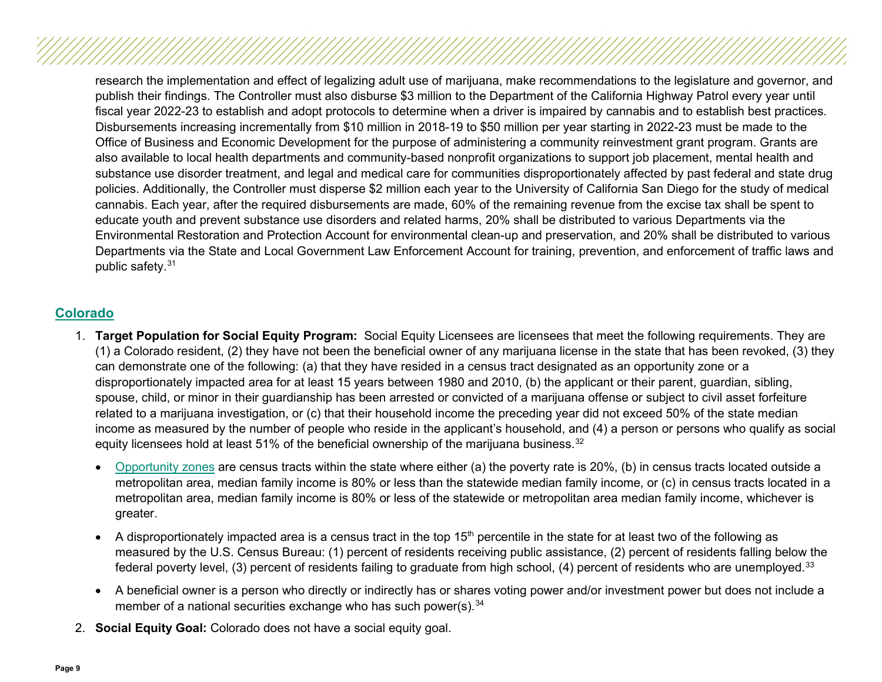research the implementation and effect of legalizing adult use of marijuana, make recommendations to the legislature and governor, and publish their findings. The Controller must also disburse $3 million to the Department of the California Highway Patrol every year until fiscal year 2022-23 to establish and adopt protocols to determine when a driver is impaired by cannabis and to establish best practices. Disbursements increasing incrementally from $10 million in 2018-19 to $50 million per year starting in 2022-23 must be made to the Office of Business and Economic Development for the purpose of administering a community reinvestment grant program. Grants are also available to local health departments and community-based nonprofit organizations to support job placement, mental health and substance use disorder treatment, and legal and medical care for communities disproportionately affected by past federal and state drug policies. Additionally, the Controller must disperse $2 million each year to the University of California San Diego for the study of medical cannabis. Each year, after the required disbursements are made, 60% of the remaining revenue from the excise tax shall be spent to educate youth and prevent substance use disorders and related harms, 20% shall be distributed to various Departments via the Environmental Restoration and Protection Account for environmental clean-up and preservation, and 20% shall be distributed to various Departments via the State and Local Government Law Enforcement Account for training, prevention, and enforcement of traffic laws and public safety.[31]

## Colorado

1. **Target Population for Social Equity Program:** Social Equity Licensees are licensees that meet the following requirements. They are (1) a Colorado resident, (2) they have not been the beneficial owner of any marijuana license in the state that has been revoked, (3) they can demonstrate one of the following: (a) that they have resided in a census tract designated as an opportunity zone or a disproportionately impacted area for at least 15 years between 1980 and 2010, (b) the applicant or their parent, guardian, sibling, spouse, child, or minor in their guardianship has been arrested or convicted of a marijuana offense or subject to civil asset forfeiture related to a marijuana investigation, or (c) that their household income the preceding year did not exceed 50% of the state median income as measured by the number of people who reside in the applicant's household, and (4) a person or persons who qualify as social equity licensees hold at least 51% of the beneficial ownership of the marijuana business.[32]

   - Opportunity zones are census tracts within the state where either (a) the poverty rate is 20%, (b) in census tracts located outside a metropolitan area, median family income is 80% or less than the statewide median family income, or (c) in census tracts located in a metropolitan area, median family income is 80% or less of the statewide or metropolitan area median family income, whichever is greater.
   - A disproportionately impacted area is a census tract in the top 15th percentile in the state for at least two of the following as measured by the U.S. Census Bureau: (1) percent of residents receiving public assistance, (2) percent of residents falling below the federal poverty level, (3) percent of residents failing to graduate from high school, (4) percent of residents who are unemployed.[33]
   - A beneficial owner is a person who directly or indirectly has or shares voting power and/or investment power but does not include a member of a national securities exchange who has such power(s).[34]

2. **Social Equity Goal:** Colorado does not have a social equity goal.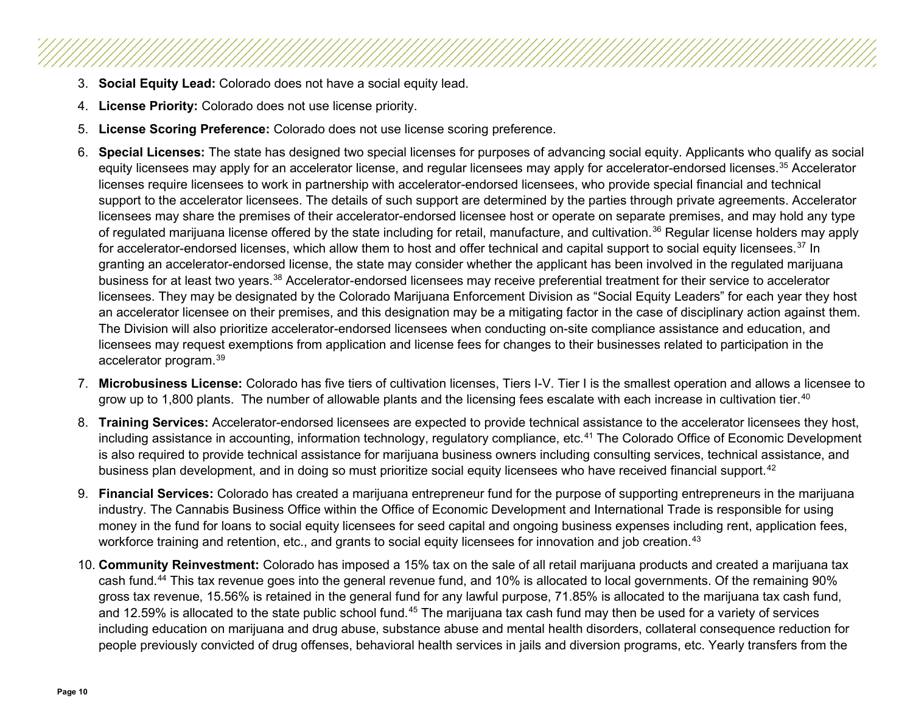3. **Social Equity Lead:** Colorado does not have a social equity lead.
4. **License Priority:** Colorado does not use license priority.
5. **License Scoring Preference:** Colorado does not use license scoring preference.
6. **Special Licenses:** The state has designed two special licenses for purposes of advancing social equity. Applicants who qualify as social equity licensees may apply for an accelerator license, and regular licensees may apply for accelerator-endorsed licenses.[35] Accelerator licenses require licensees to work in partnership with accelerator-endorsed licensees, who provide special financial and technical support to the accelerator licensees. The details of such support are determined by the parties through private agreements. Accelerator licensees may share the premises of their accelerator-endorsed licensee host or operate on separate premises, and may hold any type of regulated marijuana license offered by the state including for retail, manufacture, and cultivation.[36] Regular license holders may apply for accelerator-endorsed licenses, which allow them to host and offer technical and capital support to social equity licensees.[37] In granting an accelerator-endorsed license, the state may consider whether the applicant has been involved in the regulated marijuana business for at least two years.[38] Accelerator-endorsed licensees may receive preferential treatment for their service to accelerator licensees. They may be designated by the Colorado Marijuana Enforcement Division as "Social Equity Leaders" for each year they host an accelerator licensee on their premises, and this designation may be a mitigating factor in the case of disciplinary action against them. The Division will also prioritize accelerator-endorsed licensees when conducting on-site compliance assistance and education, and licensees may request exemptions from application and license fees for changes to their businesses related to participation in the accelerator program.[39]
7. **Microbusiness License:** Colorado has five tiers of cultivation licenses, Tiers I-V. Tier I is the smallest operation and allows a licensee to grow up to 1,800 plants. The number of allowable plants and the licensing fees escalate with each increase in cultivation tier.[40]
8. **Training Services:** Accelerator-endorsed licensees are expected to provide technical assistance to the accelerator licensees they host, including assistance in accounting, information technology, regulatory compliance, etc.[41] The Colorado Office of Economic Development is also required to provide technical assistance for marijuana business owners including consulting services, technical assistance, and business plan development, and in doing so must prioritize social equity licensees who have received financial support.[42]
9. **Financial Services:** Colorado has created a marijuana entrepreneur fund for the purpose of supporting entrepreneurs in the marijuana industry. The Cannabis Business Office within the Office of Economic Development and International Trade is responsible for using money in the fund for loans to social equity licensees for seed capital and ongoing business expenses including rent, application fees, workforce training and retention, etc., and grants to social equity licensees for innovation and job creation.[43]
10. **Community Reinvestment:** Colorado has imposed a 15% tax on the sale of all retail marijuana products and created a marijuana tax cash fund.[44] This tax revenue goes into the general revenue fund, and 10% is allocated to local governments. Of the remaining 90% gross tax revenue, 15.56% is retained in the general fund for any lawful purpose, 71.85% is allocated to the marijuana tax cash fund, and 12.59% is allocated to the state public school fund.[45] The marijuana tax cash fund may then be used for a variety of services including education on marijuana and drug abuse, substance abuse and mental health disorders, collateral consequence reduction for people previously convicted of drug offenses, behavioral health services in jails and diversion programs, etc. Yearly transfers from the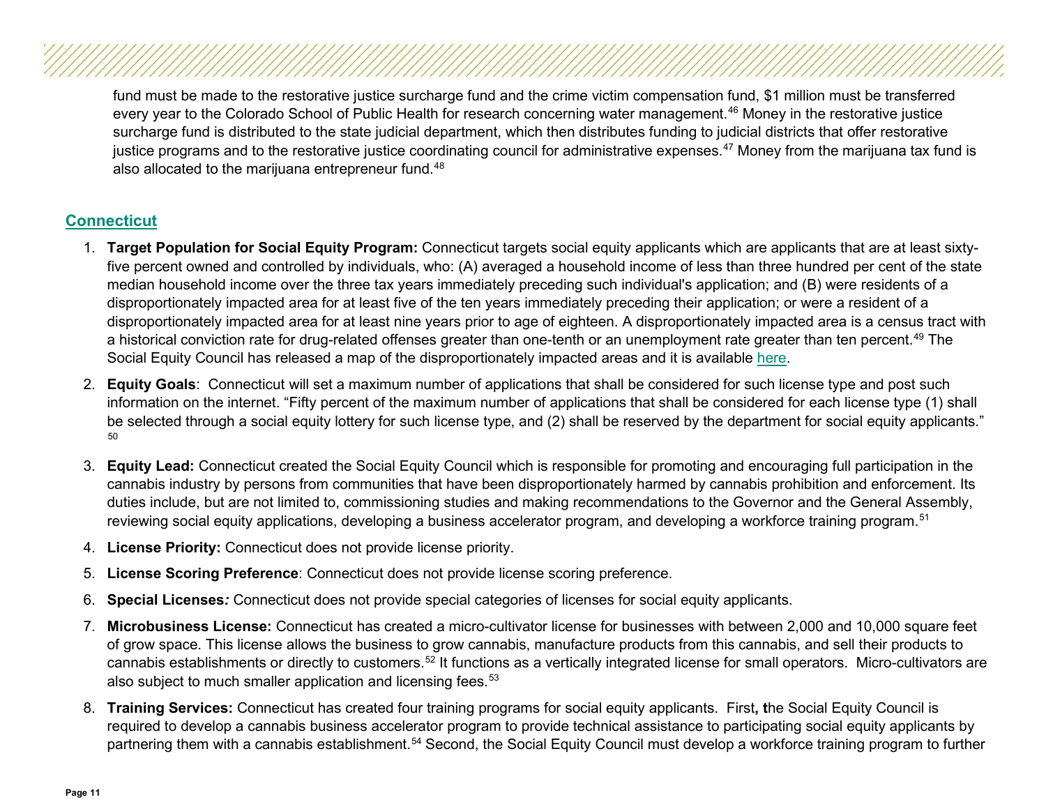fund must be made to the restorative justice surcharge fund and the crime victim compensation fund, $1 million must be transferred every year to the Colorado School of Public Health for research concerning water management.[46] Money in the restorative justice surcharge fund is distributed to the state judicial department, which then distributes funding to judicial districts that offer restorative justice programs and to the restorative justice coordinating council for administrative expenses.[47] Money from the marijuana tax fund is also allocated to the marijuana entrepreneur fund.[48]

## Connecticut

1. **Target Population for Social Equity Program:** Connecticut targets social equity applicants which are applicants that are at least sixty-five percent owned and controlled by individuals, who: (A) averaged a household income of less than three hundred per cent of the state median household income over the three tax years immediately preceding such individual's application; and (B) were residents of a disproportionately impacted area for at least five of the ten years immediately preceding their application; or were a resident of a disproportionately impacted area for at least nine years prior to age of eighteen. A disproportionately impacted area is a census tract with a historical conviction rate for drug-related offenses greater than one-tenth or an unemployment rate greater than ten percent.[49] The Social Equity Council has released a map of the disproportionately impacted areas and it is available here.
2. **Equity Goals**: Connecticut will set a maximum number of applications that shall be considered for such license type and post such information on the internet. "Fifty percent of the maximum number of applications that shall be considered for each license type (1) shall be selected through a social equity lottery for such license type, and (2) shall be reserved by the department for social equity applicants."[50]
3. **Equity Lead:** Connecticut created the Social Equity Council which is responsible for promoting and encouraging full participation in the cannabis industry by persons from communities that have been disproportionately harmed by cannabis prohibition and enforcement. Its duties include, but are not limited to, commissioning studies and making recommendations to the Governor and the General Assembly, reviewing social equity applications, developing a business accelerator program, and developing a workforce training program.[51]
4. **License Priority:** Connecticut does not provide license priority.
5. **License Scoring Preference**: Connecticut does not provide license scoring preference.
6. **Special Licenses***:* Connecticut does not provide special categories of licenses for social equity applicants.
7. **Microbusiness License:** Connecticut has created a micro-cultivator license for businesses with between 2,000 and 10,000 square feet of grow space. This license allows the business to grow cannabis, manufacture products from this cannabis, and sell their products to cannabis establishments or directly to customers.[52] It functions as a vertically integrated license for small operators. Micro-cultivators are also subject to much smaller application and licensing fees.[53]
8. **Training Services:** Connecticut has created four training programs for social equity applicants. First, the Social Equity Council is required to develop a cannabis business accelerator program to provide technical assistance to participating social equity applicants by partnering them with a cannabis establishment.[54] Second, the Social Equity Council must develop a workforce training program to further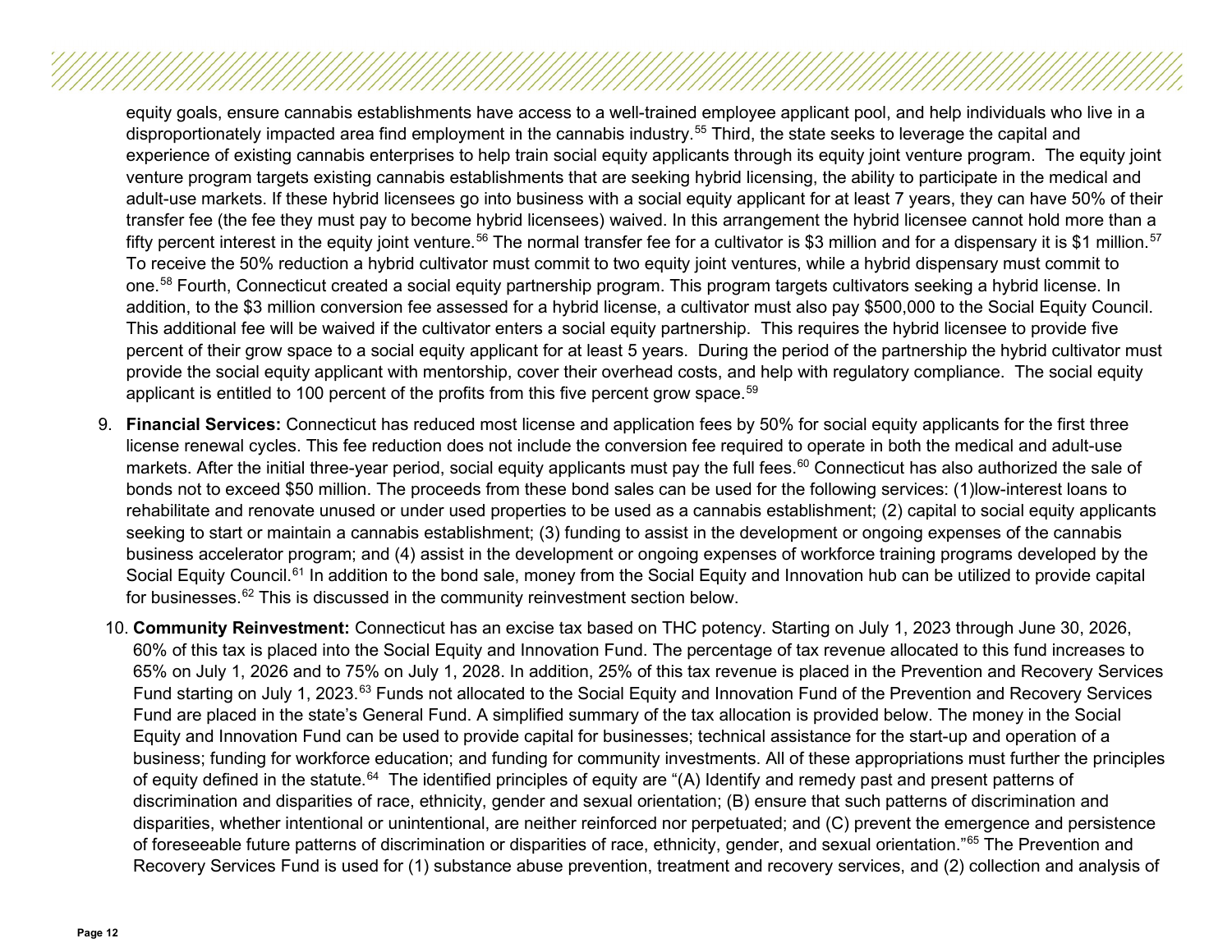equity goals, ensure cannabis establishments have access to a well-trained employee applicant pool, and help individuals who live in a disproportionately impacted area find employment in the cannabis industry.[55] Third, the state seeks to leverage the capital and experience of existing cannabis enterprises to help train social equity applicants through its equity joint venture program. The equity joint venture program targets existing cannabis establishments that are seeking hybrid licensing, the ability to participate in the medical and adult-use markets. If these hybrid licensees go into business with a social equity applicant for at least 7 years, they can have 50% of their transfer fee (the fee they must pay to become hybrid licensees) waived. In this arrangement the hybrid licensee cannot hold more than a fifty percent interest in the equity joint venture.[56] The normal transfer fee for a cultivator is $3 million and for a dispensary it is $1 million.[57] To receive the 50% reduction a hybrid cultivator must commit to two equity joint ventures, while a hybrid dispensary must commit to one.[58] Fourth, Connecticut created a social equity partnership program. This program targets cultivators seeking a hybrid license. In addition, to the $3 million conversion fee assessed for a hybrid license, a cultivator must also pay $500,000 to the Social Equity Council. This additional fee will be waived if the cultivator enters a social equity partnership. This requires the hybrid licensee to provide five percent of their grow space to a social equity applicant for at least 5 years. During the period of the partnership the hybrid cultivator must provide the social equity applicant with mentorship, cover their overhead costs, and help with regulatory compliance. The social equity applicant is entitled to 100 percent of the profits from this five percent grow space.[59]

9. **Financial Services:** Connecticut has reduced most license and application fees by 50% for social equity applicants for the first three license renewal cycles. This fee reduction does not include the conversion fee required to operate in both the medical and adult-use markets. After the initial three-year period, social equity applicants must pay the full fees.[60] Connecticut has also authorized the sale of bonds not to exceed $50 million. The proceeds from these bond sales can be used for the following services: (1)low-interest loans to rehabilitate and renovate unused or under used properties to be used as a cannabis establishment; (2) capital to social equity applicants seeking to start or maintain a cannabis establishment; (3) funding to assist in the development or ongoing expenses of the cannabis business accelerator program; and (4) assist in the development or ongoing expenses of workforce training programs developed by the Social Equity Council.[61] In addition to the bond sale, money from the Social Equity and Innovation hub can be utilized to provide capital for businesses.[62] This is discussed in the community reinvestment section below.

10. **Community Reinvestment:** Connecticut has an excise tax based on THC potency. Starting on July 1, 2023 through June 30, 2026, 60% of this tax is placed into the Social Equity and Innovation Fund. The percentage of tax revenue allocated to this fund increases to 65% on July 1, 2026 and to 75% on July 1, 2028. In addition, 25% of this tax revenue is placed in the Prevention and Recovery Services Fund starting on July 1, 2023.[63] Funds not allocated to the Social Equity and Innovation Fund of the Prevention and Recovery Services Fund are placed in the state's General Fund. A simplified summary of the tax allocation is provided below. The money in the Social Equity and Innovation Fund can be used to provide capital for businesses; technical assistance for the start-up and operation of a business; funding for workforce education; and funding for community investments. All of these appropriations must further the principles of equity defined in the statute.[64] The identified principles of equity are "(A) Identify and remedy past and present patterns of discrimination and disparities of race, ethnicity, gender and sexual orientation; (B) ensure that such patterns of discrimination and disparities, whether intentional or unintentional, are neither reinforced nor perpetuated; and (C) prevent the emergence and persistence of foreseeable future patterns of discrimination or disparities of race, ethnicity, gender, and sexual orientation."[65] The Prevention and Recovery Services Fund is used for (1) substance abuse prevention, treatment and recovery services, and (2) collection and analysis of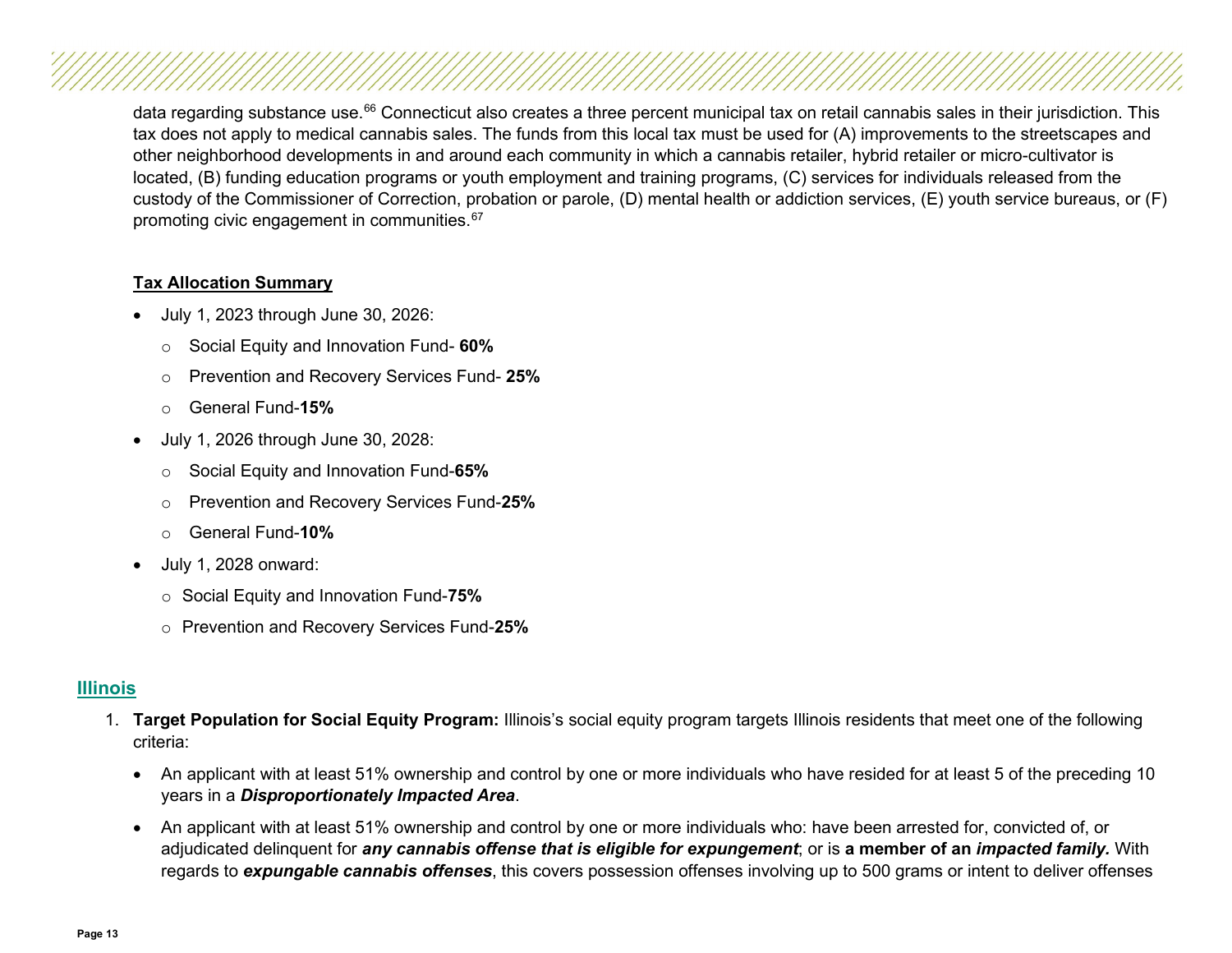data regarding substance use.[66] Connecticut also creates a three percent municipal tax on retail cannabis sales in their jurisdiction. This tax does not apply to medical cannabis sales. The funds from this local tax must be used for (A) improvements to the streetscapes and other neighborhood developments in and around each community in which a cannabis retailer, hybrid retailer or micro-cultivator is located, (B) funding education programs or youth employment and training programs, (C) services for individuals released from the custody of the Commissioner of Correction, probation or parole, (D) mental health or addiction services, (E) youth service bureaus, or (F) promoting civic engagement in communities.[67]

**Tax Allocation Summary**

- July 1, 2023 through June 30, 2026:
  - Social Equity and Innovation Fund- **60%**
  - Prevention and Recovery Services Fund- **25%**
  - General Fund-**15%**
- July 1, 2026 through June 30, 2028:
  - Social Equity and Innovation Fund-**65%**
  - Prevention and Recovery Services Fund-**25%**
  - General Fund-**10%**
- July 1, 2028 onward:
  - Social Equity and Innovation Fund-**75%**
  - Prevention and Recovery Services Fund-**25%**

## Illinois

1. **Target Population for Social Equity Program:** Illinois's social equity program targets Illinois residents that meet one of the following criteria:
   - An applicant with at least 51% ownership and control by one or more individuals who have resided for at least 5 of the preceding 10 years in a ***Disproportionately Impacted Area***.
   - An applicant with at least 51% ownership and control by one or more individuals who: have been arrested for, convicted of, or adjudicated delinquent for ***any cannabis offense that is eligible for expungement***; or is **a member of an *impacted family.*** With regards to ***expungable cannabis offenses***, this covers possession offenses involving up to 500 grams or intent to deliver offenses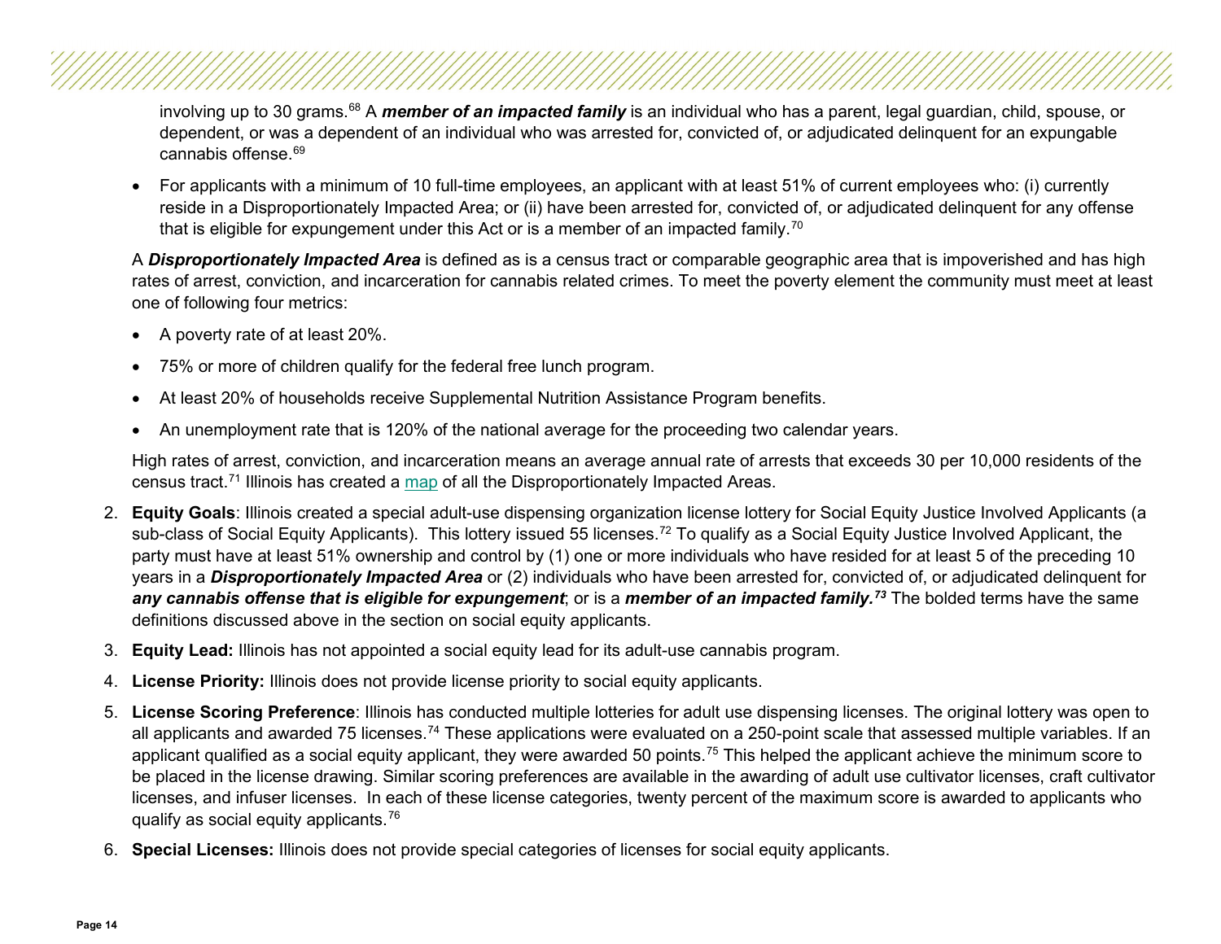involving up to 30 grams.[68] A ***member of an impacted family*** is an individual who has a parent, legal guardian, child, spouse, or dependent, or was a dependent of an individual who was arrested for, convicted of, or adjudicated delinquent for an expungable cannabis offense.[69]

- For applicants with a minimum of 10 full-time employees, an applicant with at least 51% of current employees who: (i) currently reside in a Disproportionately Impacted Area; or (ii) have been arrested for, convicted of, or adjudicated delinquent for any offense that is eligible for expungement under this Act or is a member of an impacted family.[70]

A ***Disproportionately Impacted Area*** is defined as is a census tract or comparable geographic area that is impoverished and has high rates of arrest, conviction, and incarceration for cannabis related crimes. To meet the poverty element the community must meet at least one of following four metrics:

- A poverty rate of at least 20%.
- 75% or more of children qualify for the federal free lunch program.
- At least 20% of households receive Supplemental Nutrition Assistance Program benefits.
- An unemployment rate that is 120% of the national average for the proceeding two calendar years.

High rates of arrest, conviction, and incarceration means an average annual rate of arrests that exceeds 30 per 10,000 residents of the census tract.[71] Illinois has created a map of all the Disproportionately Impacted Areas.

2. **Equity Goals**: Illinois created a special adult-use dispensing organization license lottery for Social Equity Justice Involved Applicants (a sub-class of Social Equity Applicants). This lottery issued 55 licenses.[72] To qualify as a Social Equity Justice Involved Applicant, the party must have at least 51% ownership and control by (1) one or more individuals who have resided for at least 5 of the preceding 10 years in a ***Disproportionately Impacted Area*** or (2) individuals who have been arrested for, convicted of, or adjudicated delinquent for ***any cannabis offense that is eligible for expungement***; or is a ***member of an impacted family.***[73] The bolded terms have the same definitions discussed above in the section on social equity applicants.
3. **Equity Lead:** Illinois has not appointed a social equity lead for its adult-use cannabis program.
4. **License Priority:** Illinois does not provide license priority to social equity applicants.
5. **License Scoring Preference**: Illinois has conducted multiple lotteries for adult use dispensing licenses. The original lottery was open to all applicants and awarded 75 licenses.[74] These applications were evaluated on a 250-point scale that assessed multiple variables. If an applicant qualified as a social equity applicant, they were awarded 50 points.[75] This helped the applicant achieve the minimum score to be placed in the license drawing. Similar scoring preferences are available in the awarding of adult use cultivator licenses, craft cultivator licenses, and infuser licenses. In each of these license categories, twenty percent of the maximum score is awarded to applicants who qualify as social equity applicants.[76]
6. **Special Licenses:** Illinois does not provide special categories of licenses for social equity applicants.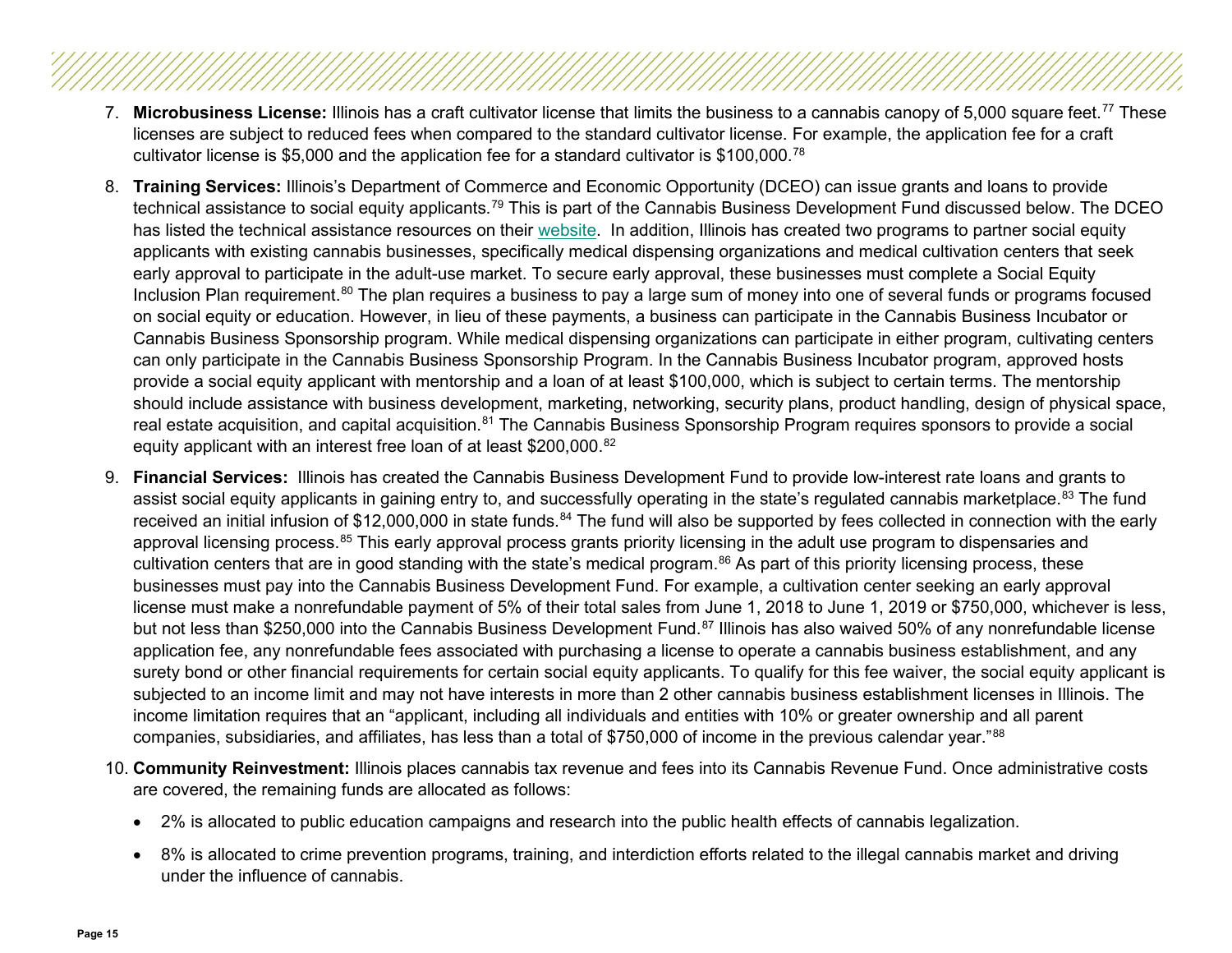7. **Microbusiness License:** Illinois has a craft cultivator license that limits the business to a cannabis canopy of 5,000 square feet.[77] These licenses are subject to reduced fees when compared to the standard cultivator license. For example, the application fee for a craft cultivator license is $5,000 and the application fee for a standard cultivator is $100,000.[78]

8. **Training Services:** Illinois's Department of Commerce and Economic Opportunity (DCEO) can issue grants and loans to provide technical assistance to social equity applicants.[79] This is part of the Cannabis Business Development Fund discussed below. The DCEO has listed the technical assistance resources on their website. In addition, Illinois has created two programs to partner social equity applicants with existing cannabis businesses, specifically medical dispensing organizations and medical cultivation centers that seek early approval to participate in the adult-use market. To secure early approval, these businesses must complete a Social Equity Inclusion Plan requirement.[80] The plan requires a business to pay a large sum of money into one of several funds or programs focused on social equity or education. However, in lieu of these payments, a business can participate in the Cannabis Business Incubator or Cannabis Business Sponsorship program. While medical dispensing organizations can participate in either program, cultivating centers can only participate in the Cannabis Business Sponsorship Program. In the Cannabis Business Incubator program, approved hosts provide a social equity applicant with mentorship and a loan of at least $100,000, which is subject to certain terms. The mentorship should include assistance with business development, marketing, networking, security plans, product handling, design of physical space, real estate acquisition, and capital acquisition.[81] The Cannabis Business Sponsorship Program requires sponsors to provide a social equity applicant with an interest free loan of at least $200,000.[82]

9. **Financial Services:** Illinois has created the Cannabis Business Development Fund to provide low-interest rate loans and grants to assist social equity applicants in gaining entry to, and successfully operating in the state's regulated cannabis marketplace.[83] The fund received an initial infusion of $12,000,000 in state funds.[84] The fund will also be supported by fees collected in connection with the early approval licensing process.[85] This early approval process grants priority licensing in the adult use program to dispensaries and cultivation centers that are in good standing with the state's medical program.[86] As part of this priority licensing process, these businesses must pay into the Cannabis Business Development Fund. For example, a cultivation center seeking an early approval license must make a nonrefundable payment of 5% of their total sales from June 1, 2018 to June 1, 2019 or $750,000, whichever is less, but not less than $250,000 into the Cannabis Business Development Fund.[87] Illinois has also waived 50% of any nonrefundable license application fee, any nonrefundable fees associated with purchasing a license to operate a cannabis business establishment, and any surety bond or other financial requirements for certain social equity applicants. To qualify for this fee waiver, the social equity applicant is subjected to an income limit and may not have interests in more than 2 other cannabis business establishment licenses in Illinois. The income limitation requires that an "applicant, including all individuals and entities with 10% or greater ownership and all parent companies, subsidiaries, and affiliates, has less than a total of $750,000 of income in the previous calendar year."[88]

10. **Community Reinvestment:** Illinois places cannabis tax revenue and fees into its Cannabis Revenue Fund. Once administrative costs are covered, the remaining funds are allocated as follows:

    - 2% is allocated to public education campaigns and research into the public health effects of cannabis legalization.
    - 8% is allocated to crime prevention programs, training, and interdiction efforts related to the illegal cannabis market and driving under the influence of cannabis.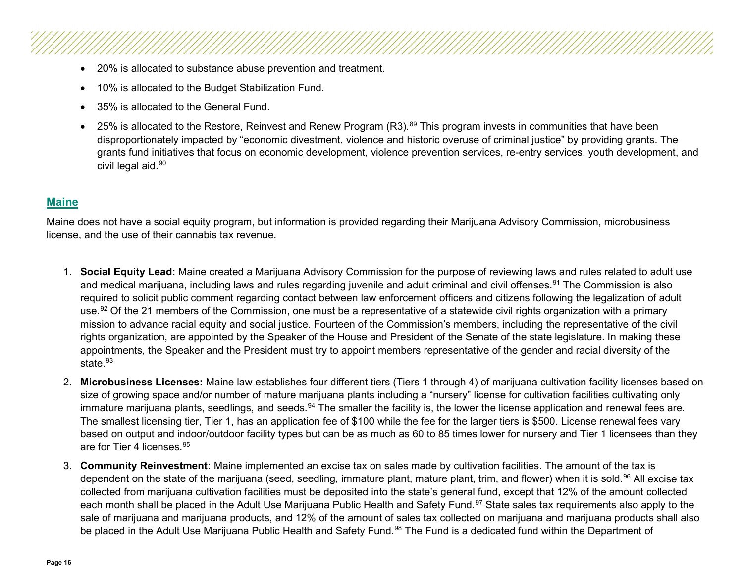- 20% is allocated to substance abuse prevention and treatment.
- 10% is allocated to the Budget Stabilization Fund.
- 35% is allocated to the General Fund.
- 25% is allocated to the Restore, Reinvest and Renew Program (R3).[89] This program invests in communities that have been disproportionately impacted by "economic divestment, violence and historic overuse of criminal justice" by providing grants. The grants fund initiatives that focus on economic development, violence prevention services, re-entry services, youth development, and civil legal aid.[90]

## Maine

Maine does not have a social equity program, but information is provided regarding their Marijuana Advisory Commission, microbusiness license, and the use of their cannabis tax revenue.

1. **Social Equity Lead:** Maine created a Marijuana Advisory Commission for the purpose of reviewing laws and rules related to adult use and medical marijuana, including laws and rules regarding juvenile and adult criminal and civil offenses.[91] The Commission is also required to solicit public comment regarding contact between law enforcement officers and citizens following the legalization of adult use.[92] Of the 21 members of the Commission, one must be a representative of a statewide civil rights organization with a primary mission to advance racial equity and social justice. Fourteen of the Commission's members, including the representative of the civil rights organization, are appointed by the Speaker of the House and President of the Senate of the state legislature. In making these appointments, the Speaker and the President must try to appoint members representative of the gender and racial diversity of the state.[93]
2. **Microbusiness Licenses:** Maine law establishes four different tiers (Tiers 1 through 4) of marijuana cultivation facility licenses based on size of growing space and/or number of mature marijuana plants including a "nursery" license for cultivation facilities cultivating only immature marijuana plants, seedlings, and seeds.[94] The smaller the facility is, the lower the license application and renewal fees are. The smallest licensing tier, Tier 1, has an application fee of $100 while the fee for the larger tiers is $500. License renewal fees vary based on output and indoor/outdoor facility types but can be as much as 60 to 85 times lower for nursery and Tier 1 licensees than they are for Tier 4 licenses.[95]
3. **Community Reinvestment:** Maine implemented an excise tax on sales made by cultivation facilities. The amount of the tax is dependent on the state of the marijuana (seed, seedling, immature plant, mature plant, trim, and flower) when it is sold.[96] All excise tax collected from marijuana cultivation facilities must be deposited into the state's general fund, except that 12% of the amount collected each month shall be placed in the Adult Use Marijuana Public Health and Safety Fund.[97] State sales tax requirements also apply to the sale of marijuana and marijuana products, and 12% of the amount of sales tax collected on marijuana and marijuana products shall also be placed in the Adult Use Marijuana Public Health and Safety Fund.[98] The Fund is a dedicated fund within the Department of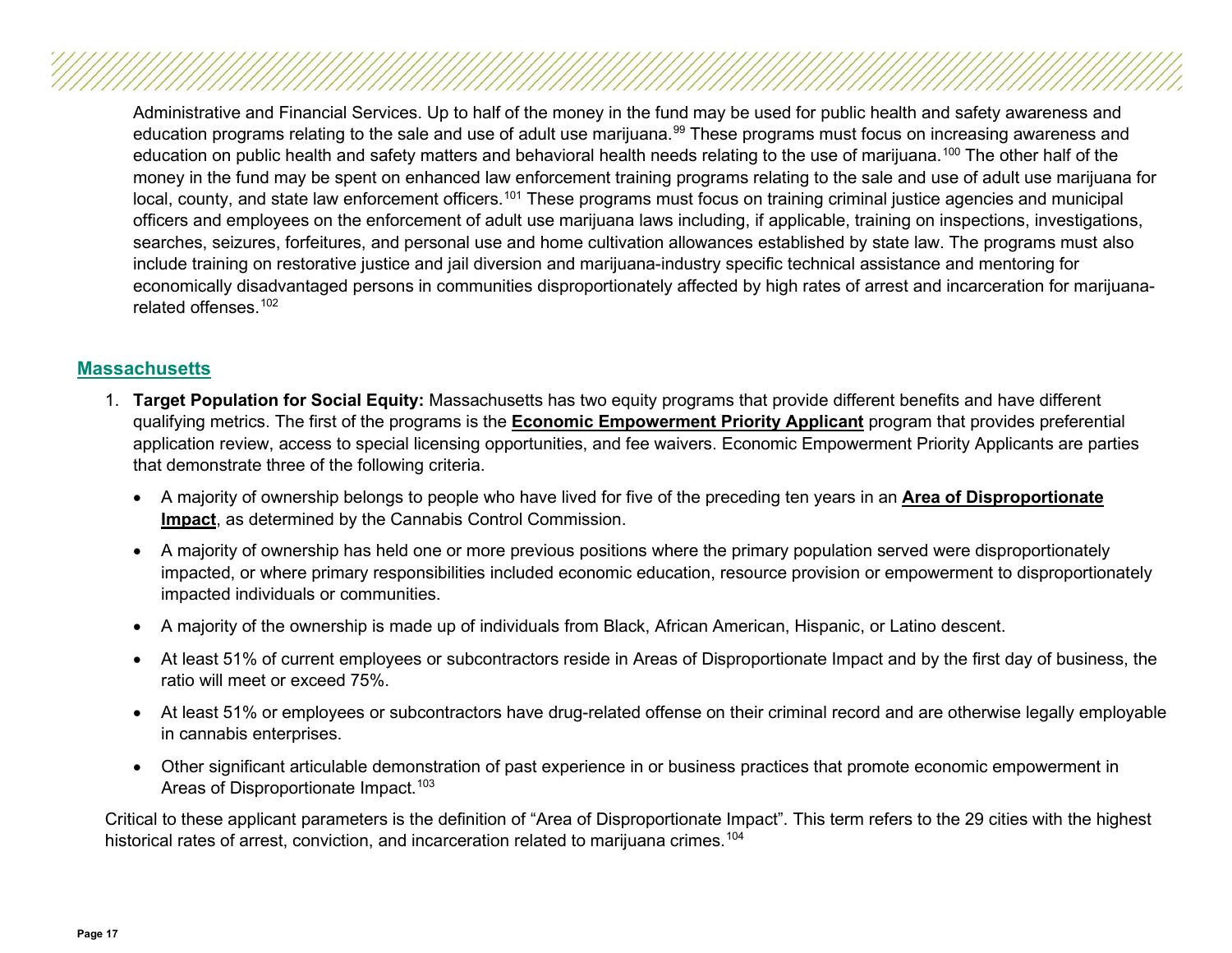Administrative and Financial Services. Up to half of the money in the fund may be used for public health and safety awareness and education programs relating to the sale and use of adult use marijuana.[99] These programs must focus on increasing awareness and education on public health and safety matters and behavioral health needs relating to the use of marijuana.[100] The other half of the money in the fund may be spent on enhanced law enforcement training programs relating to the sale and use of adult use marijuana for local, county, and state law enforcement officers.[101] These programs must focus on training criminal justice agencies and municipal officers and employees on the enforcement of adult use marijuana laws including, if applicable, training on inspections, investigations, searches, seizures, forfeitures, and personal use and home cultivation allowances established by state law. The programs must also include training on restorative justice and jail diversion and marijuana-industry specific technical assistance and mentoring for economically disadvantaged persons in communities disproportionately affected by high rates of arrest and incarceration for marijuana-related offenses.[102]

## Massachusetts

1. **Target Population for Social Equity:** Massachusetts has two equity programs that provide different benefits and have different qualifying metrics. The first of the programs is the **Economic Empowerment Priority Applicant** program that provides preferential application review, access to special licensing opportunities, and fee waivers. Economic Empowerment Priority Applicants are parties that demonstrate three of the following criteria.

   - A majority of ownership belongs to people who have lived for five of the preceding ten years in an **Area of Disproportionate Impact**, as determined by the Cannabis Control Commission.
   - A majority of ownership has held one or more previous positions where the primary population served were disproportionately impacted, or where primary responsibilities included economic education, resource provision or empowerment to disproportionately impacted individuals or communities.
   - A majority of the ownership is made up of individuals from Black, African American, Hispanic, or Latino descent.
   - At least 51% of current employees or subcontractors reside in Areas of Disproportionate Impact and by the first day of business, the ratio will meet or exceed 75%.
   - At least 51% or employees or subcontractors have drug-related offense on their criminal record and are otherwise legally employable in cannabis enterprises.
   - Other significant articulable demonstration of past experience in or business practices that promote economic empowerment in Areas of Disproportionate Impact.[103]

Critical to these applicant parameters is the definition of "Area of Disproportionate Impact". This term refers to the 29 cities with the highest historical rates of arrest, conviction, and incarceration related to marijuana crimes.[104]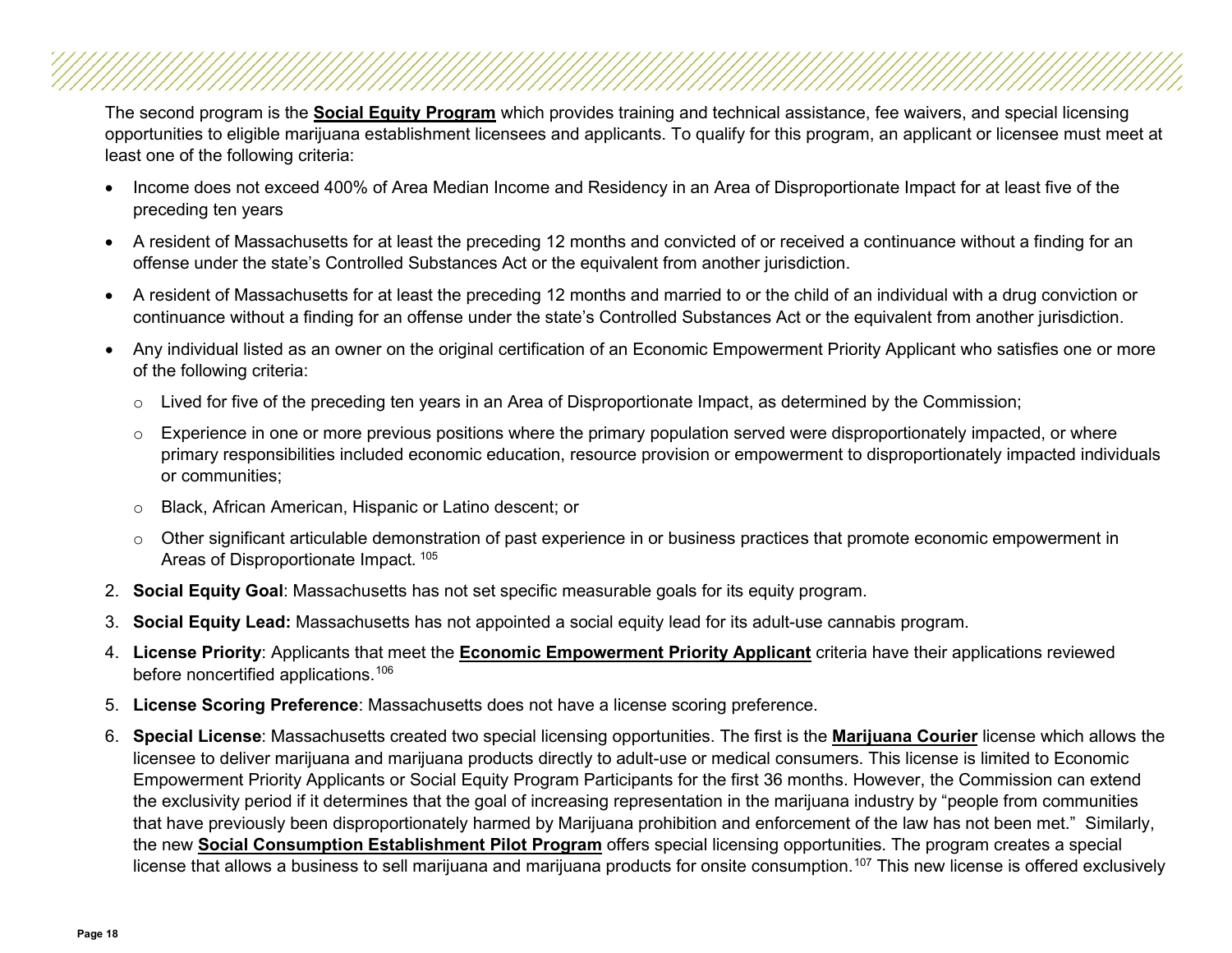The second program is the **Social Equity Program** which provides training and technical assistance, fee waivers, and special licensing opportunities to eligible marijuana establishment licensees and applicants. To qualify for this program, an applicant or licensee must meet at least one of the following criteria:

- Income does not exceed 400% of Area Median Income and Residency in an Area of Disproportionate Impact for at least five of the preceding ten years
- A resident of Massachusetts for at least the preceding 12 months and convicted of or received a continuance without a finding for an offense under the state's Controlled Substances Act or the equivalent from another jurisdiction.
- A resident of Massachusetts for at least the preceding 12 months and married to or the child of an individual with a drug conviction or continuance without a finding for an offense under the state's Controlled Substances Act or the equivalent from another jurisdiction.
- Any individual listed as an owner on the original certification of an Economic Empowerment Priority Applicant who satisfies one or more of the following criteria:
  - Lived for five of the preceding ten years in an Area of Disproportionate Impact, as determined by the Commission;
  - Experience in one or more previous positions where the primary population served were disproportionately impacted, or where primary responsibilities included economic education, resource provision or empowerment to disproportionately impacted individuals or communities;
  - Black, African American, Hispanic or Latino descent; or
  - Other significant articulable demonstration of past experience in or business practices that promote economic empowerment in Areas of Disproportionate Impact. [105]

2. **Social Equity Goal**: Massachusetts has not set specific measurable goals for its equity program.
3. **Social Equity Lead:** Massachusetts has not appointed a social equity lead for its adult-use cannabis program.
4. **License Priority**: Applicants that meet the **Economic Empowerment Priority Applicant** criteria have their applications reviewed before noncertified applications.[106]
5. **License Scoring Preference**: Massachusetts does not have a license scoring preference.
6. **Special License**: Massachusetts created two special licensing opportunities. The first is the **Marijuana Courier** license which allows the licensee to deliver marijuana and marijuana products directly to adult-use or medical consumers. This license is limited to Economic Empowerment Priority Applicants or Social Equity Program Participants for the first 36 months. However, the Commission can extend the exclusivity period if it determines that the goal of increasing representation in the marijuana industry by "people from communities that have previously been disproportionately harmed by Marijuana prohibition and enforcement of the law has not been met." Similarly, the new **Social Consumption Establishment Pilot Program** offers special licensing opportunities. The program creates a special license that allows a business to sell marijuana and marijuana products for onsite consumption.[107] This new license is offered exclusively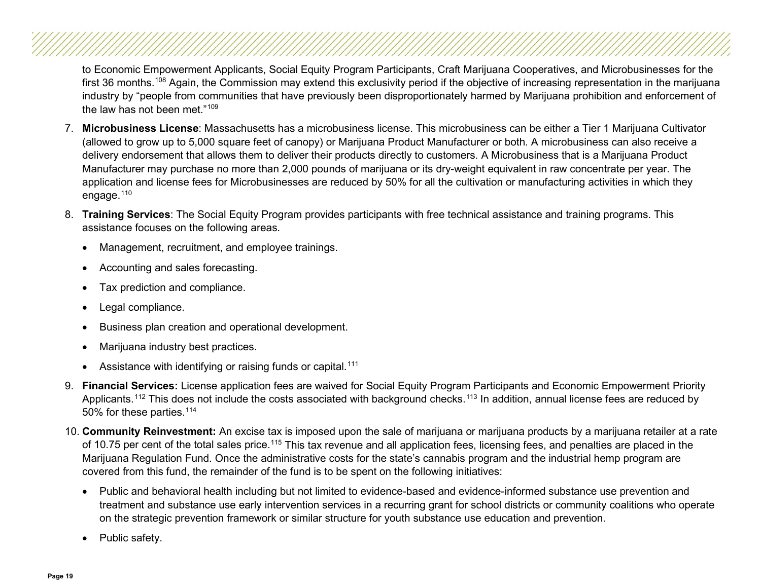to Economic Empowerment Applicants, Social Equity Program Participants, Craft Marijuana Cooperatives, and Microbusinesses for the first 36 months.[108] Again, the Commission may extend this exclusivity period if the objective of increasing representation in the marijuana industry by "people from communities that have previously been disproportionately harmed by Marijuana prohibition and enforcement of the law has not been met."[109]

7. **Microbusiness License**: Massachusetts has a microbusiness license. This microbusiness can be either a Tier 1 Marijuana Cultivator (allowed to grow up to 5,000 square feet of canopy) or Marijuana Product Manufacturer or both. A microbusiness can also receive a delivery endorsement that allows them to deliver their products directly to customers. A Microbusiness that is a Marijuana Product Manufacturer may purchase no more than 2,000 pounds of marijuana or its dry-weight equivalent in raw concentrate per year. The application and license fees for Microbusinesses are reduced by 50% for all the cultivation or manufacturing activities in which they engage.[110]

8. **Training Services**: The Social Equity Program provides participants with free technical assistance and training programs. This assistance focuses on the following areas.
   - Management, recruitment, and employee trainings.
   - Accounting and sales forecasting.
   - Tax prediction and compliance.
   - Legal compliance.
   - Business plan creation and operational development.
   - Marijuana industry best practices.
   - Assistance with identifying or raising funds or capital.[111]

9. **Financial Services:** License application fees are waived for Social Equity Program Participants and Economic Empowerment Priority Applicants.[112] This does not include the costs associated with background checks.[113] In addition, annual license fees are reduced by 50% for these parties.[114]

10. **Community Reinvestment:** An excise tax is imposed upon the sale of marijuana or marijuana products by a marijuana retailer at a rate of 10.75 per cent of the total sales price.[115] This tax revenue and all application fees, licensing fees, and penalties are placed in the Marijuana Regulation Fund. Once the administrative costs for the state's cannabis program and the industrial hemp program are covered from this fund, the remainder of the fund is to be spent on the following initiatives:
    - Public and behavioral health including but not limited to evidence-based and evidence-informed substance use prevention and treatment and substance use early intervention services in a recurring grant for school districts or community coalitions who operate on the strategic prevention framework or similar structure for youth substance use education and prevention.
    - Public safety.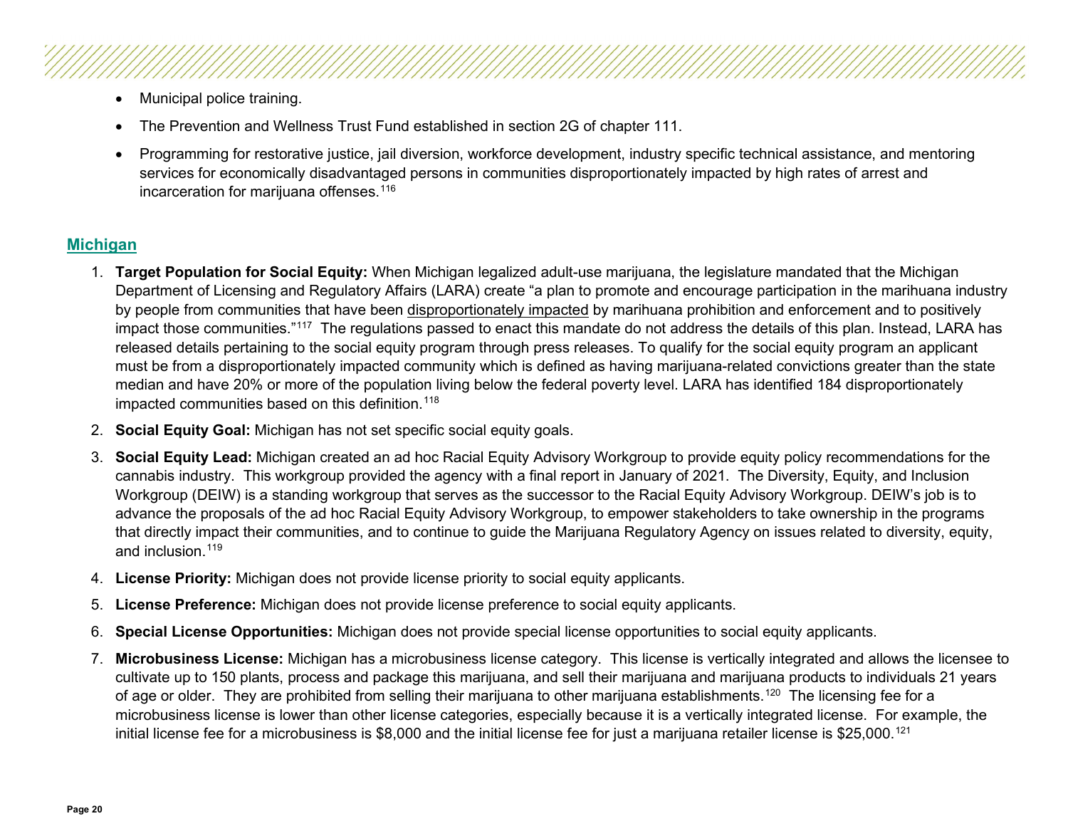- Municipal police training.
- The Prevention and Wellness Trust Fund established in section 2G of chapter 111.
- Programming for restorative justice, jail diversion, workforce development, industry specific technical assistance, and mentoring services for economically disadvantaged persons in communities disproportionately impacted by high rates of arrest and incarceration for marijuana offenses.[116]

## Michigan

1. **Target Population for Social Equity:** When Michigan legalized adult-use marijuana, the legislature mandated that the Michigan Department of Licensing and Regulatory Affairs (LARA) create "a plan to promote and encourage participation in the marihuana industry by people from communities that have been disproportionately impacted by marihuana prohibition and enforcement and to positively impact those communities."[117] The regulations passed to enact this mandate do not address the details of this plan. Instead, LARA has released details pertaining to the social equity program through press releases. To qualify for the social equity program an applicant must be from a disproportionately impacted community which is defined as having marijuana-related convictions greater than the state median and have 20% or more of the population living below the federal poverty level. LARA has identified 184 disproportionately impacted communities based on this definition.[118]
2. **Social Equity Goal:** Michigan has not set specific social equity goals.
3. **Social Equity Lead:** Michigan created an ad hoc Racial Equity Advisory Workgroup to provide equity policy recommendations for the cannabis industry. This workgroup provided the agency with a final report in January of 2021. The Diversity, Equity, and Inclusion Workgroup (DEIW) is a standing workgroup that serves as the successor to the Racial Equity Advisory Workgroup. DEIW's job is to advance the proposals of the ad hoc Racial Equity Advisory Workgroup, to empower stakeholders to take ownership in the programs that directly impact their communities, and to continue to guide the Marijuana Regulatory Agency on issues related to diversity, equity, and inclusion.[119]
4. **License Priority:** Michigan does not provide license priority to social equity applicants.
5. **License Preference:** Michigan does not provide license preference to social equity applicants.
6. **Special License Opportunities:** Michigan does not provide special license opportunities to social equity applicants.
7. **Microbusiness License:** Michigan has a microbusiness license category. This license is vertically integrated and allows the licensee to cultivate up to 150 plants, process and package this marijuana, and sell their marijuana and marijuana products to individuals 21 years of age or older. They are prohibited from selling their marijuana to other marijuana establishments.[120] The licensing fee for a microbusiness license is lower than other license categories, especially because it is a vertically integrated license. For example, the initial license fee for a microbusiness is $8,000 and the initial license fee for just a marijuana retailer license is $25,000.[121]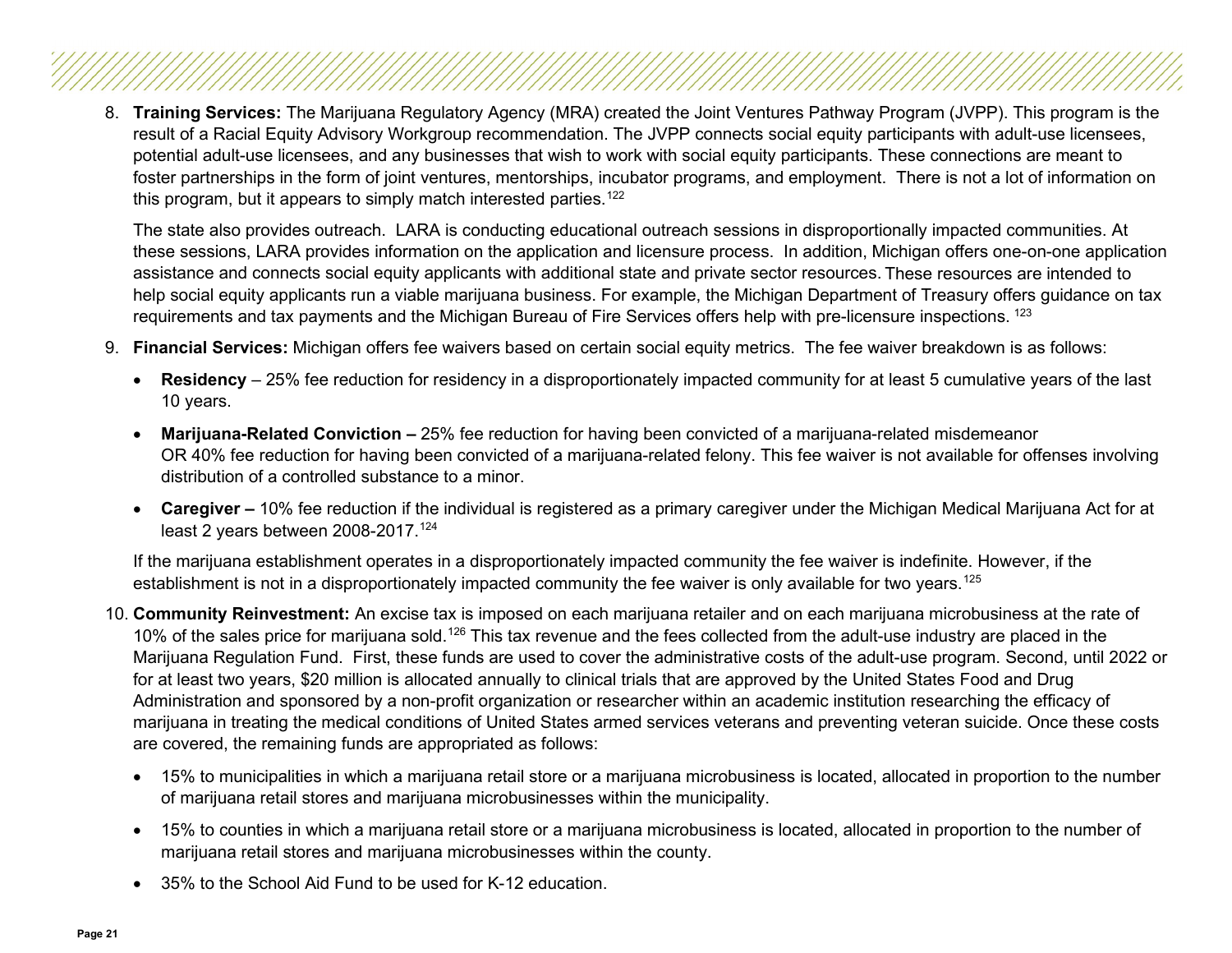8. **Training Services:** The Marijuana Regulatory Agency (MRA) created the Joint Ventures Pathway Program (JVPP). This program is the result of a Racial Equity Advisory Workgroup recommendation. The JVPP connects social equity participants with adult-use licensees, potential adult-use licensees, and any businesses that wish to work with social equity participants. These connections are meant to foster partnerships in the form of joint ventures, mentorships, incubator programs, and employment. There is not a lot of information on this program, but it appears to simply match interested parties.[122]

   The state also provides outreach. LARA is conducting educational outreach sessions in disproportionally impacted communities. At these sessions, LARA provides information on the application and licensure process. In addition, Michigan offers one-on-one application assistance and connects social equity applicants with additional state and private sector resources. These resources are intended to help social equity applicants run a viable marijuana business. For example, the Michigan Department of Treasury offers guidance on tax requirements and tax payments and the Michigan Bureau of Fire Services offers help with pre-licensure inspections.[123]

9. **Financial Services:** Michigan offers fee waivers based on certain social equity metrics. The fee waiver breakdown is as follows:

   - **Residency** – 25% fee reduction for residency in a disproportionately impacted community for at least 5 cumulative years of the last 10 years.
   - **Marijuana-Related Conviction –** 25% fee reduction for having been convicted of a marijuana-related misdemeanor OR 40% fee reduction for having been convicted of a marijuana-related felony. This fee waiver is not available for offenses involving distribution of a controlled substance to a minor.
   - **Caregiver –** 10% fee reduction if the individual is registered as a primary caregiver under the Michigan Medical Marijuana Act for at least 2 years between 2008-2017.[124]

   If the marijuana establishment operates in a disproportionately impacted community the fee waiver is indefinite. However, if the establishment is not in a disproportionately impacted community the fee waiver is only available for two years.[125]

10. **Community Reinvestment:** An excise tax is imposed on each marijuana retailer and on each marijuana microbusiness at the rate of 10% of the sales price for marijuana sold.[126] This tax revenue and the fees collected from the adult-use industry are placed in the Marijuana Regulation Fund. First, these funds are used to cover the administrative costs of the adult-use program. Second, until 2022 or for at least two years, $20 million is allocated annually to clinical trials that are approved by the United States Food and Drug Administration and sponsored by a non-profit organization or researcher within an academic institution researching the efficacy of marijuana in treating the medical conditions of United States armed services veterans and preventing veteran suicide. Once these costs are covered, the remaining funds are appropriated as follows:

    - 15% to municipalities in which a marijuana retail store or a marijuana microbusiness is located, allocated in proportion to the number of marijuana retail stores and marijuana microbusinesses within the municipality.
    - 15% to counties in which a marijuana retail store or a marijuana microbusiness is located, allocated in proportion to the number of marijuana retail stores and marijuana microbusinesses within the county.
    - 35% to the School Aid Fund to be used for K-12 education.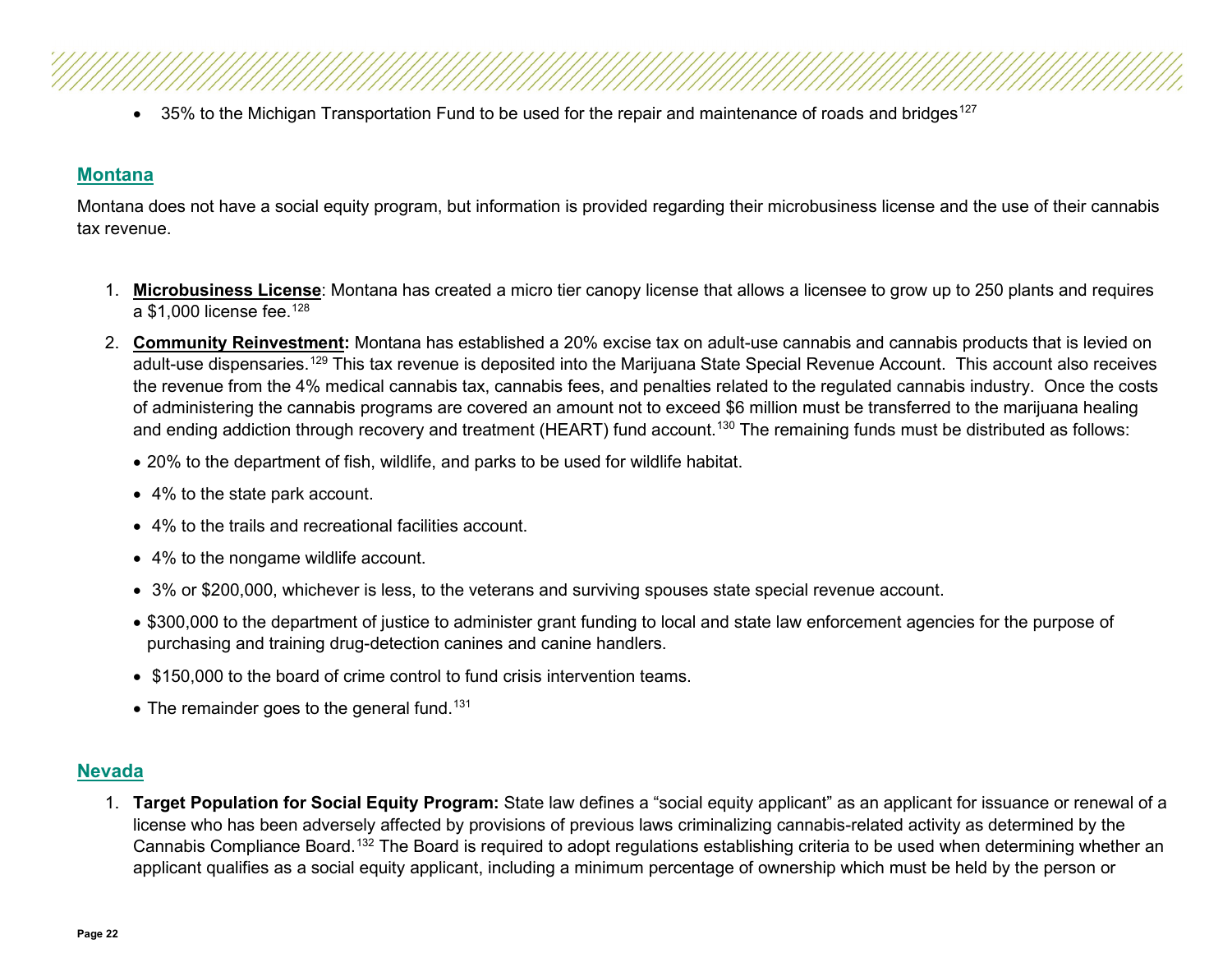- 35% to the Michigan Transportation Fund to be used for the repair and maintenance of roads and bridges[127]

## Montana

Montana does not have a social equity program, but information is provided regarding their microbusiness license and the use of their cannabis tax revenue.

1. **Microbusiness License**: Montana has created a micro tier canopy license that allows a licensee to grow up to 250 plants and requires a $1,000 license fee.[128]
2. **Community Reinvestment:** Montana has established a 20% excise tax on adult-use cannabis and cannabis products that is levied on adult-use dispensaries.[129] This tax revenue is deposited into the Marijuana State Special Revenue Account. This account also receives the revenue from the 4% medical cannabis tax, cannabis fees, and penalties related to the regulated cannabis industry. Once the costs of administering the cannabis programs are covered an amount not to exceed $6 million must be transferred to the marijuana healing and ending addiction through recovery and treatment (HEART) fund account.[130] The remaining funds must be distributed as follows:
   - 20% to the department of fish, wildlife, and parks to be used for wildlife habitat.
   - 4% to the state park account.
   - 4% to the trails and recreational facilities account.
   - 4% to the nongame wildlife account.
   - 3% or $200,000, whichever is less, to the veterans and surviving spouses state special revenue account.
   - $300,000 to the department of justice to administer grant funding to local and state law enforcement agencies for the purpose of purchasing and training drug-detection canines and canine handlers.
   - $150,000 to the board of crime control to fund crisis intervention teams.
   - The remainder goes to the general fund.[131]

## Nevada

1. **Target Population for Social Equity Program:** State law defines a "social equity applicant" as an applicant for issuance or renewal of a license who has been adversely affected by provisions of previous laws criminalizing cannabis-related activity as determined by the Cannabis Compliance Board.[132] The Board is required to adopt regulations establishing criteria to be used when determining whether an applicant qualifies as a social equity applicant, including a minimum percentage of ownership which must be held by the person or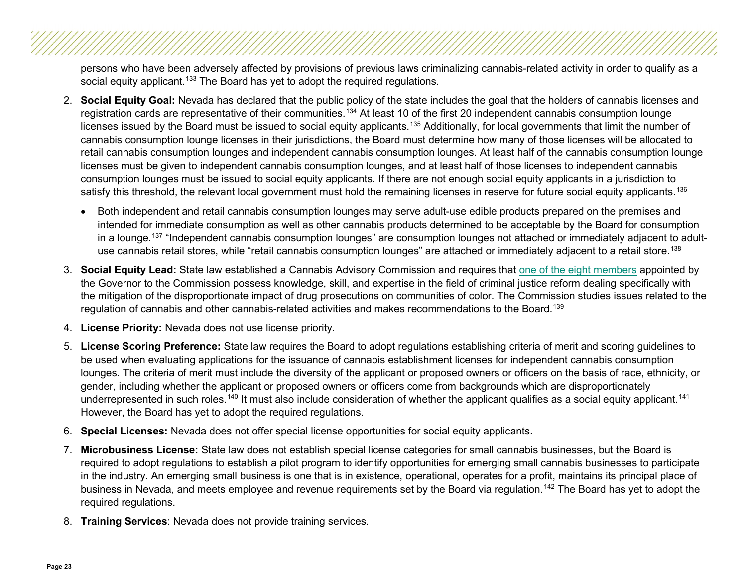persons who have been adversely affected by provisions of previous laws criminalizing cannabis-related activity in order to qualify as a social equity applicant.[133] The Board has yet to adopt the required regulations.

2. **Social Equity Goal:** Nevada has declared that the public policy of the state includes the goal that the holders of cannabis licenses and registration cards are representative of their communities.[134] At least 10 of the first 20 independent cannabis consumption lounge licenses issued by the Board must be issued to social equity applicants.[135] Additionally, for local governments that limit the number of cannabis consumption lounge licenses in their jurisdictions, the Board must determine how many of those licenses will be allocated to retail cannabis consumption lounges and independent cannabis consumption lounges. At least half of the cannabis consumption lounge licenses must be given to independent cannabis consumption lounges, and at least half of those licenses to independent cannabis consumption lounges must be issued to social equity applicants. If there are not enough social equity applicants in a jurisdiction to satisfy this threshold, the relevant local government must hold the remaining licenses in reserve for future social equity applicants.[136]

   - Both independent and retail cannabis consumption lounges may serve adult-use edible products prepared on the premises and intended for immediate consumption as well as other cannabis products determined to be acceptable by the Board for consumption in a lounge.[137] "Independent cannabis consumption lounges" are consumption lounges not attached or immediately adjacent to adult-use cannabis retail stores, while "retail cannabis consumption lounges" are attached or immediately adjacent to a retail store.[138]

3. **Social Equity Lead:** State law established a Cannabis Advisory Commission and requires that one of the eight members appointed by the Governor to the Commission possess knowledge, skill, and expertise in the field of criminal justice reform dealing specifically with the mitigation of the disproportionate impact of drug prosecutions on communities of color. The Commission studies issues related to the regulation of cannabis and other cannabis-related activities and makes recommendations to the Board.[139]

4. **License Priority:** Nevada does not use license priority.

5. **License Scoring Preference:** State law requires the Board to adopt regulations establishing criteria of merit and scoring guidelines to be used when evaluating applications for the issuance of cannabis establishment licenses for independent cannabis consumption lounges. The criteria of merit must include the diversity of the applicant or proposed owners or officers on the basis of race, ethnicity, or gender, including whether the applicant or proposed owners or officers come from backgrounds which are disproportionately underrepresented in such roles.[140] It must also include consideration of whether the applicant qualifies as a social equity applicant.[141] However, the Board has yet to adopt the required regulations.

6. **Special Licenses:** Nevada does not offer special license opportunities for social equity applicants.

7. **Microbusiness License:** State law does not establish special license categories for small cannabis businesses, but the Board is required to adopt regulations to establish a pilot program to identify opportunities for emerging small cannabis businesses to participate in the industry. An emerging small business is one that is in existence, operational, operates for a profit, maintains its principal place of business in Nevada, and meets employee and revenue requirements set by the Board via regulation.[142] The Board has yet to adopt the required regulations.

8. **Training Services**: Nevada does not provide training services.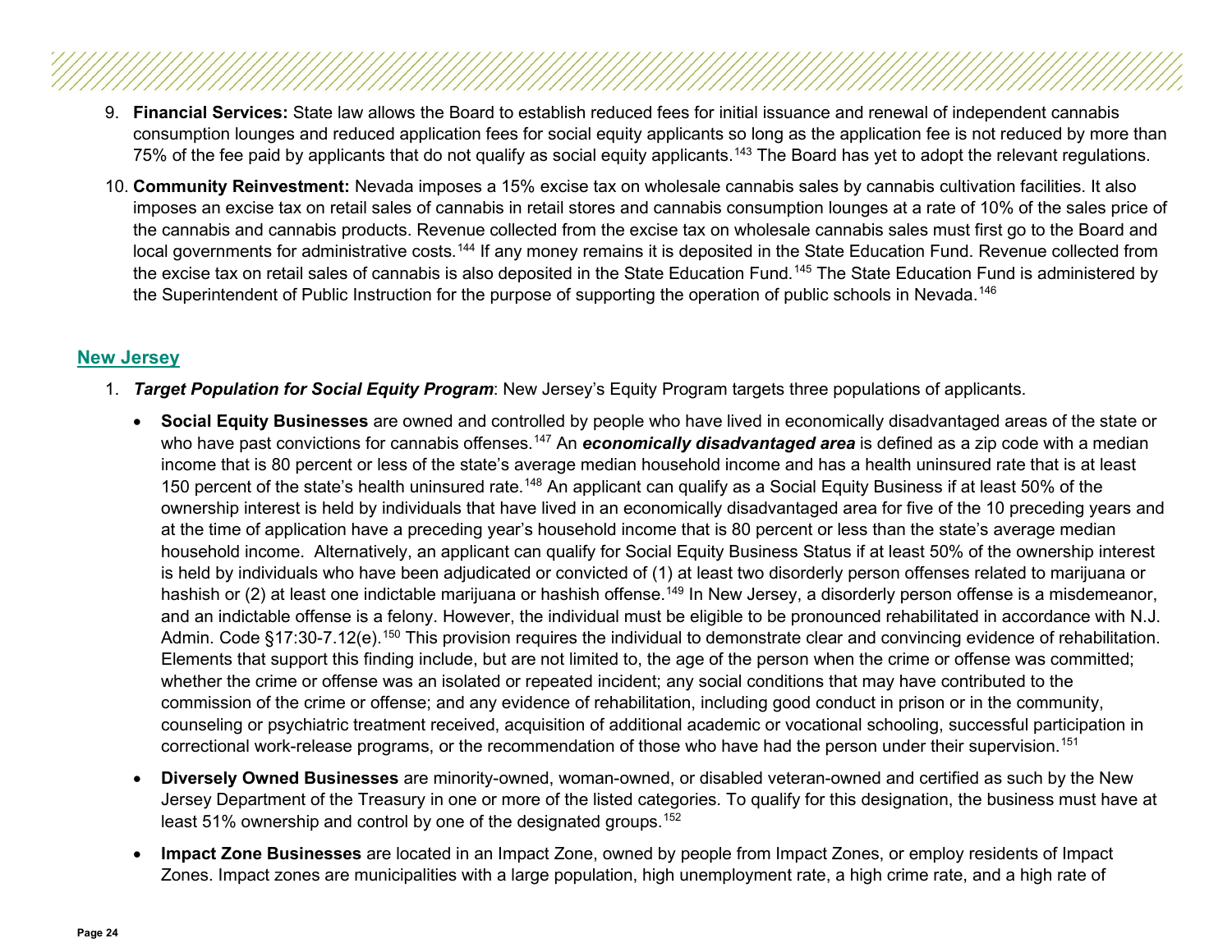9. **Financial Services:** State law allows the Board to establish reduced fees for initial issuance and renewal of independent cannabis consumption lounges and reduced application fees for social equity applicants so long as the application fee is not reduced by more than 75% of the fee paid by applicants that do not qualify as social equity applicants.[143] The Board has yet to adopt the relevant regulations.

10. **Community Reinvestment:** Nevada imposes a 15% excise tax on wholesale cannabis sales by cannabis cultivation facilities. It also imposes an excise tax on retail sales of cannabis in retail stores and cannabis consumption lounges at a rate of 10% of the sales price of the cannabis and cannabis products. Revenue collected from the excise tax on wholesale cannabis sales must first go to the Board and local governments for administrative costs.[144] If any money remains it is deposited in the State Education Fund. Revenue collected from the excise tax on retail sales of cannabis is also deposited in the State Education Fund.[145] The State Education Fund is administered by the Superintendent of Public Instruction for the purpose of supporting the operation of public schools in Nevada.[146]

## New Jersey

1. ***Target Population for Social Equity Program***: New Jersey's Equity Program targets three populations of applicants.

   - **Social Equity Businesses** are owned and controlled by people who have lived in economically disadvantaged areas of the state or who have past convictions for cannabis offenses.[147] An ***economically disadvantaged area*** is defined as a zip code with a median income that is 80 percent or less of the state's average median household income and has a health uninsured rate that is at least 150 percent of the state's health uninsured rate.[148] An applicant can qualify as a Social Equity Business if at least 50% of the ownership interest is held by individuals that have lived in an economically disadvantaged area for five of the 10 preceding years and at the time of application have a preceding year's household income that is 80 percent or less than the state's average median household income. Alternatively, an applicant can qualify for Social Equity Business Status if at least 50% of the ownership interest is held by individuals who have been adjudicated or convicted of (1) at least two disorderly person offenses related to marijuana or hashish or (2) at least one indictable marijuana or hashish offense.[149] In New Jersey, a disorderly person offense is a misdemeanor, and an indictable offense is a felony. However, the individual must be eligible to be pronounced rehabilitated in accordance with N.J. Admin. Code §17:30-7.12(e).[150] This provision requires the individual to demonstrate clear and convincing evidence of rehabilitation. Elements that support this finding include, but are not limited to, the age of the person when the crime or offense was committed; whether the crime or offense was an isolated or repeated incident; any social conditions that may have contributed to the commission of the crime or offense; and any evidence of rehabilitation, including good conduct in prison or in the community, counseling or psychiatric treatment received, acquisition of additional academic or vocational schooling, successful participation in correctional work-release programs, or the recommendation of those who have had the person under their supervision.[151]

   - **Diversely Owned Businesses** are minority-owned, woman-owned, or disabled veteran-owned and certified as such by the New Jersey Department of the Treasury in one or more of the listed categories. To qualify for this designation, the business must have at least 51% ownership and control by one of the designated groups.[152]

   - **Impact Zone Businesses** are located in an Impact Zone, owned by people from Impact Zones, or employ residents of Impact Zones. Impact zones are municipalities with a large population, high unemployment rate, a high crime rate, and a high rate of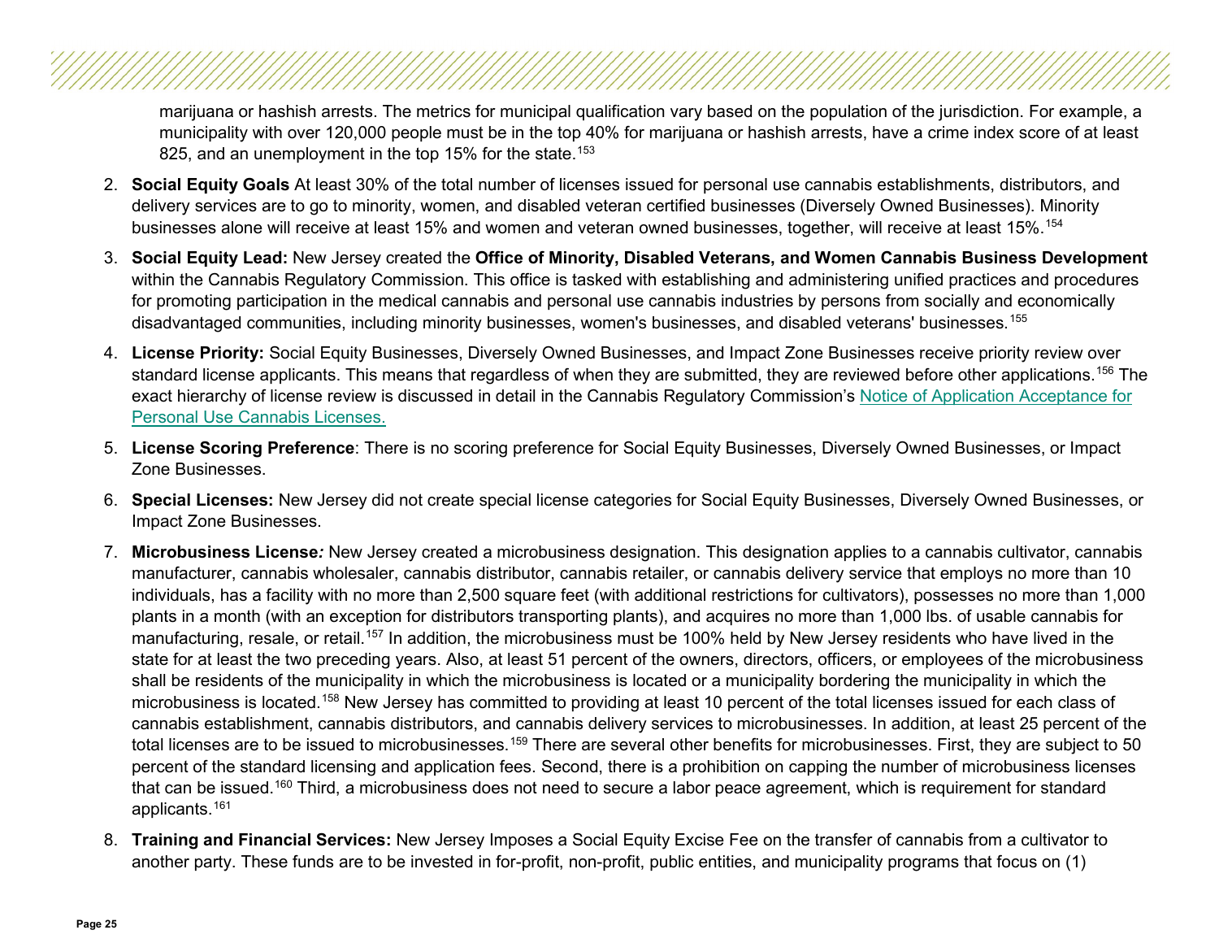marijuana or hashish arrests. The metrics for municipal qualification vary based on the population of the jurisdiction. For example, a municipality with over 120,000 people must be in the top 40% for marijuana or hashish arrests, have a crime index score of at least 825, and an unemployment in the top 15% for the state.[153]

2. **Social Equity Goals** At least 30% of the total number of licenses issued for personal use cannabis establishments, distributors, and delivery services are to go to minority, women, and disabled veteran certified businesses (Diversely Owned Businesses). Minority businesses alone will receive at least 15% and women and veteran owned businesses, together, will receive at least 15%.[154]

3. **Social Equity Lead:** New Jersey created the **Office of Minority, Disabled Veterans, and Women Cannabis Business Development** within the Cannabis Regulatory Commission. This office is tasked with establishing and administering unified practices and procedures for promoting participation in the medical cannabis and personal use cannabis industries by persons from socially and economically disadvantaged communities, including minority businesses, women's businesses, and disabled veterans' businesses.[155]

4. **License Priority:** Social Equity Businesses, Diversely Owned Businesses, and Impact Zone Businesses receive priority review over standard license applicants. This means that regardless of when they are submitted, they are reviewed before other applications.[156] The exact hierarchy of license review is discussed in detail in the Cannabis Regulatory Commission's Notice of Application Acceptance for Personal Use Cannabis Licenses.

5. **License Scoring Preference**: There is no scoring preference for Social Equity Businesses, Diversely Owned Businesses, or Impact Zone Businesses.

6. **Special Licenses:** New Jersey did not create special license categories for Social Equity Businesses, Diversely Owned Businesses, or Impact Zone Businesses.

7. **Microbusiness License***:* New Jersey created a microbusiness designation. This designation applies to a cannabis cultivator, cannabis manufacturer, cannabis wholesaler, cannabis distributor, cannabis retailer, or cannabis delivery service that employs no more than 10 individuals, has a facility with no more than 2,500 square feet (with additional restrictions for cultivators), possesses no more than 1,000 plants in a month (with an exception for distributors transporting plants), and acquires no more than 1,000 lbs. of usable cannabis for manufacturing, resale, or retail.[157] In addition, the microbusiness must be 100% held by New Jersey residents who have lived in the state for at least the two preceding years. Also, at least 51 percent of the owners, directors, officers, or employees of the microbusiness shall be residents of the municipality in which the microbusiness is located or a municipality bordering the municipality in which the microbusiness is located.[158] New Jersey has committed to providing at least 10 percent of the total licenses issued for each class of cannabis establishment, cannabis distributors, and cannabis delivery services to microbusinesses. In addition, at least 25 percent of the total licenses are to be issued to microbusinesses.[159] There are several other benefits for microbusinesses. First, they are subject to 50 percent of the standard licensing and application fees. Second, there is a prohibition on capping the number of microbusiness licenses that can be issued.[160] Third, a microbusiness does not need to secure a labor peace agreement, which is requirement for standard applicants.[161]

8. **Training and Financial Services:** New Jersey Imposes a Social Equity Excise Fee on the transfer of cannabis from a cultivator to another party. These funds are to be invested in for-profit, non-profit, public entities, and municipality programs that focus on (1)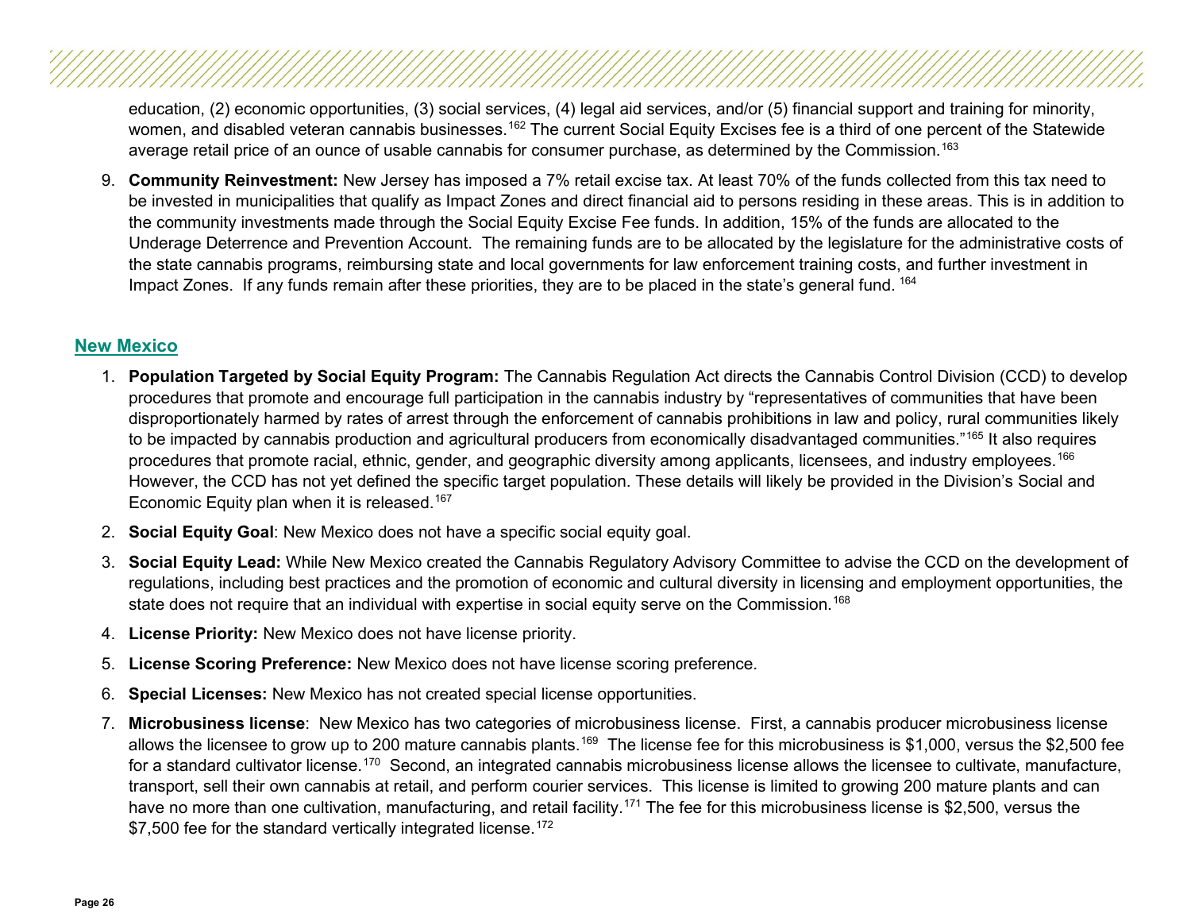education, (2) economic opportunities, (3) social services, (4) legal aid services, and/or (5) financial support and training for minority, women, and disabled veteran cannabis businesses.[162] The current Social Equity Excises fee is a third of one percent of the Statewide average retail price of an ounce of usable cannabis for consumer purchase, as determined by the Commission.[163]

9. **Community Reinvestment:** New Jersey has imposed a 7% retail excise tax. At least 70% of the funds collected from this tax need to be invested in municipalities that qualify as Impact Zones and direct financial aid to persons residing in these areas. This is in addition to the community investments made through the Social Equity Excise Fee funds. In addition, 15% of the funds are allocated to the Underage Deterrence and Prevention Account. The remaining funds are to be allocated by the legislature for the administrative costs of the state cannabis programs, reimbursing state and local governments for law enforcement training costs, and further investment in Impact Zones. If any funds remain after these priorities, they are to be placed in the state's general fund.[164]

## New Mexico

1. **Population Targeted by Social Equity Program:** The Cannabis Regulation Act directs the Cannabis Control Division (CCD) to develop procedures that promote and encourage full participation in the cannabis industry by "representatives of communities that have been disproportionately harmed by rates of arrest through the enforcement of cannabis prohibitions in law and policy, rural communities likely to be impacted by cannabis production and agricultural producers from economically disadvantaged communities."[165] It also requires procedures that promote racial, ethnic, gender, and geographic diversity among applicants, licensees, and industry employees.[166] However, the CCD has not yet defined the specific target population. These details will likely be provided in the Division's Social and Economic Equity plan when it is released.[167]

2. **Social Equity Goal**: New Mexico does not have a specific social equity goal.

3. **Social Equity Lead:** While New Mexico created the Cannabis Regulatory Advisory Committee to advise the CCD on the development of regulations, including best practices and the promotion of economic and cultural diversity in licensing and employment opportunities, the state does not require that an individual with expertise in social equity serve on the Commission.[168]

4. **License Priority:** New Mexico does not have license priority.

5. **License Scoring Preference:** New Mexico does not have license scoring preference.

6. **Special Licenses:** New Mexico has not created special license opportunities.

7. **Microbusiness license**: New Mexico has two categories of microbusiness license. First, a cannabis producer microbusiness license allows the licensee to grow up to 200 mature cannabis plants.[169] The license fee for this microbusiness is $1,000, versus the $2,500 fee for a standard cultivator license.[170] Second, an integrated cannabis microbusiness license allows the licensee to cultivate, manufacture, transport, sell their own cannabis at retail, and perform courier services. This license is limited to growing 200 mature plants and can have no more than one cultivation, manufacturing, and retail facility.[171] The fee for this microbusiness license is $2,500, versus the $7,500 fee for the standard vertically integrated license.[172]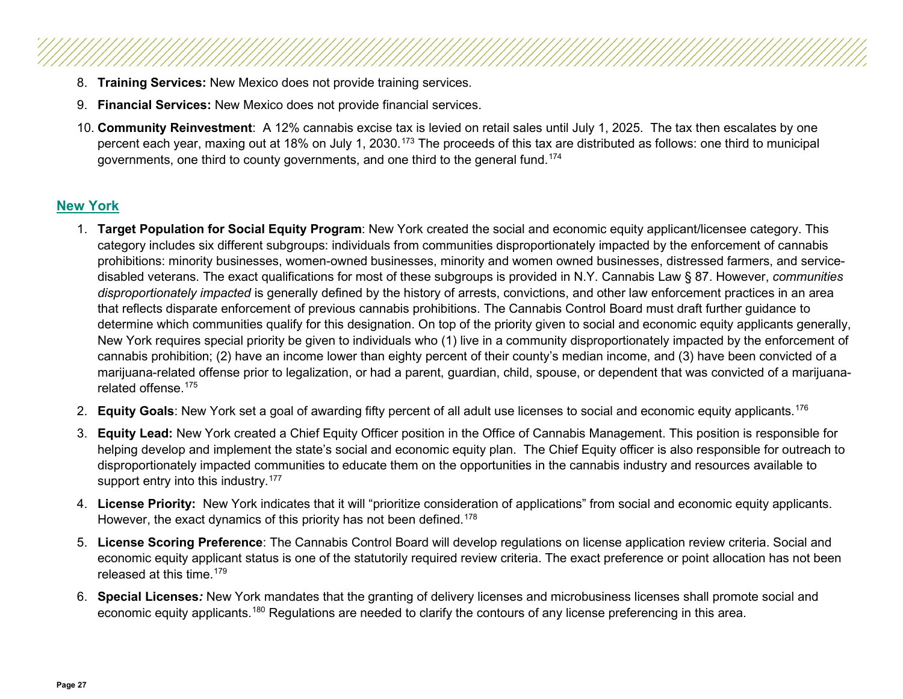8. **Training Services:** New Mexico does not provide training services.
9. **Financial Services:** New Mexico does not provide financial services.
10. **Community Reinvestment**: A 12% cannabis excise tax is levied on retail sales until July 1, 2025. The tax then escalates by one percent each year, maxing out at 18% on July 1, 2030.[173] The proceeds of this tax are distributed as follows: one third to municipal governments, one third to county governments, and one third to the general fund.[174]

## New York

1. **Target Population for Social Equity Program**: New York created the social and economic equity applicant/licensee category. This category includes six different subgroups: individuals from communities disproportionately impacted by the enforcement of cannabis prohibitions: minority businesses, women-owned businesses, minority and women owned businesses, distressed farmers, and service-disabled veterans. The exact qualifications for most of these subgroups is provided in N.Y. Cannabis Law § 87. However, *communities disproportionately impacted* is generally defined by the history of arrests, convictions, and other law enforcement practices in an area that reflects disparate enforcement of previous cannabis prohibitions. The Cannabis Control Board must draft further guidance to determine which communities qualify for this designation. On top of the priority given to social and economic equity applicants generally, New York requires special priority be given to individuals who (1) live in a community disproportionately impacted by the enforcement of cannabis prohibition; (2) have an income lower than eighty percent of their county's median income, and (3) have been convicted of a marijuana-related offense prior to legalization, or had a parent, guardian, child, spouse, or dependent that was convicted of a marijuana-related offense.[175]
2. **Equity Goals**: New York set a goal of awarding fifty percent of all adult use licenses to social and economic equity applicants.[176]
3. **Equity Lead:** New York created a Chief Equity Officer position in the Office of Cannabis Management. This position is responsible for helping develop and implement the state's social and economic equity plan. The Chief Equity officer is also responsible for outreach to disproportionately impacted communities to educate them on the opportunities in the cannabis industry and resources available to support entry into this industry.[177]
4. **License Priority:** New York indicates that it will "prioritize consideration of applications" from social and economic equity applicants. However, the exact dynamics of this priority has not been defined.[178]
5. **License Scoring Preference**: The Cannabis Control Board will develop regulations on license application review criteria. Social and economic equity applicant status is one of the statutorily required review criteria. The exact preference or point allocation has not been released at this time.[179]
6. **Special Licenses*:*** New York mandates that the granting of delivery licenses and microbusiness licenses shall promote social and economic equity applicants.[180] Regulations are needed to clarify the contours of any license preferencing in this area.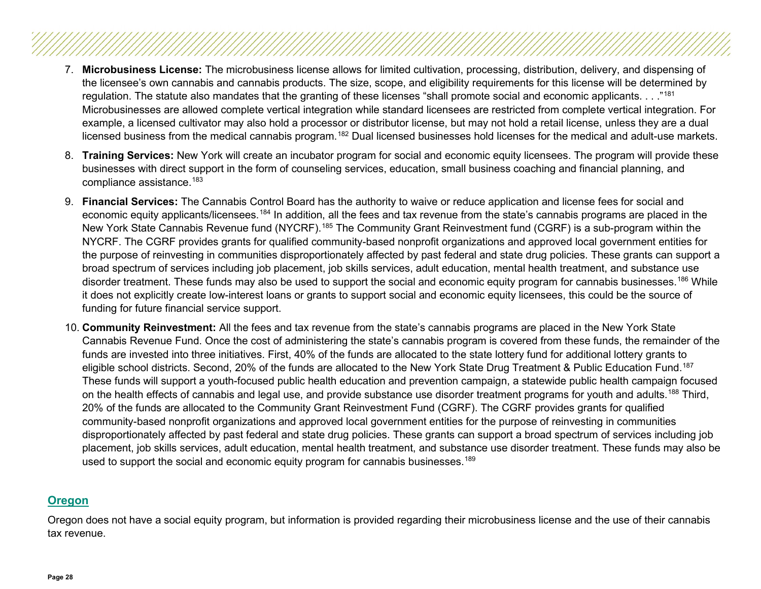7. **Microbusiness License:** The microbusiness license allows for limited cultivation, processing, distribution, delivery, and dispensing of the licensee's own cannabis and cannabis products. The size, scope, and eligibility requirements for this license will be determined by regulation. The statute also mandates that the granting of these licenses "shall promote social and economic applicants. . . ."[181] Microbusinesses are allowed complete vertical integration while standard licensees are restricted from complete vertical integration. For example, a licensed cultivator may also hold a processor or distributor license, but may not hold a retail license, unless they are a dual licensed business from the medical cannabis program.[182] Dual licensed businesses hold licenses for the medical and adult-use markets.

8. **Training Services:** New York will create an incubator program for social and economic equity licensees. The program will provide these businesses with direct support in the form of counseling services, education, small business coaching and financial planning, and compliance assistance.[183]

9. **Financial Services:** The Cannabis Control Board has the authority to waive or reduce application and license fees for social and economic equity applicants/licensees.[184] In addition, all the fees and tax revenue from the state's cannabis programs are placed in the New York State Cannabis Revenue fund (NYCRF).[185] The Community Grant Reinvestment fund (CGRF) is a sub-program within the NYCRF. The CGRF provides grants for qualified community-based nonprofit organizations and approved local government entities for the purpose of reinvesting in communities disproportionately affected by past federal and state drug policies. These grants can support a broad spectrum of services including job placement, job skills services, adult education, mental health treatment, and substance use disorder treatment. These funds may also be used to support the social and economic equity program for cannabis businesses.[186] While it does not explicitly create low-interest loans or grants to support social and economic equity licensees, this could be the source of funding for future financial service support.

10. **Community Reinvestment:** All the fees and tax revenue from the state's cannabis programs are placed in the New York State Cannabis Revenue Fund. Once the cost of administering the state's cannabis program is covered from these funds, the remainder of the funds are invested into three initiatives. First, 40% of the funds are allocated to the state lottery fund for additional lottery grants to eligible school districts. Second, 20% of the funds are allocated to the New York State Drug Treatment & Public Education Fund.[187] These funds will support a youth-focused public health education and prevention campaign, a statewide public health campaign focused on the health effects of cannabis and legal use, and provide substance use disorder treatment programs for youth and adults.[188] Third, 20% of the funds are allocated to the Community Grant Reinvestment Fund (CGRF). The CGRF provides grants for qualified community-based nonprofit organizations and approved local government entities for the purpose of reinvesting in communities disproportionately affected by past federal and state drug policies. These grants can support a broad spectrum of services including job placement, job skills services, adult education, mental health treatment, and substance use disorder treatment. These funds may also be used to support the social and economic equity program for cannabis businesses.[189]

## Oregon

Oregon does not have a social equity program, but information is provided regarding their microbusiness license and the use of their cannabis tax revenue.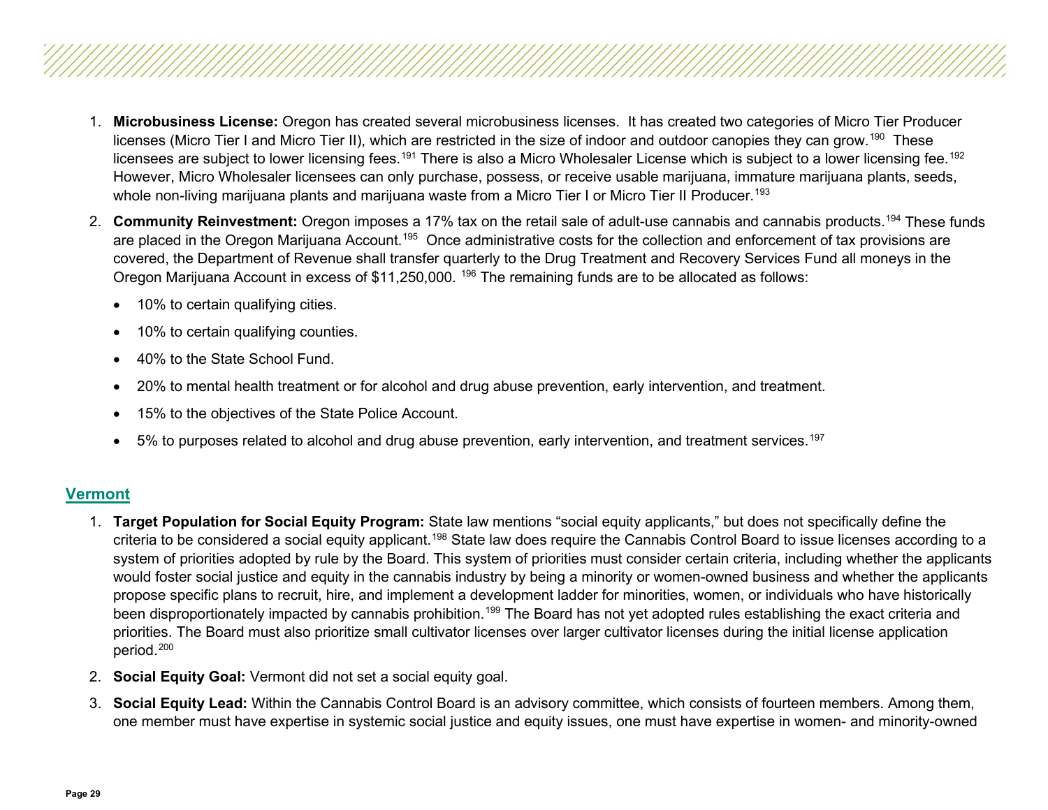1. **Microbusiness License:** Oregon has created several microbusiness licenses. It has created two categories of Micro Tier Producer licenses (Micro Tier I and Micro Tier II), which are restricted in the size of indoor and outdoor canopies they can grow.[190] These licensees are subject to lower licensing fees.[191] There is also a Micro Wholesaler License which is subject to a lower licensing fee.[192] However, Micro Wholesaler licensees can only purchase, possess, or receive usable marijuana, immature marijuana plants, seeds, whole non-living marijuana plants and marijuana waste from a Micro Tier I or Micro Tier II Producer.[193]

2. **Community Reinvestment:** Oregon imposes a 17% tax on the retail sale of adult-use cannabis and cannabis products.[194] These funds are placed in the Oregon Marijuana Account.[195] Once administrative costs for the collection and enforcement of tax provisions are covered, the Department of Revenue shall transfer quarterly to the Drug Treatment and Recovery Services Fund all moneys in the Oregon Marijuana Account in excess of $11,250,000. [196] The remaining funds are to be allocated as follows:

   - 10% to certain qualifying cities.
   - 10% to certain qualifying counties.
   - 40% to the State School Fund.
   - 20% to mental health treatment or for alcohol and drug abuse prevention, early intervention, and treatment.
   - 15% to the objectives of the State Police Account.
   - 5% to purposes related to alcohol and drug abuse prevention, early intervention, and treatment services.[197]

## Vermont

1. **Target Population for Social Equity Program:** State law mentions “social equity applicants,” but does not specifically define the criteria to be considered a social equity applicant.[198] State law does require the Cannabis Control Board to issue licenses according to a system of priorities adopted by rule by the Board. This system of priorities must consider certain criteria, including whether the applicants would foster social justice and equity in the cannabis industry by being a minority or women-owned business and whether the applicants propose specific plans to recruit, hire, and implement a development ladder for minorities, women, or individuals who have historically been disproportionately impacted by cannabis prohibition.[199] The Board has not yet adopted rules establishing the exact criteria and priorities. The Board must also prioritize small cultivator licenses over larger cultivator licenses during the initial license application period.[200]

2. **Social Equity Goal:** Vermont did not set a social equity goal.

3. **Social Equity Lead:** Within the Cannabis Control Board is an advisory committee, which consists of fourteen members. Among them, one member must have expertise in systemic social justice and equity issues, one must have expertise in women- and minority-owned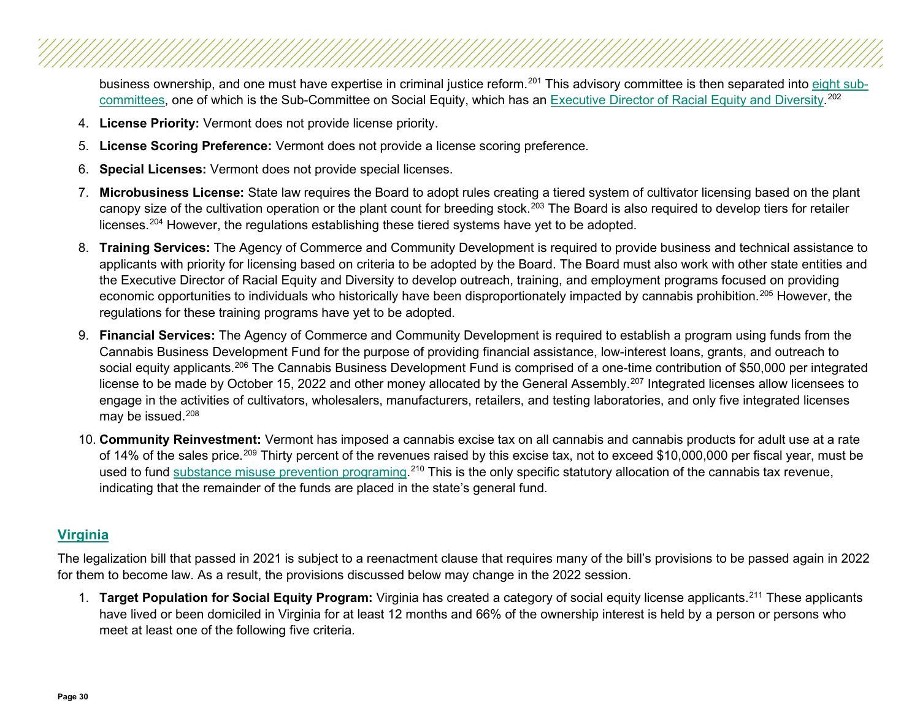business ownership, and one must have expertise in criminal justice reform.[201] This advisory committee is then separated into eight sub-committees, one of which is the Sub-Committee on Social Equity, which has an Executive Director of Racial Equity and Diversity.[202]

4. **License Priority:** Vermont does not provide license priority.
5. **License Scoring Preference:** Vermont does not provide a license scoring preference.
6. **Special Licenses:** Vermont does not provide special licenses.
7. **Microbusiness License:** State law requires the Board to adopt rules creating a tiered system of cultivator licensing based on the plant canopy size of the cultivation operation or the plant count for breeding stock.[203] The Board is also required to develop tiers for retailer licenses.[204] However, the regulations establishing these tiered systems have yet to be adopted.
8. **Training Services:** The Agency of Commerce and Community Development is required to provide business and technical assistance to applicants with priority for licensing based on criteria to be adopted by the Board. The Board must also work with other state entities and the Executive Director of Racial Equity and Diversity to develop outreach, training, and employment programs focused on providing economic opportunities to individuals who historically have been disproportionately impacted by cannabis prohibition.[205] However, the regulations for these training programs have yet to be adopted.
9. **Financial Services:** The Agency of Commerce and Community Development is required to establish a program using funds from the Cannabis Business Development Fund for the purpose of providing financial assistance, low-interest loans, grants, and outreach to social equity applicants.[206] The Cannabis Business Development Fund is comprised of a one-time contribution of $50,000 per integrated license to be made by October 15, 2022 and other money allocated by the General Assembly.[207] Integrated licenses allow licensees to engage in the activities of cultivators, wholesalers, manufacturers, retailers, and testing laboratories, and only five integrated licenses may be issued.[208]
10. **Community Reinvestment:** Vermont has imposed a cannabis excise tax on all cannabis and cannabis products for adult use at a rate of 14% of the sales price.[209] Thirty percent of the revenues raised by this excise tax, not to exceed $10,000,000 per fiscal year, must be used to fund substance misuse prevention programing.[210] This is the only specific statutory allocation of the cannabis tax revenue, indicating that the remainder of the funds are placed in the state's general fund.

## Virginia

The legalization bill that passed in 2021 is subject to a reenactment clause that requires many of the bill's provisions to be passed again in 2022 for them to become law. As a result, the provisions discussed below may change in the 2022 session.

1. **Target Population for Social Equity Program:** Virginia has created a category of social equity license applicants.[211] These applicants have lived or been domiciled in Virginia for at least 12 months and 66% of the ownership interest is held by a person or persons who meet at least one of the following five criteria.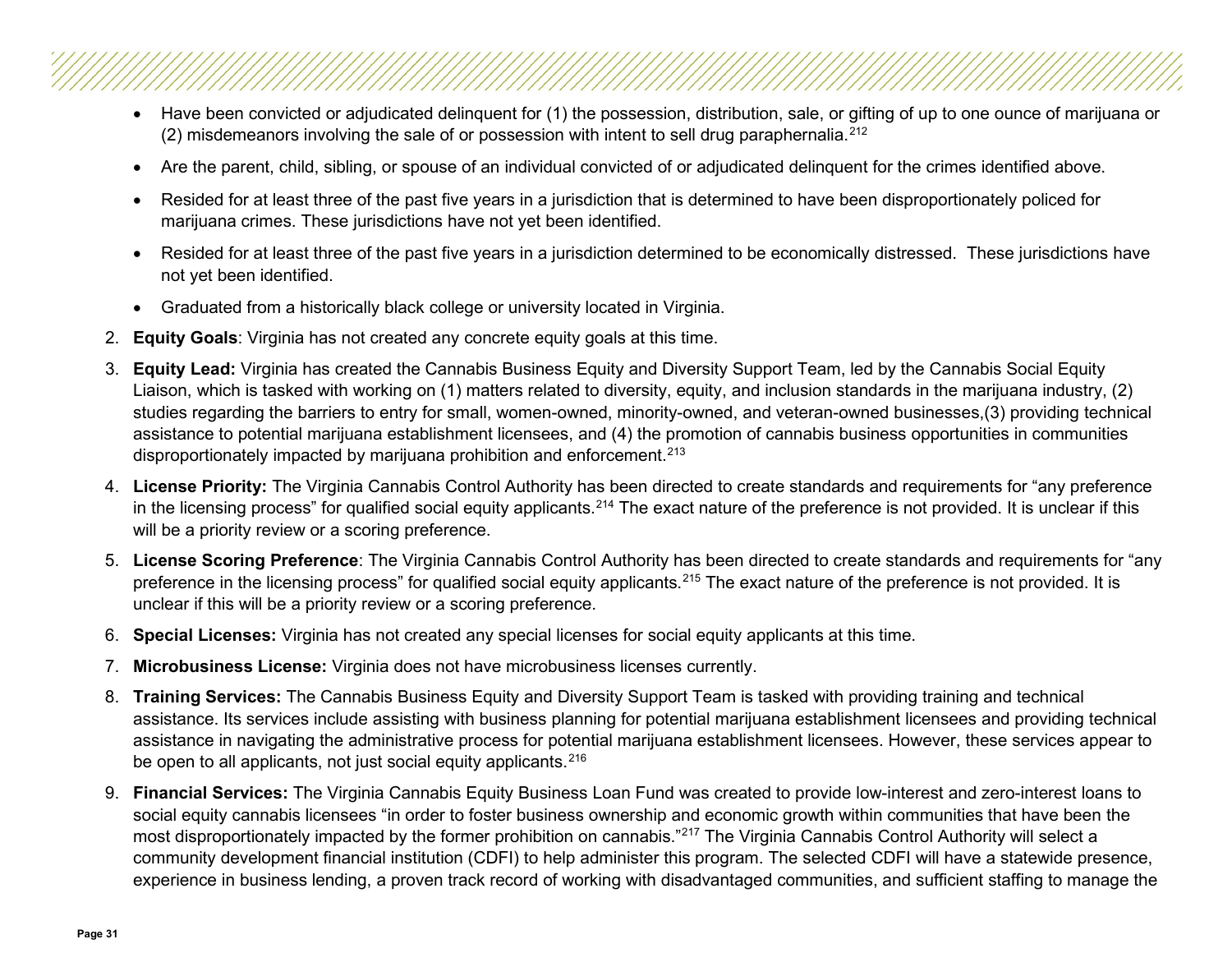- Have been convicted or adjudicated delinquent for (1) the possession, distribution, sale, or gifting of up to one ounce of marijuana or (2) misdemeanors involving the sale of or possession with intent to sell drug paraphernalia.[212]
- Are the parent, child, sibling, or spouse of an individual convicted of or adjudicated delinquent for the crimes identified above.
- Resided for at least three of the past five years in a jurisdiction that is determined to have been disproportionately policed for marijuana crimes. These jurisdictions have not yet been identified.
- Resided for at least three of the past five years in a jurisdiction determined to be economically distressed. These jurisdictions have not yet been identified.
- Graduated from a historically black college or university located in Virginia.

2. **Equity Goals**: Virginia has not created any concrete equity goals at this time.
3. **Equity Lead:** Virginia has created the Cannabis Business Equity and Diversity Support Team, led by the Cannabis Social Equity Liaison, which is tasked with working on (1) matters related to diversity, equity, and inclusion standards in the marijuana industry, (2) studies regarding the barriers to entry for small, women-owned, minority-owned, and veteran-owned businesses,(3) providing technical assistance to potential marijuana establishment licensees, and (4) the promotion of cannabis business opportunities in communities disproportionately impacted by marijuana prohibition and enforcement.[213]
4. **License Priority:** The Virginia Cannabis Control Authority has been directed to create standards and requirements for "any preference in the licensing process" for qualified social equity applicants.[214] The exact nature of the preference is not provided. It is unclear if this will be a priority review or a scoring preference.
5. **License Scoring Preference**: The Virginia Cannabis Control Authority has been directed to create standards and requirements for "any preference in the licensing process" for qualified social equity applicants.[215] The exact nature of the preference is not provided. It is unclear if this will be a priority review or a scoring preference.
6. **Special Licenses:** Virginia has not created any special licenses for social equity applicants at this time.
7. **Microbusiness License:** Virginia does not have microbusiness licenses currently.
8. **Training Services:** The Cannabis Business Equity and Diversity Support Team is tasked with providing training and technical assistance. Its services include assisting with business planning for potential marijuana establishment licensees and providing technical assistance in navigating the administrative process for potential marijuana establishment licensees. However, these services appear to be open to all applicants, not just social equity applicants.[216]
9. **Financial Services:** The Virginia Cannabis Equity Business Loan Fund was created to provide low-interest and zero-interest loans to social equity cannabis licensees "in order to foster business ownership and economic growth within communities that have been the most disproportionately impacted by the former prohibition on cannabis."[217] The Virginia Cannabis Control Authority will select a community development financial institution (CDFI) to help administer this program. The selected CDFI will have a statewide presence, experience in business lending, a proven track record of working with disadvantaged communities, and sufficient staffing to manage the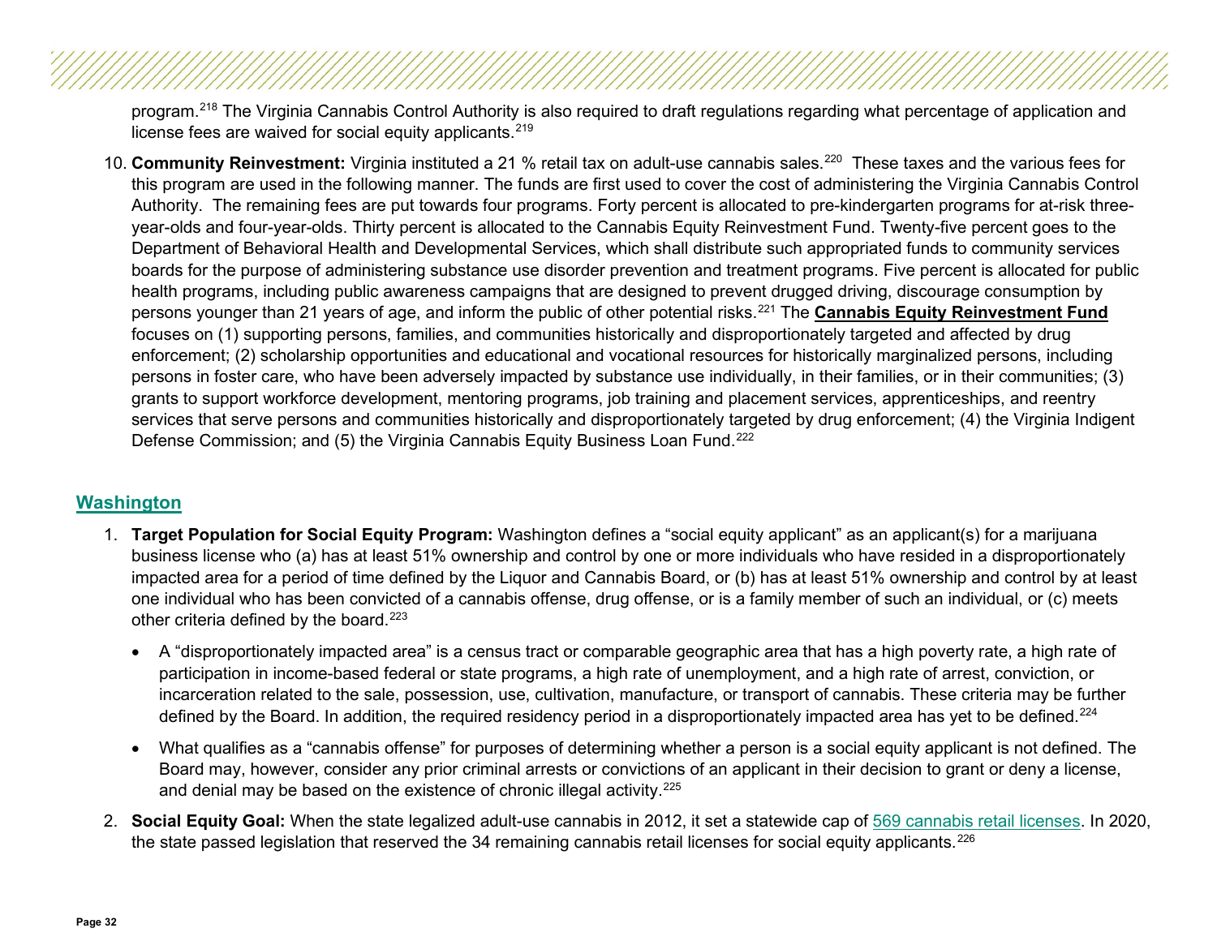program.[218] The Virginia Cannabis Control Authority is also required to draft regulations regarding what percentage of application and license fees are waived for social equity applicants.[219]

10. **Community Reinvestment:** Virginia instituted a 21 % retail tax on adult-use cannabis sales.[220] These taxes and the various fees for this program are used in the following manner. The funds are first used to cover the cost of administering the Virginia Cannabis Control Authority. The remaining fees are put towards four programs. Forty percent is allocated to pre-kindergarten programs for at-risk three-year-olds and four-year-olds. Thirty percent is allocated to the Cannabis Equity Reinvestment Fund. Twenty-five percent goes to the Department of Behavioral Health and Developmental Services, which shall distribute such appropriated funds to community services boards for the purpose of administering substance use disorder prevention and treatment programs. Five percent is allocated for public health programs, including public awareness campaigns that are designed to prevent drugged driving, discourage consumption by persons younger than 21 years of age, and inform the public of other potential risks.[221] The **Cannabis Equity Reinvestment Fund** focuses on (1) supporting persons, families, and communities historically and disproportionately targeted and affected by drug enforcement; (2) scholarship opportunities and educational and vocational resources for historically marginalized persons, including persons in foster care, who have been adversely impacted by substance use individually, in their families, or in their communities; (3) grants to support workforce development, mentoring programs, job training and placement services, apprenticeships, and reentry services that serve persons and communities historically and disproportionately targeted by drug enforcement; (4) the Virginia Indigent Defense Commission; and (5) the Virginia Cannabis Equity Business Loan Fund.[222]

## Washington

1. **Target Population for Social Equity Program:** Washington defines a "social equity applicant" as an applicant(s) for a marijuana business license who (a) has at least 51% ownership and control by one or more individuals who have resided in a disproportionately impacted area for a period of time defined by the Liquor and Cannabis Board, or (b) has at least 51% ownership and control by at least one individual who has been convicted of a cannabis offense, drug offense, or is a family member of such an individual, or (c) meets other criteria defined by the board.[223]

   - A "disproportionately impacted area" is a census tract or comparable geographic area that has a high poverty rate, a high rate of participation in income-based federal or state programs, a high rate of unemployment, and a high rate of arrest, conviction, or incarceration related to the sale, possession, use, cultivation, manufacture, or transport of cannabis. These criteria may be further defined by the Board. In addition, the required residency period in a disproportionately impacted area has yet to be defined.[224]
   - What qualifies as a "cannabis offense" for purposes of determining whether a person is a social equity applicant is not defined. The Board may, however, consider any prior criminal arrests or convictions of an applicant in their decision to grant or deny a license, and denial may be based on the existence of chronic illegal activity.[225]

2. **Social Equity Goal:** When the state legalized adult-use cannabis in 2012, it set a statewide cap of 569 cannabis retail licenses. In 2020, the state passed legislation that reserved the 34 remaining cannabis retail licenses for social equity applicants.[226]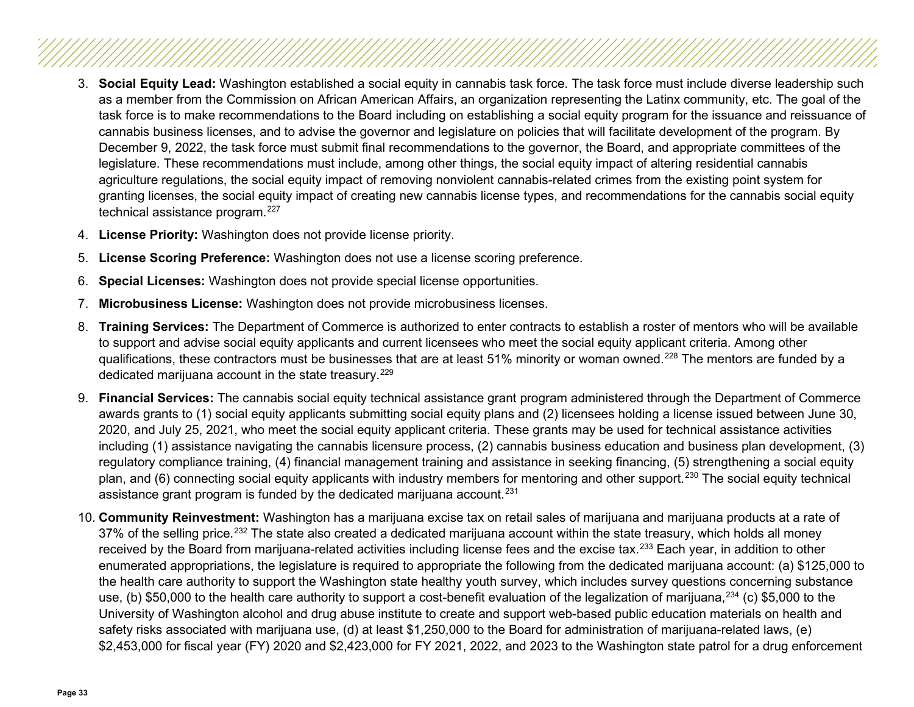3. **Social Equity Lead:** Washington established a social equity in cannabis task force. The task force must include diverse leadership such as a member from the Commission on African American Affairs, an organization representing the Latinx community, etc. The goal of the task force is to make recommendations to the Board including on establishing a social equity program for the issuance and reissuance of cannabis business licenses, and to advise the governor and legislature on policies that will facilitate development of the program. By December 9, 2022, the task force must submit final recommendations to the governor, the Board, and appropriate committees of the legislature. These recommendations must include, among other things, the social equity impact of altering residential cannabis agriculture regulations, the social equity impact of removing nonviolent cannabis-related crimes from the existing point system for granting licenses, the social equity impact of creating new cannabis license types, and recommendations for the cannabis social equity technical assistance program.[227]

4. **License Priority:** Washington does not provide license priority.

5. **License Scoring Preference:** Washington does not use a license scoring preference.

6. **Special Licenses:** Washington does not provide special license opportunities.

7. **Microbusiness License:** Washington does not provide microbusiness licenses.

8. **Training Services:** The Department of Commerce is authorized to enter contracts to establish a roster of mentors who will be available to support and advise social equity applicants and current licensees who meet the social equity applicant criteria. Among other qualifications, these contractors must be businesses that are at least 51% minority or woman owned.[228] The mentors are funded by a dedicated marijuana account in the state treasury.[229]

9. **Financial Services:** The cannabis social equity technical assistance grant program administered through the Department of Commerce awards grants to (1) social equity applicants submitting social equity plans and (2) licensees holding a license issued between June 30, 2020, and July 25, 2021, who meet the social equity applicant criteria. These grants may be used for technical assistance activities including (1) assistance navigating the cannabis licensure process, (2) cannabis business education and business plan development, (3) regulatory compliance training, (4) financial management training and assistance in seeking financing, (5) strengthening a social equity plan, and (6) connecting social equity applicants with industry members for mentoring and other support.[230] The social equity technical assistance grant program is funded by the dedicated marijuana account.[231]

10. **Community Reinvestment:** Washington has a marijuana excise tax on retail sales of marijuana and marijuana products at a rate of 37% of the selling price.[232] The state also created a dedicated marijuana account within the state treasury, which holds all money received by the Board from marijuana-related activities including license fees and the excise tax.[233] Each year, in addition to other enumerated appropriations, the legislature is required to appropriate the following from the dedicated marijuana account: (a) $125,000 to the health care authority to support the Washington state healthy youth survey, which includes survey questions concerning substance use, (b) $50,000 to the health care authority to support a cost-benefit evaluation of the legalization of marijuana,[234] (c) $5,000 to the University of Washington alcohol and drug abuse institute to create and support web-based public education materials on health and safety risks associated with marijuana use, (d) at least $1,250,000 to the Board for administration of marijuana-related laws, (e) $2,453,000 for fiscal year (FY) 2020 and $2,423,000 for FY 2021, 2022, and 2023 to the Washington state patrol for a drug enforcement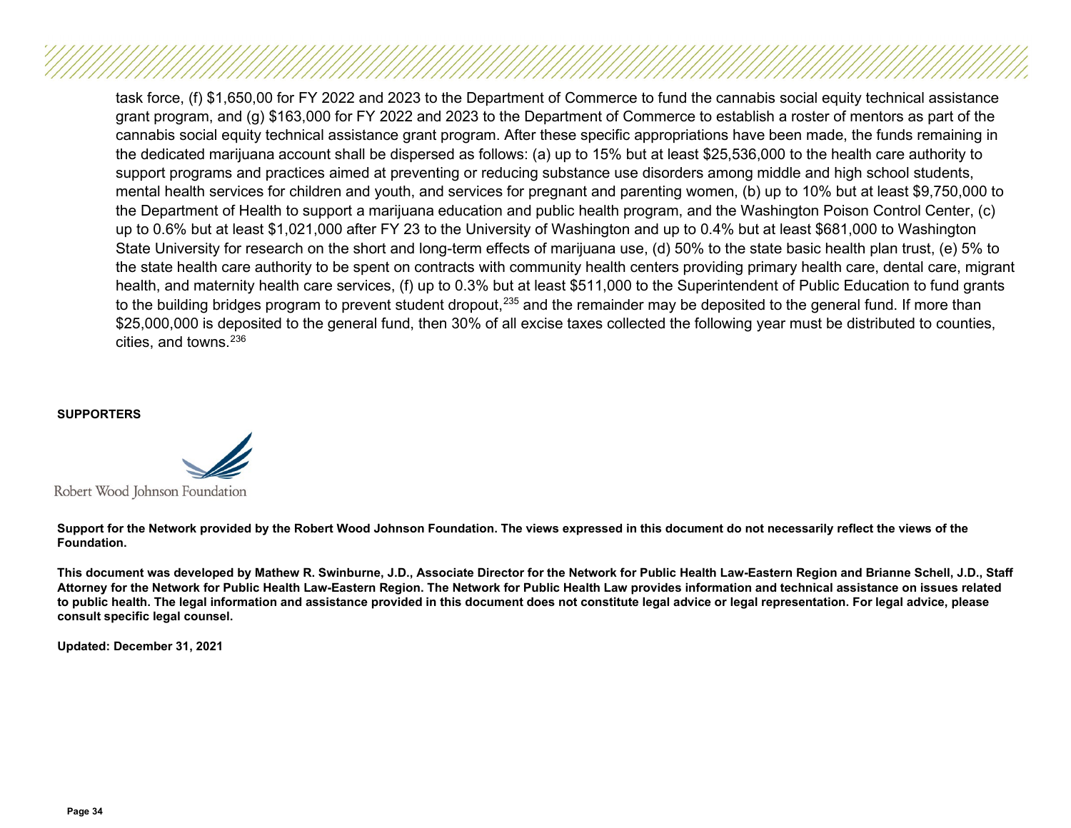task force, (f) $1,650,00 for FY 2022 and 2023 to the Department of Commerce to fund the cannabis social equity technical assistance grant program, and (g) $163,000 for FY 2022 and 2023 to the Department of Commerce to establish a roster of mentors as part of the cannabis social equity technical assistance grant program. After these specific appropriations have been made, the funds remaining in the dedicated marijuana account shall be dispersed as follows: (a) up to 15% but at least $25,536,000 to the health care authority to support programs and practices aimed at preventing or reducing substance use disorders among middle and high school students, mental health services for children and youth, and services for pregnant and parenting women, (b) up to 10% but at least $9,750,000 to the Department of Health to support a marijuana education and public health program, and the Washington Poison Control Center, (c) up to 0.6% but at least $1,021,000 after FY 23 to the University of Washington and up to 0.4% but at least $681,000 to Washington State University for research on the short and long-term effects of marijuana use, (d) 50% to the state basic health plan trust, (e) 5% to the state health care authority to be spent on contracts with community health centers providing primary health care, dental care, migrant health, and maternity health care services, (f) up to 0.3% but at least $511,000 to the Superintendent of Public Education to fund grants to the building bridges program to prevent student dropout,[235] and the remainder may be deposited to the general fund. If more than $25,000,000 is deposited to the general fund, then 30% of all excise taxes collected the following year must be distributed to counties, cities, and towns.[236]

**SUPPORTERS**

Robert Wood Johnson Foundation

**Support for the Network provided by the Robert Wood Johnson Foundation. The views expressed in this document do not necessarily reflect the views of the Foundation.**

**This document was developed by Mathew R. Swinburne, J.D., Associate Director for the Network for Public Health Law-Eastern Region and Brianne Schell, J.D., Staff Attorney for the Network for Public Health Law-Eastern Region. The Network for Public Health Law provides information and technical assistance on issues related to public health. The legal information and assistance provided in this document does not constitute legal advice or legal representation. For legal advice, please consult specific legal counsel.**

**Updated: December 31, 2021**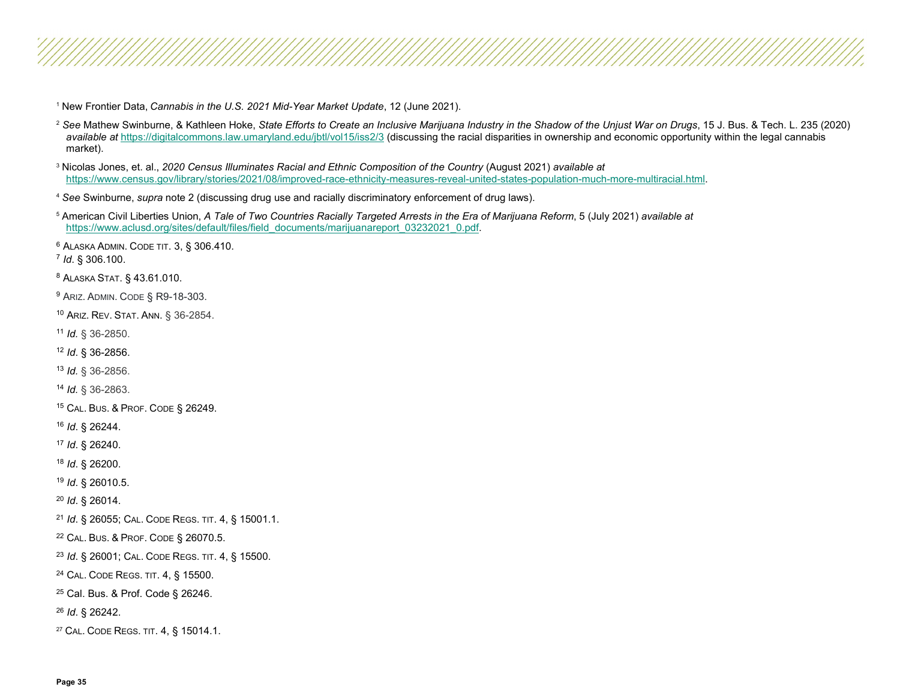[1] New Frontier Data, *Cannabis in the U.S. 2021 Mid-Year Market Update*, 12 (June 2021).

[2] *See* Mathew Swinburne, & Kathleen Hoke, *State Efforts to Create an Inclusive Marijuana Industry in the Shadow of the Unjust War on Drugs*, 15 J. Bus. & Tech. L. 235 (2020) *available at* https://digitalcommons.law.umaryland.edu/jbtl/vol15/iss2/3 (discussing the racial disparities in ownership and economic opportunity within the legal cannabis market).

[3] Nicolas Jones, et. al., *2020 Census Illuminates Racial and Ethnic Composition of the Country* (August 2021) *available at* https://www.census.gov/library/stories/2021/08/improved-race-ethnicity-measures-reveal-united-states-population-much-more-multiracial.html.

[4] *See* Swinburne, *supra* note 2 (discussing drug use and racially discriminatory enforcement of drug laws).

[5] American Civil Liberties Union, *A Tale of Two Countries Racially Targeted Arrests in the Era of Marijuana Reform*, 5 (July 2021) *available at* https://www.aclusd.org/sites/default/files/field_documents/marijuanareport_03232021_0.pdf.

[6] ALASKA ADMIN. CODE TIT. 3, § 306.410.

[7] *Id*. § 306.100.

[8] ALASKA STAT. § 43.61.010.

[9] ARIZ. ADMIN. CODE § R9-18-303.

[10] ARIZ. REV. STAT. ANN. § 36-2854.

[11] *Id.* § 36-2850.

[12] *Id*. § 36-2856.

[13] *Id.* § 36-2856.

[14] *Id.* § 36-2863.

[15] CAL. BUS. & PROF. CODE § 26249.

[16] *Id*. § 26244.

[17] *Id*. § 26240.

[18] *Id*. § 26200.

[19] *Id*. § 26010.5.

[20] *Id*. § 26014.

[21] *Id*. § 26055; CAL. CODE REGS. TIT. 4, § 15001.1.

[22] CAL. BUS. & PROF. CODE § 26070.5.

[23] *Id*. § 26001; CAL. CODE REGS. TIT. 4, § 15500.

[24] CAL. CODE REGS. TIT. 4, § 15500.

[25] Cal. Bus. & Prof. Code § 26246.

[26] *Id*. § 26242.

[27] CAL. CODE REGS. TIT. 4, § 15014.1.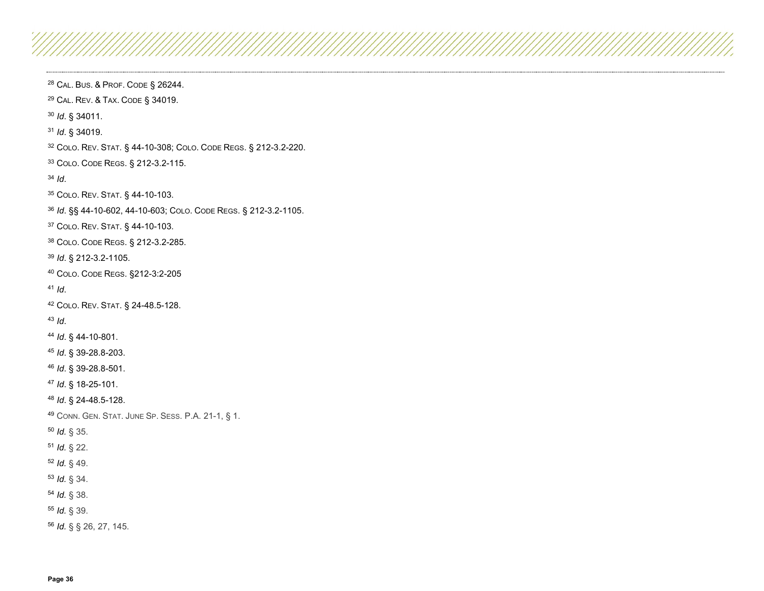[28] CAL. BUS. & PROF. CODE § 26244.

[29] CAL. REV. & TAX. CODE § 34019.

[30] *Id*. § 34011.

[31] *Id*. § 34019.

[32] COLO. REV. STAT. § 44-10-308; COLO. CODE REGS. § 212-3.2-220.

[33] COLO. CODE REGS. § 212-3.2-115.

[34] *Id*.

[35] COLO. REV. STAT. § 44-10-103.

[36] *Id*. §§ 44-10-602, 44-10-603; COLO. CODE REGS. § 212-3.2-1105.

[37] COLO. REV. STAT. § 44-10-103.

[38] COLO. CODE REGS. § 212-3.2-285.

[39] *Id*. § 212-3.2-1105.

[40] COLO. CODE REGS. §212-3:2-205

[41] *Id*.

[42] COLO. REV. STAT. § 24-48.5-128.

[43] *Id*.

[44] *Id*. § 44-10-801.

[45] *Id*. § 39-28.8-203.

[46] *Id*. § 39-28.8-501.

[47] *Id*. § 18-25-101.

[48] *Id*. § 24-48.5-128.

[49] CONN. GEN. STAT. JUNE SP. SESS. P.A. 21-1, § 1.

[50] *Id.* § 35.

[51] *Id.* § 22.

[52] *Id.* § 49.

[53] *Id.* § 34.

[54] *Id.* § 38.

[55] *Id.* § 39.

[56] *Id.* § § 26, 27, 145.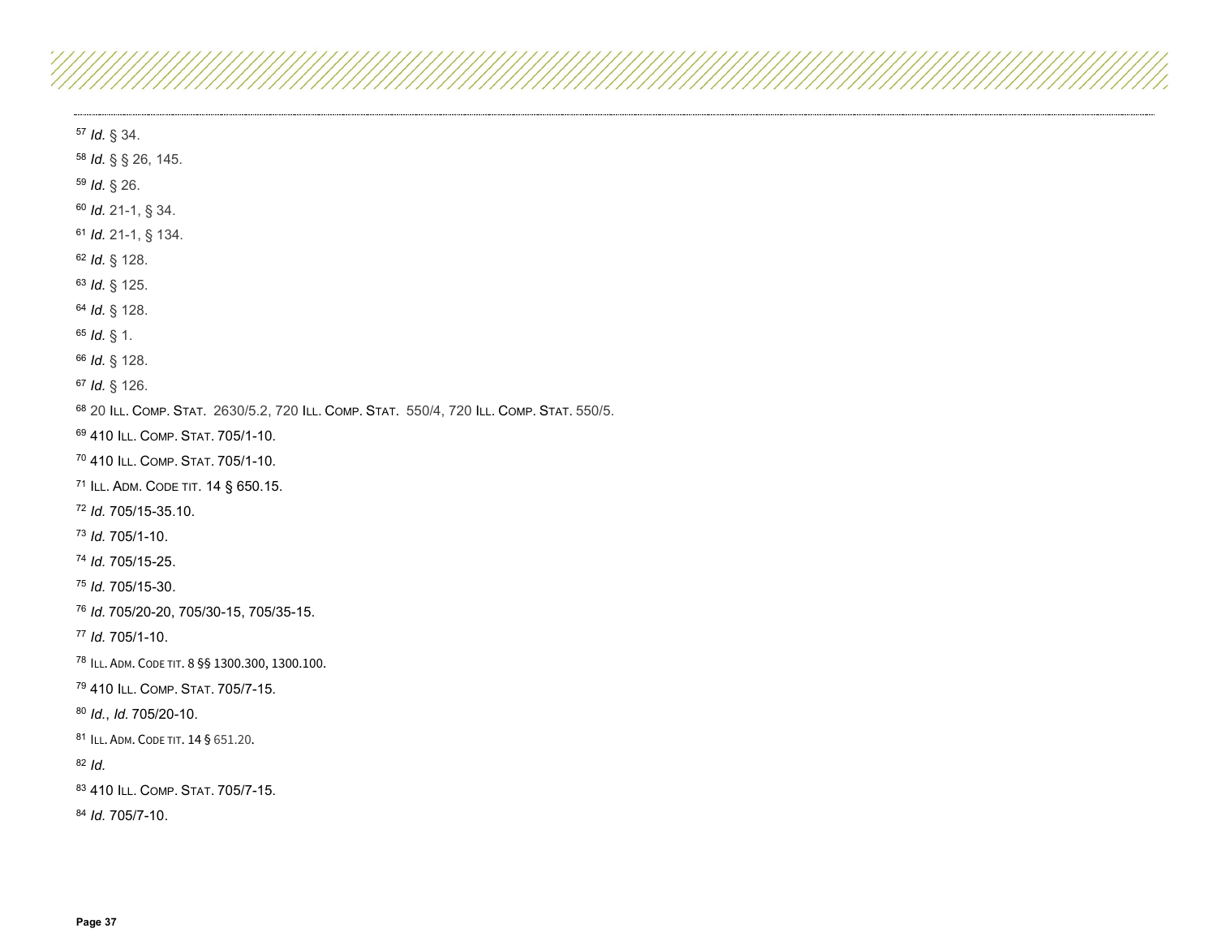[57] *Id.* § 34.

[58] *Id.* § § 26, 145.

[59] *Id.* § 26.

[60] *Id.* 21-1, § 34.

[61] *Id.* 21-1, § 134.

[62] *Id.* § 128.

[63] *Id.* § 125.

[64] *Id.* § 128.

[65] *Id.* § 1.

[66] *Id.* § 128.

[67] *Id.* § 126.

[68] 20 ILL. COMP. STAT. 2630/5.2, 720 ILL. COMP. STAT. 550/4, 720 ILL. COMP. STAT. 550/5.

[69] 410 ILL. COMP. STAT. 705/1-10.

[70] 410 ILL. COMP. STAT. 705/1-10.

[71] ILL. ADM. CODE TIT. 14 § 650.15.

[72] *Id.* 705/15-35.10.

[73] *Id.* 705/1-10.

[74] *Id.* 705/15-25.

[75] *Id.* 705/15-30.

[76] *Id.* 705/20-20, 705/30-15, 705/35-15.

[77] *Id.* 705/1-10.

[78] ILL. ADM. CODE TIT. 8 §§ 1300.300, 1300.100.

[79] 410 ILL. COMP. STAT. 705/7-15.

[80] *Id.*, *Id.* 705/20-10.

[81] ILL. ADM. CODE TIT. 14 § 651.20.

[82] *Id.*

[83] 410 ILL. COMP. STAT. 705/7-15.

[84] *Id.* 705/7-10.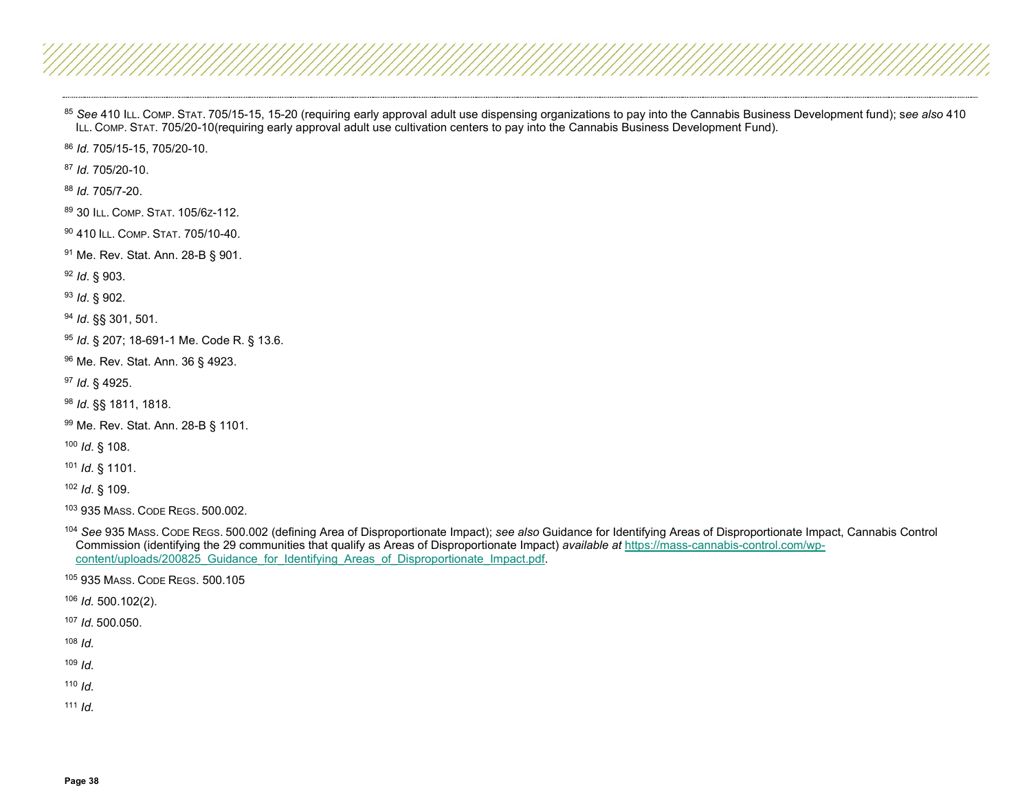[85] *See* 410 ILL. COMP. STAT. 705/15-15, 15-20 (requiring early approval adult use dispensing organizations to pay into the Cannabis Business Development fund); s*ee also* 410 ILL. COMP. STAT. 705/20-10(requiring early approval adult use cultivation centers to pay into the Cannabis Business Development Fund).

[86] *Id.* 705/15-15, 705/20-10.

[87] *Id.* 705/20-10.

[88] *Id.* 705/7-20.

[89] 30 ILL. COMP. STAT. 105/6z-112.

[90] 410 ILL. COMP. STAT. 705/10-40.

[91] Me. Rev. Stat. Ann. 28-B § 901.

[92] *Id*. § 903.

[93] *Id*. § 902.

[94] *Id*. §§ 301, 501.

[95] *Id*. § 207; 18-691-1 Me. Code R. § 13.6.

[96] Me. Rev. Stat. Ann. 36 § 4923.

[97] *Id*. § 4925.

[98] *Id*. §§ 1811, 1818.

[99] Me. Rev. Stat. Ann. 28-B § 1101.

[100] *Id*. § 108.

[101] *Id*. § 1101.

[102] *Id*. § 109.

[103] 935 MASS. CODE REGS. 500.002.

[104] *See* 935 MASS. CODE REGS. 500.002 (defining Area of Disproportionate Impact); *see also* Guidance for Identifying Areas of Disproportionate Impact, Cannabis Control Commission (identifying the 29 communities that qualify as Areas of Disproportionate Impact) *available at* https://mass-cannabis-control.com/wp-content/uploads/200825_Guidance_for_Identifying_Areas_of_Disproportionate_Impact.pdf.

[105] 935 MASS. CODE REGS. 500.105

[106] *Id.* 500.102(2).

[107] *Id.* 500.050.

[108] *Id.*

[109] *Id.*

[110] *Id.*

[111] *Id.*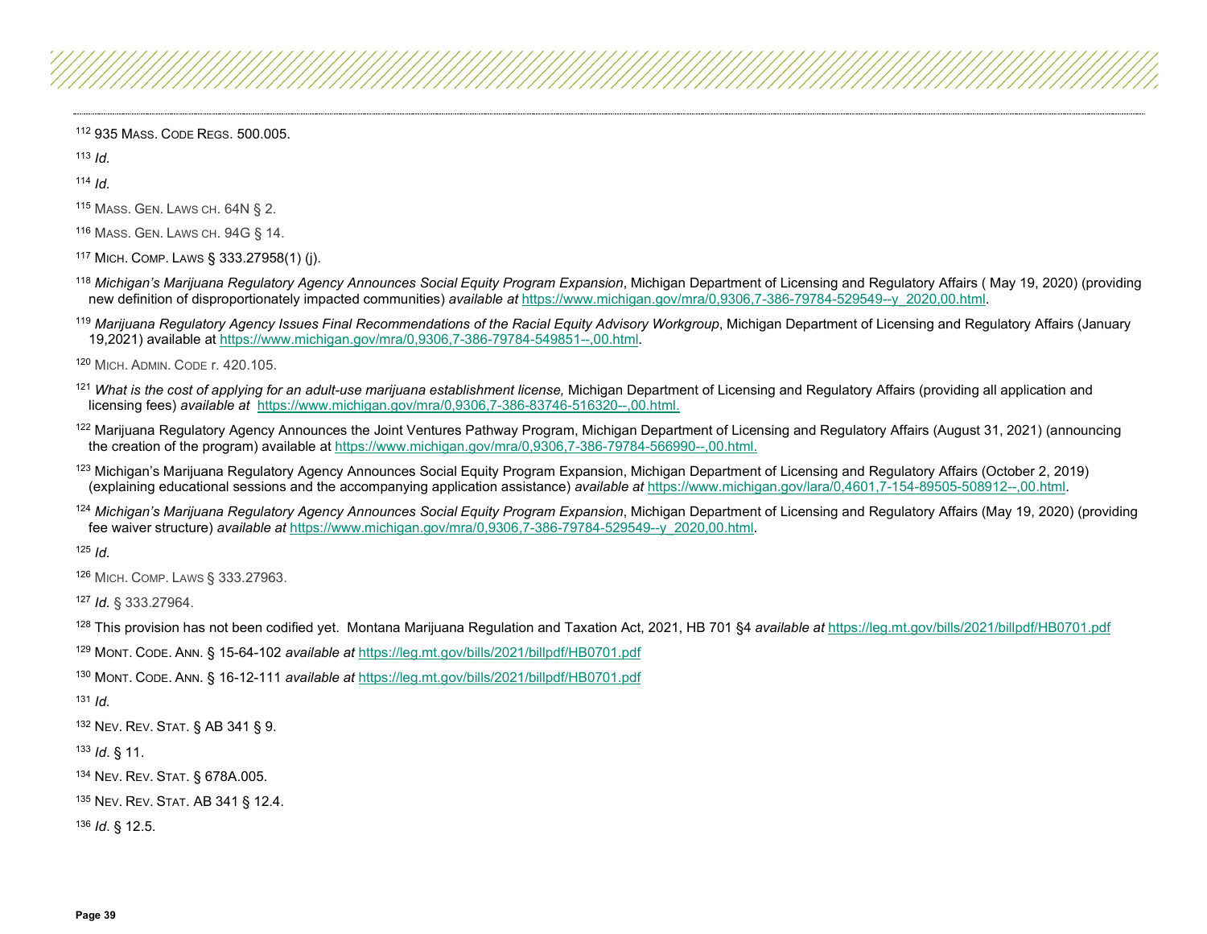[112] 935 Mass. Code Regs. 500.005.

[113] *Id.*

[114] *Id.*

[115] Mass. Gen. Laws ch. 64N § 2.

[116] Mass. Gen. Laws ch. 94G § 14.

[117] Mich. Comp. Laws § 333.27958(1) (j).

[118] *Michigan's Marijuana Regulatory Agency Announces Social Equity Program Expansion*, Michigan Department of Licensing and Regulatory Affairs ( May 19, 2020) (providing new definition of disproportionately impacted communities) *available at* https://www.michigan.gov/mra/0,9306,7-386-79784-529549--y_2020,00.html.

[119] *Marijuana Regulatory Agency Issues Final Recommendations of the Racial Equity Advisory Workgroup*, Michigan Department of Licensing and Regulatory Affairs (January 19,2021) available at https://www.michigan.gov/mra/0,9306,7-386-79784-549851--,00.html.

[120] Mich. Admin. Code r. 420.105.

[121] *What is the cost of applying for an adult-use marijuana establishment license,* Michigan Department of Licensing and Regulatory Affairs (providing all application and licensing fees) *available at* https://www.michigan.gov/mra/0,9306,7-386-83746-516320--,00.html.

[122] Marijuana Regulatory Agency Announces the Joint Ventures Pathway Program, Michigan Department of Licensing and Regulatory Affairs (August 31, 2021) (announcing the creation of the program) available at https://www.michigan.gov/mra/0,9306,7-386-79784-566990--,00.html.

[123] Michigan's Marijuana Regulatory Agency Announces Social Equity Program Expansion, Michigan Department of Licensing and Regulatory Affairs (October 2, 2019) (explaining educational sessions and the accompanying application assistance) *available at* https://www.michigan.gov/lara/0,4601,7-154-89505-508912--,00.html.

[124] *Michigan's Marijuana Regulatory Agency Announces Social Equity Program Expansion*, Michigan Department of Licensing and Regulatory Affairs (May 19, 2020) (providing fee waiver structure) *available at* https://www.michigan.gov/mra/0,9306,7-386-79784-529549--y_2020,00.html.

[125] *Id.*

[126] Mich. Comp. Laws § 333.27963.

[127] *Id.* § 333.27964.

[128] This provision has not been codified yet. Montana Marijuana Regulation and Taxation Act, 2021, HB 701 §4 *available at* https://leg.mt.gov/bills/2021/billpdf/HB0701.pdf

[129] Mont. Code. Ann. § 15-64-102 *available at* https://leg.mt.gov/bills/2021/billpdf/HB0701.pdf

[130] Mont. Code. Ann. § 16-12-111 *available at* https://leg.mt.gov/bills/2021/billpdf/HB0701.pdf

[131] *Id.*

[132] Nev. Rev. Stat. § AB 341 § 9.

[133] *Id*. § 11.

[134] Nev. Rev. Stat. § 678A.005.

[135] Nev. Rev. Stat. AB 341 § 12.4.

[136] *Id*. § 12.5.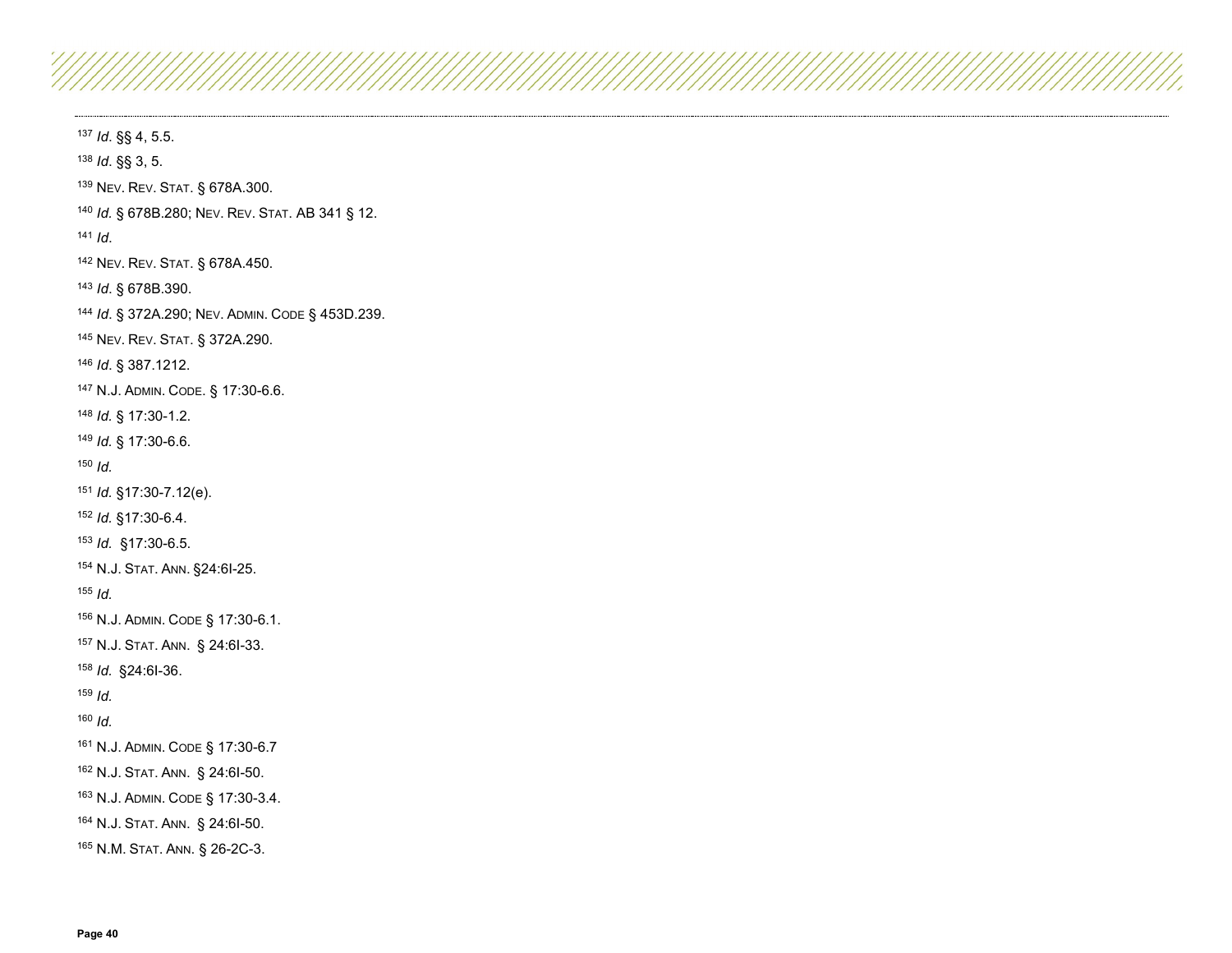[137] *Id*. §§ 4, 5.5.

[138] *Id*. §§ 3, 5.

[139] NEV. REV. STAT. § 678A.300.

[140] *Id.* § 678B.280; NEV. REV. STAT. AB 341 § 12.

[141] *Id*.

[142] NEV. REV. STAT. § 678A.450.

[143] *Id*. § 678B.390.

[144] *Id*. § 372A.290; NEV. ADMIN. CODE § 453D.239.

[145] NEV. REV. STAT. § 372A.290.

[146] *Id*. § 387.1212.

[147] N.J. ADMIN. CODE. § 17:30-6.6.

[148] *Id.* § 17:30-1.2.

[149] *Id.* § 17:30-6.6.

[150] *Id.*

[151] *Id.* §17:30-7.12(e).

[152] *Id.* §17:30-6.4.

[153] *Id.* §17:30-6.5.

[154] N.J. STAT. ANN. §24:6I-25.

[155] *Id.*

[156] N.J. ADMIN. CODE § 17:30-6.1.

[157] N.J. STAT. ANN. § 24:6I-33.

[158] *Id.* §24:6I-36.

[159] *Id.*

[160] *Id.*

[161] N.J. ADMIN. CODE § 17:30-6.7

[162] N.J. STAT. ANN. § 24:6I-50.

[163] N.J. ADMIN. CODE § 17:30-3.4.

[164] N.J. STAT. ANN. § 24:6I-50.

[165] N.M. STAT. ANN. § 26-2C-3.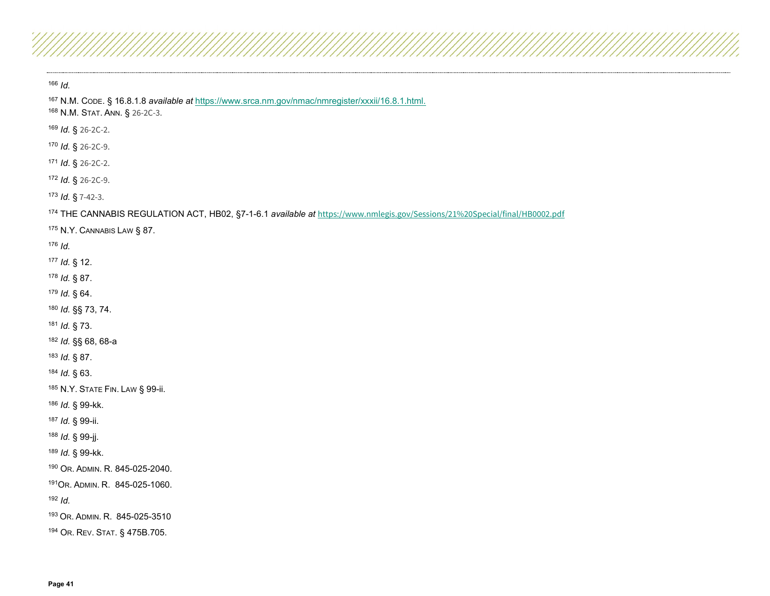[166] *Id.*

[167] N.M. CODE. § 16.8.1.8 *available at* https://www.srca.nm.gov/nmac/nmregister/xxxii/16.8.1.html.

[168] N.M. STAT. ANN. § 26-2C-3.

[169] *Id.* § 26-2C-2.

[170] *Id.* § 26-2C-9.

[171] *Id.* § 26-2C-2.

[172] *Id.* § 26-2C-9.

[173] *Id.* § 7-42-3.

[174] THE CANNABIS REGULATION ACT, HB02, §7-1-6.1 *available at* https://www.nmlegis.gov/Sessions/21%20Special/final/HB0002.pdf

[175] N.Y. CANNABIS LAW § 87.

[176] *Id.*

[177] *Id.* § 12.

[178] *Id.* § 87.

[179] *Id.* § 64.

[180] *Id.* §§ 73, 74.

[181] *Id.* § 73.

[182] *Id.* §§ 68, 68-a

[183] *Id.* § 87.

[184] *Id.* § 63.

[185] N.Y. STATE FIN. LAW § 99-ii.

[186] *Id.* § 99-kk.

[187] *Id.* § 99-ii.

[188] *Id.* § 99-jj.

[189] *Id.* § 99-kk.

[190] OR. ADMIN. R. 845-025-2040.

[191] OR. ADMIN. R. 845-025-1060.

[192] *Id.*

[193] OR. ADMIN. R. 845-025-3510

[194] OR. REV. STAT. § 475B.705.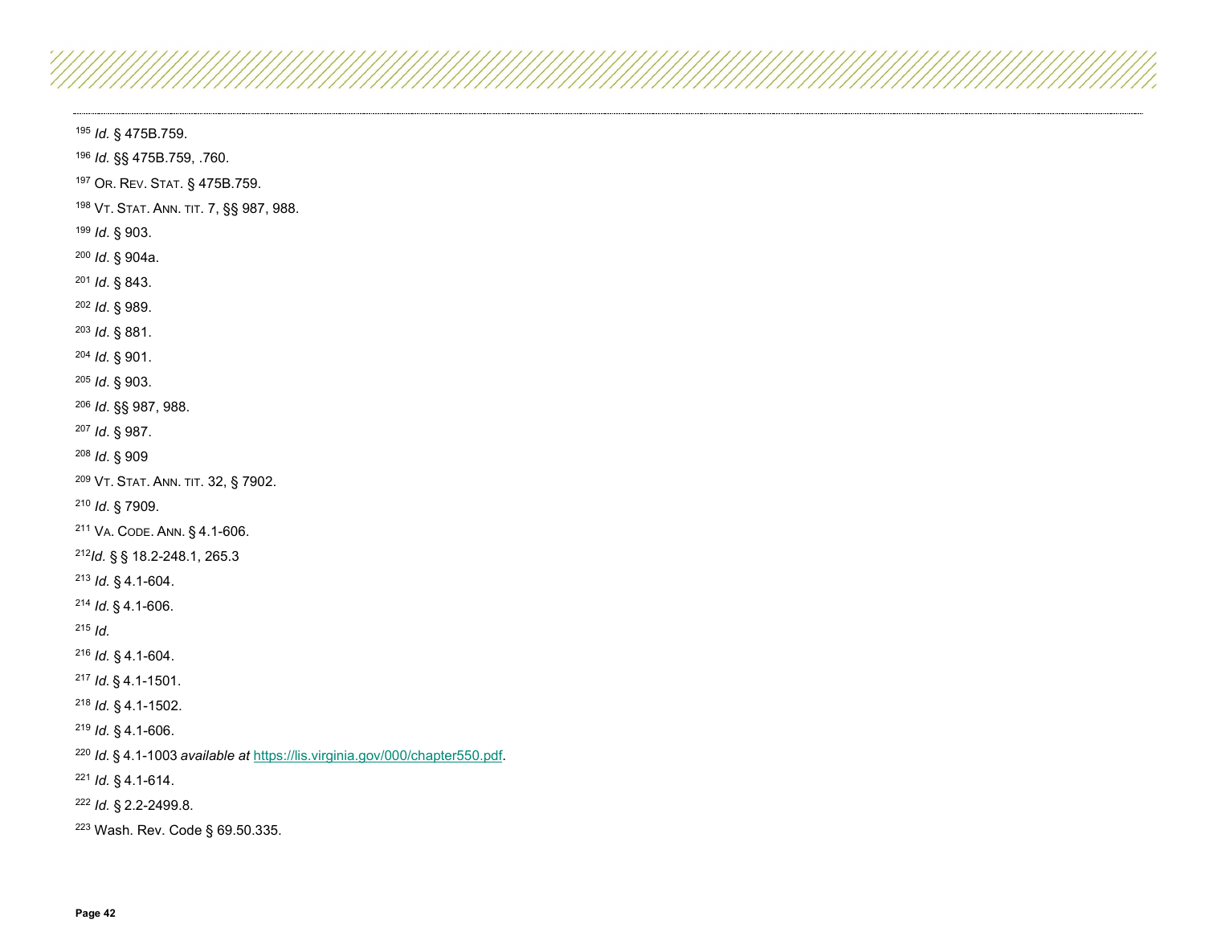[195] *Id.* § 475B.759.

[196] *Id.* §§ 475B.759, .760.

[197] OR. REV. STAT. § 475B.759.

[198] VT. STAT. ANN. TIT. 7, §§ 987, 988.

[199] *Id*. § 903.

[200] *Id*. § 904a.

[201] *Id*. § 843.

[202] *Id*. § 989.

[203] *Id*. § 881.

[204] *Id*. § 901.

[205] *Id*. § 903.

[206] *Id*. §§ 987, 988.

[207] *Id*. § 987.

[208] *Id*. § 909

[209] VT. STAT. ANN. TIT. 32, § 7902.

[210] *Id*. § 7909.

[211] VA. CODE. ANN. § 4.1-606.

[212] *Id.* § § 18.2-248.1, 265.3

[213] *Id.* § 4.1-604.

[214] *Id.* § 4.1-606.

[215] *Id.*

[216] *Id.* § 4.1-604.

[217] *Id.* § 4.1-1501.

[218] *Id.* § 4.1-1502.

[219] *Id.* § 4.1-606.

[220] *Id.* § 4.1-1003 *available at* https://lis.virginia.gov/000/chapter550.pdf.

[221] *Id.* § 4.1-614.

[222] *Id.* § 2.2-2499.8.

[223] Wash. Rev. Code § 69.50.335.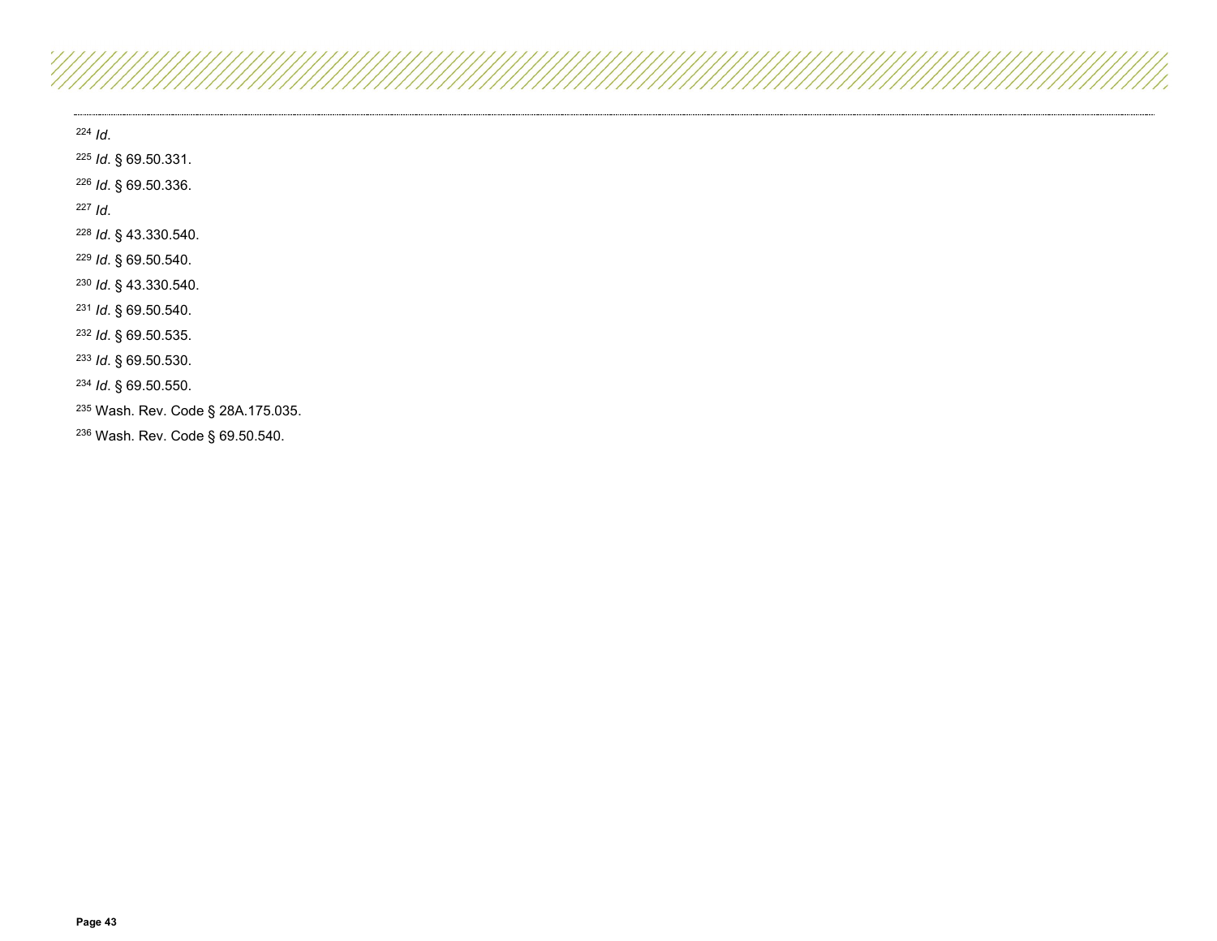[224] *Id*.

[225] *Id*. § 69.50.331.

[226] *Id*. § 69.50.336.

[227] *Id*.

[228] *Id*. § 43.330.540.

[229] *Id*. § 69.50.540.

[230] *Id*. § 43.330.540.

[231] *Id*. § 69.50.540.

[232] *Id*. § 69.50.535.

[233] *Id*. § 69.50.530.

[234] *Id*. § 69.50.550.

[235] Wash. Rev. Code § 28A.175.035.

[236] Wash. Rev. Code § 69.50.540.